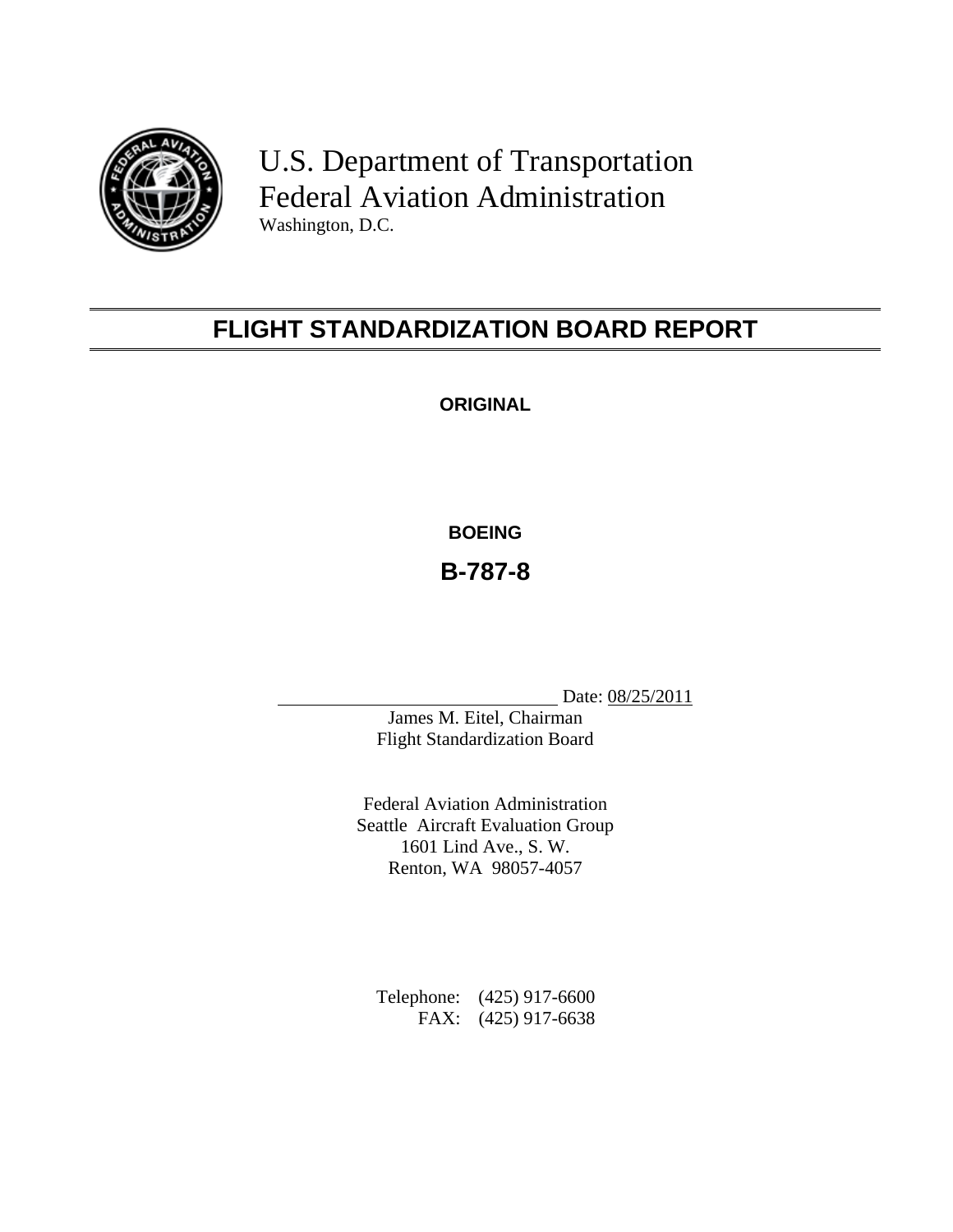U.S. Department of Transportation
Federal Aviation Administration
Washington, D.C.

# FLIGHT STANDARDIZATION BOARD REPORT

**ORIGINAL**

**BOEING**

## B-787-8

\_\_\_\_\_\_\_\_\_\_\_\_\_\_\_\_\_\_\_\_\_\_\_\_\_\_\_\_\_\_ Date: 08/25/2011

James M. Eitel, Chairman
Flight Standardization Board

Federal Aviation Administration
Seattle Aircraft Evaluation Group
1601 Lind Ave., S. W.
Renton, WA 98057-4057

Telephone: (425) 917-6600
FAX: (425) 917-6638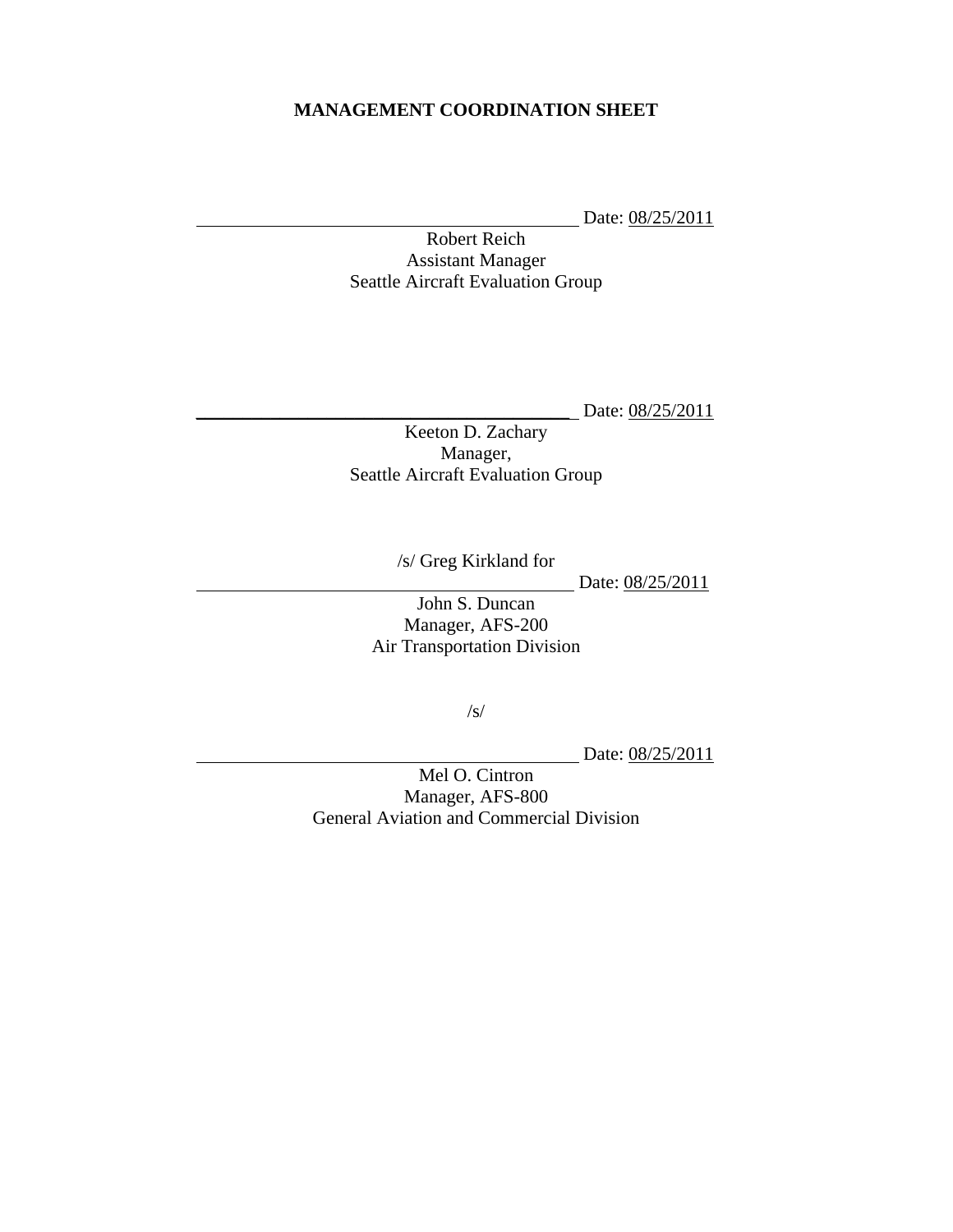# MANAGEMENT COORDINATION SHEET

_____________________________________________ Date: 08/25/2011

Robert Reich
Assistant Manager
Seattle Aircraft Evaluation Group

_____________________________________________ Date: 08/25/2011

Keeton D. Zachary
Manager,
Seattle Aircraft Evaluation Group

/s/ Greg Kirkland for

_____________________________________________ Date: 08/25/2011

John S. Duncan
Manager, AFS-200
Air Transportation Division

/s/

_____________________________________________ Date: 08/25/2011

Mel O. Cintron
Manager, AFS-800
General Aviation and Commercial Division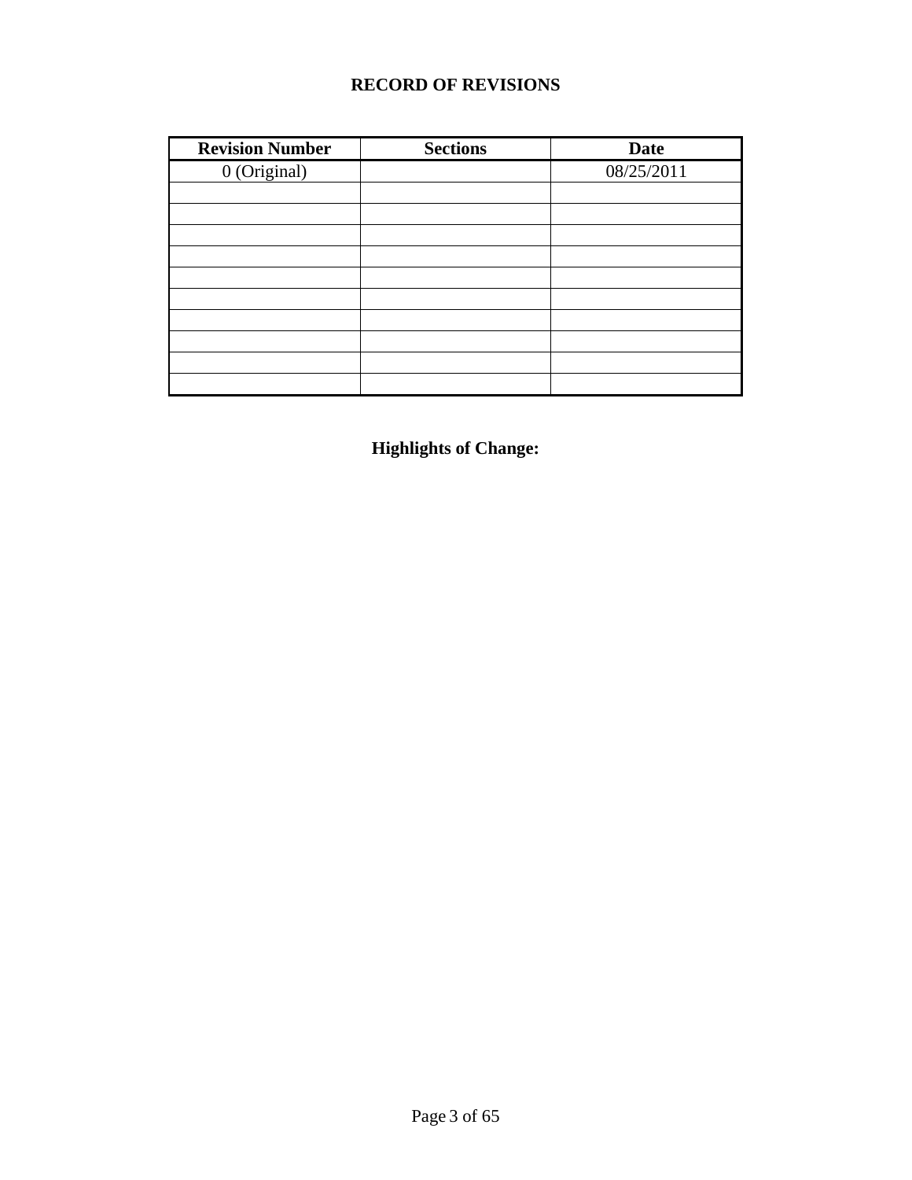# RECORD OF REVISIONS

| Revision Number | Sections | Date |
|---|---|---|
| 0 (Original) | | 08/25/2011 |
| | | |
| | | |
| | | |
| | | |
| | | |
| | | |
| | | |
| | | |
| | | |
| | | |

## Highlights of Change: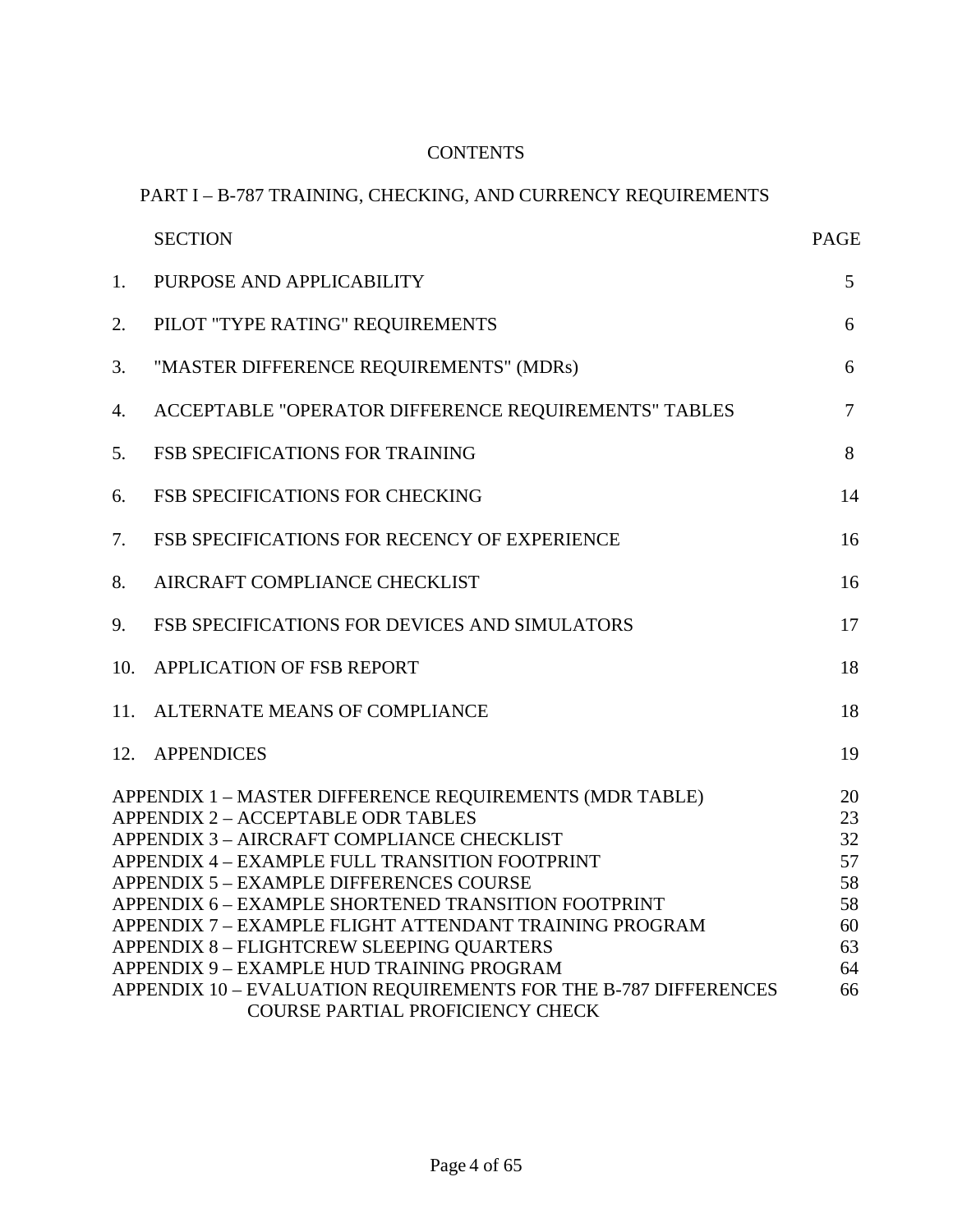# CONTENTS

## PART I – B-787 TRAINING, CHECKING, AND CURRENCY REQUIREMENTS

| | SECTION | PAGE |
|---|---|---|
| 1. | PURPOSE AND APPLICABILITY | 5 |
| 2. | PILOT "TYPE RATING" REQUIREMENTS | 6 |
| 3. | "MASTER DIFFERENCE REQUIREMENTS" (MDRs) | 6 |
| 4. | ACCEPTABLE "OPERATOR DIFFERENCE REQUIREMENTS" TABLES | 7 |
| 5. | FSB SPECIFICATIONS FOR TRAINING | 8 |
| 6. | FSB SPECIFICATIONS FOR CHECKING | 14 |
| 7. | FSB SPECIFICATIONS FOR RECENCY OF EXPERIENCE | 16 |
| 8. | AIRCRAFT COMPLIANCE CHECKLIST | 16 |
| 9. | FSB SPECIFICATIONS FOR DEVICES AND SIMULATORS | 17 |
| 10. | APPLICATION OF FSB REPORT | 18 |
| 11. | ALTERNATE MEANS OF COMPLIANCE | 18 |
| 12. | APPENDICES | 19 |

| APPENDIX | PAGE |
|---|---|
| APPENDIX 1 – MASTER DIFFERENCE REQUIREMENTS (MDR TABLE) | 20 |
| APPENDIX 2 – ACCEPTABLE ODR TABLES | 23 |
| APPENDIX 3 – AIRCRAFT COMPLIANCE CHECKLIST | 32 |
| APPENDIX 4 – EXAMPLE FULL TRANSITION FOOTPRINT | 57 |
| APPENDIX 5 – EXAMPLE DIFFERENCES COURSE | 58 |
| APPENDIX 6 – EXAMPLE SHORTENED TRANSITION FOOTPRINT | 58 |
| APPENDIX 7 – EXAMPLE FLIGHT ATTENDANT TRAINING PROGRAM | 60 |
| APPENDIX 8 – FLIGHTCREW SLEEPING QUARTERS | 63 |
| APPENDIX 9 – EXAMPLE HUD TRAINING PROGRAM | 64 |
| APPENDIX 10 – EVALUATION REQUIREMENTS FOR THE B-787 DIFFERENCES COURSE PARTIAL PROFICIENCY CHECK | 66 |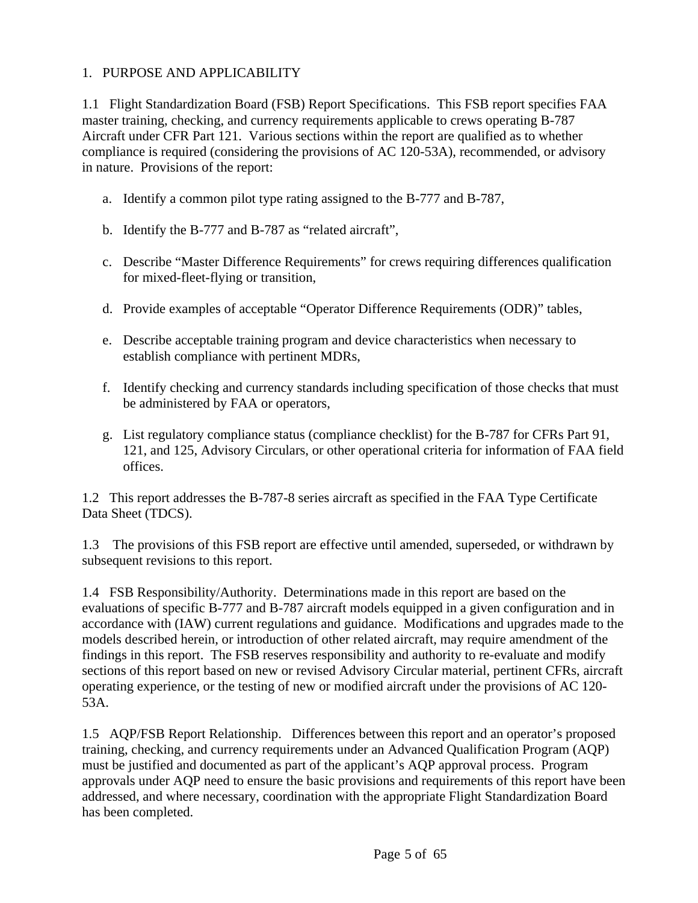## 1. PURPOSE AND APPLICABILITY

1.1 Flight Standardization Board (FSB) Report Specifications. This FSB report specifies FAA master training, checking, and currency requirements applicable to crews operating B-787 Aircraft under CFR Part 121. Various sections within the report are qualified as to whether compliance is required (considering the provisions of AC 120-53A), recommended, or advisory in nature. Provisions of the report:

a. Identify a common pilot type rating assigned to the B-777 and B-787,

b. Identify the B-777 and B-787 as "related aircraft",

c. Describe "Master Difference Requirements" for crews requiring differences qualification for mixed-fleet-flying or transition,

d. Provide examples of acceptable "Operator Difference Requirements (ODR)" tables,

e. Describe acceptable training program and device characteristics when necessary to establish compliance with pertinent MDRs,

f. Identify checking and currency standards including specification of those checks that must be administered by FAA or operators,

g. List regulatory compliance status (compliance checklist) for the B-787 for CFRs Part 91, 121, and 125, Advisory Circulars, or other operational criteria for information of FAA field offices.

1.2 This report addresses the B-787-8 series aircraft as specified in the FAA Type Certificate Data Sheet (TDCS).

1.3 The provisions of this FSB report are effective until amended, superseded, or withdrawn by subsequent revisions to this report.

1.4 FSB Responsibility/Authority. Determinations made in this report are based on the evaluations of specific B-777 and B-787 aircraft models equipped in a given configuration and in accordance with (IAW) current regulations and guidance. Modifications and upgrades made to the models described herein, or introduction of other related aircraft, may require amendment of the findings in this report. The FSB reserves responsibility and authority to re-evaluate and modify sections of this report based on new or revised Advisory Circular material, pertinent CFRs, aircraft operating experience, or the testing of new or modified aircraft under the provisions of AC 120-53A.

1.5 AQP/FSB Report Relationship. Differences between this report and an operator's proposed training, checking, and currency requirements under an Advanced Qualification Program (AQP) must be justified and documented as part of the applicant's AQP approval process. Program approvals under AQP need to ensure the basic provisions and requirements of this report have been addressed, and where necessary, coordination with the appropriate Flight Standardization Board has been completed.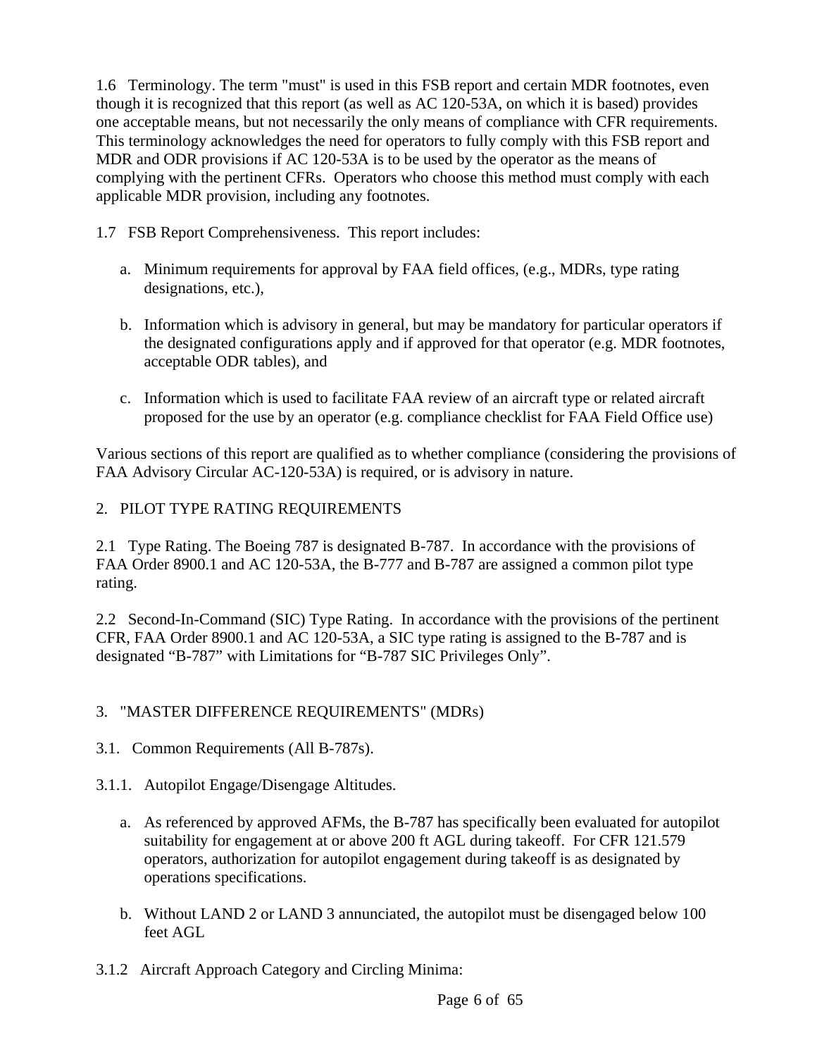1.6 Terminology. The term "must" is used in this FSB report and certain MDR footnotes, even though it is recognized that this report (as well as AC 120-53A, on which it is based) provides one acceptable means, but not necessarily the only means of compliance with CFR requirements. This terminology acknowledges the need for operators to fully comply with this FSB report and MDR and ODR provisions if AC 120-53A is to be used by the operator as the means of complying with the pertinent CFRs. Operators who choose this method must comply with each applicable MDR provision, including any footnotes.

1.7 FSB Report Comprehensiveness. This report includes:

a. Minimum requirements for approval by FAA field offices, (e.g., MDRs, type rating designations, etc.),

b. Information which is advisory in general, but may be mandatory for particular operators if the designated configurations apply and if approved for that operator (e.g. MDR footnotes, acceptable ODR tables), and

c. Information which is used to facilitate FAA review of an aircraft type or related aircraft proposed for the use by an operator (e.g. compliance checklist for FAA Field Office use)

Various sections of this report are qualified as to whether compliance (considering the provisions of FAA Advisory Circular AC-120-53A) is required, or is advisory in nature.

## 2. PILOT TYPE RATING REQUIREMENTS

2.1 Type Rating. The Boeing 787 is designated B-787. In accordance with the provisions of FAA Order 8900.1 and AC 120-53A, the B-777 and B-787 are assigned a common pilot type rating.

2.2 Second-In-Command (SIC) Type Rating. In accordance with the provisions of the pertinent CFR, FAA Order 8900.1 and AC 120-53A, a SIC type rating is assigned to the B-787 and is designated "B-787" with Limitations for "B-787 SIC Privileges Only".

## 3. "MASTER DIFFERENCE REQUIREMENTS" (MDRs)

### 3.1. Common Requirements (All B-787s).

3.1.1. Autopilot Engage/Disengage Altitudes.

a. As referenced by approved AFMs, the B-787 has specifically been evaluated for autopilot suitability for engagement at or above 200 ft AGL during takeoff. For CFR 121.579 operators, authorization for autopilot engagement during takeoff is as designated by operations specifications.

b. Without LAND 2 or LAND 3 annunciated, the autopilot must be disengaged below 100 feet AGL

3.1.2 Aircraft Approach Category and Circling Minima: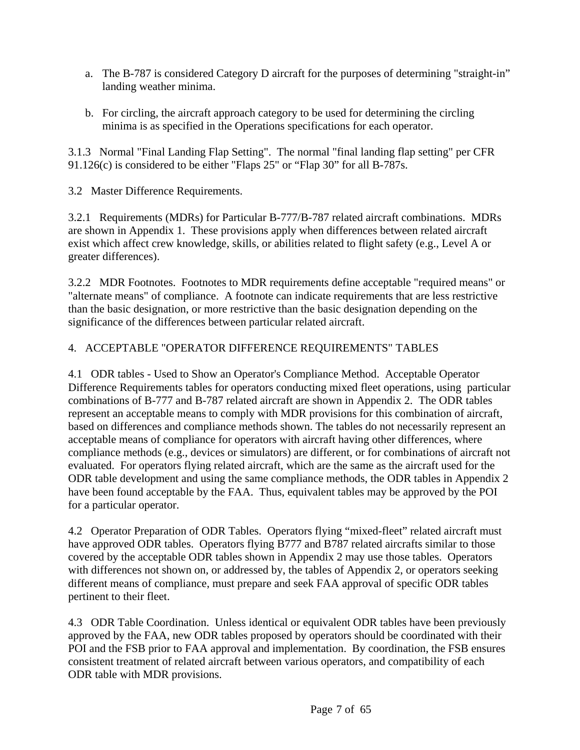a. The B-787 is considered Category D aircraft for the purposes of determining "straight-in" landing weather minima.

b. For circling, the aircraft approach category to be used for determining the circling minima is as specified in the Operations specifications for each operator.

3.1.3 Normal "Final Landing Flap Setting". The normal "final landing flap setting" per CFR 91.126(c) is considered to be either "Flaps 25" or "Flap 30" for all B-787s.

3.2 Master Difference Requirements.

3.2.1 Requirements (MDRs) for Particular B-777/B-787 related aircraft combinations. MDRs are shown in Appendix 1. These provisions apply when differences between related aircraft exist which affect crew knowledge, skills, or abilities related to flight safety (e.g., Level A or greater differences).

3.2.2 MDR Footnotes. Footnotes to MDR requirements define acceptable "required means" or "alternate means" of compliance. A footnote can indicate requirements that are less restrictive than the basic designation, or more restrictive than the basic designation depending on the significance of the differences between particular related aircraft.

4. ACCEPTABLE "OPERATOR DIFFERENCE REQUIREMENTS" TABLES

4.1 ODR tables - Used to Show an Operator's Compliance Method. Acceptable Operator Difference Requirements tables for operators conducting mixed fleet operations, using particular combinations of B-777 and B-787 related aircraft are shown in Appendix 2. The ODR tables represent an acceptable means to comply with MDR provisions for this combination of aircraft, based on differences and compliance methods shown. The tables do not necessarily represent an acceptable means of compliance for operators with aircraft having other differences, where compliance methods (e.g., devices or simulators) are different, or for combinations of aircraft not evaluated. For operators flying related aircraft, which are the same as the aircraft used for the ODR table development and using the same compliance methods, the ODR tables in Appendix 2 have been found acceptable by the FAA. Thus, equivalent tables may be approved by the POI for a particular operator.

4.2 Operator Preparation of ODR Tables. Operators flying "mixed-fleet" related aircraft must have approved ODR tables. Operators flying B777 and B787 related aircrafts similar to those covered by the acceptable ODR tables shown in Appendix 2 may use those tables. Operators with differences not shown on, or addressed by, the tables of Appendix 2, or operators seeking different means of compliance, must prepare and seek FAA approval of specific ODR tables pertinent to their fleet.

4.3 ODR Table Coordination. Unless identical or equivalent ODR tables have been previously approved by the FAA, new ODR tables proposed by operators should be coordinated with their POI and the FSB prior to FAA approval and implementation. By coordination, the FSB ensures consistent treatment of related aircraft between various operators, and compatibility of each ODR table with MDR provisions.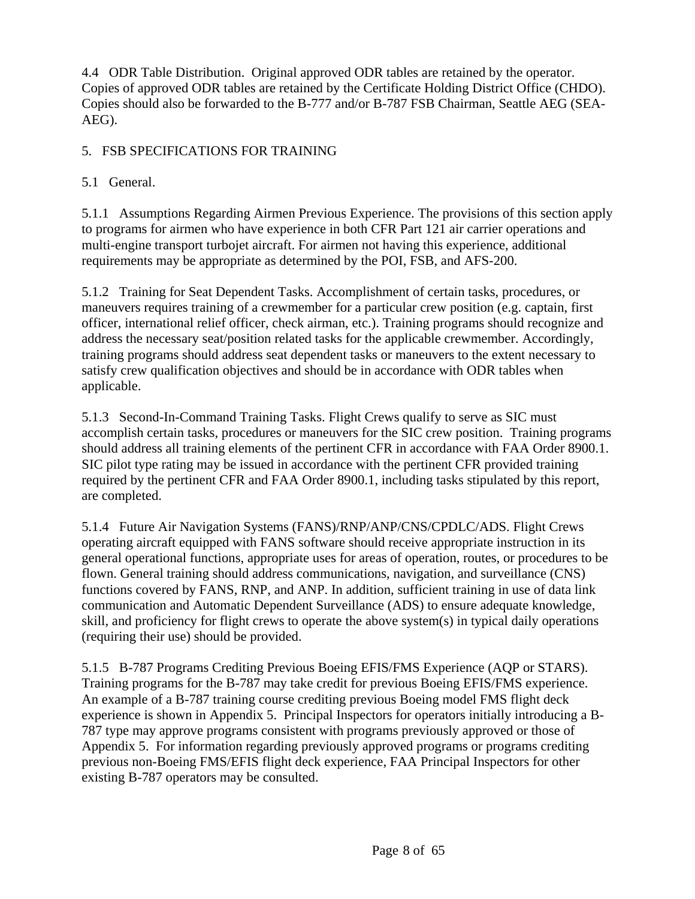4.4 ODR Table Distribution. Original approved ODR tables are retained by the operator. Copies of approved ODR tables are retained by the Certificate Holding District Office (CHDO). Copies should also be forwarded to the B-777 and/or B-787 FSB Chairman, Seattle AEG (SEA-AEG).

## 5. FSB SPECIFICATIONS FOR TRAINING

### 5.1 General.

5.1.1 Assumptions Regarding Airmen Previous Experience. The provisions of this section apply to programs for airmen who have experience in both CFR Part 121 air carrier operations and multi-engine transport turbojet aircraft. For airmen not having this experience, additional requirements may be appropriate as determined by the POI, FSB, and AFS-200.

5.1.2 Training for Seat Dependent Tasks. Accomplishment of certain tasks, procedures, or maneuvers requires training of a crewmember for a particular crew position (e.g. captain, first officer, international relief officer, check airman, etc.). Training programs should recognize and address the necessary seat/position related tasks for the applicable crewmember. Accordingly, training programs should address seat dependent tasks or maneuvers to the extent necessary to satisfy crew qualification objectives and should be in accordance with ODR tables when applicable.

5.1.3 Second-In-Command Training Tasks. Flight Crews qualify to serve as SIC must accomplish certain tasks, procedures or maneuvers for the SIC crew position. Training programs should address all training elements of the pertinent CFR in accordance with FAA Order 8900.1. SIC pilot type rating may be issued in accordance with the pertinent CFR provided training required by the pertinent CFR and FAA Order 8900.1, including tasks stipulated by this report, are completed.

5.1.4 Future Air Navigation Systems (FANS)/RNP/ANP/CNS/CPDLC/ADS. Flight Crews operating aircraft equipped with FANS software should receive appropriate instruction in its general operational functions, appropriate uses for areas of operation, routes, or procedures to be flown. General training should address communications, navigation, and surveillance (CNS) functions covered by FANS, RNP, and ANP. In addition, sufficient training in use of data link communication and Automatic Dependent Surveillance (ADS) to ensure adequate knowledge, skill, and proficiency for flight crews to operate the above system(s) in typical daily operations (requiring their use) should be provided.

5.1.5 B-787 Programs Crediting Previous Boeing EFIS/FMS Experience (AQP or STARS). Training programs for the B-787 may take credit for previous Boeing EFIS/FMS experience. An example of a B-787 training course crediting previous Boeing model FMS flight deck experience is shown in Appendix 5. Principal Inspectors for operators initially introducing a B-787 type may approve programs consistent with programs previously approved or those of Appendix 5. For information regarding previously approved programs or programs crediting previous non-Boeing FMS/EFIS flight deck experience, FAA Principal Inspectors for other existing B-787 operators may be consulted.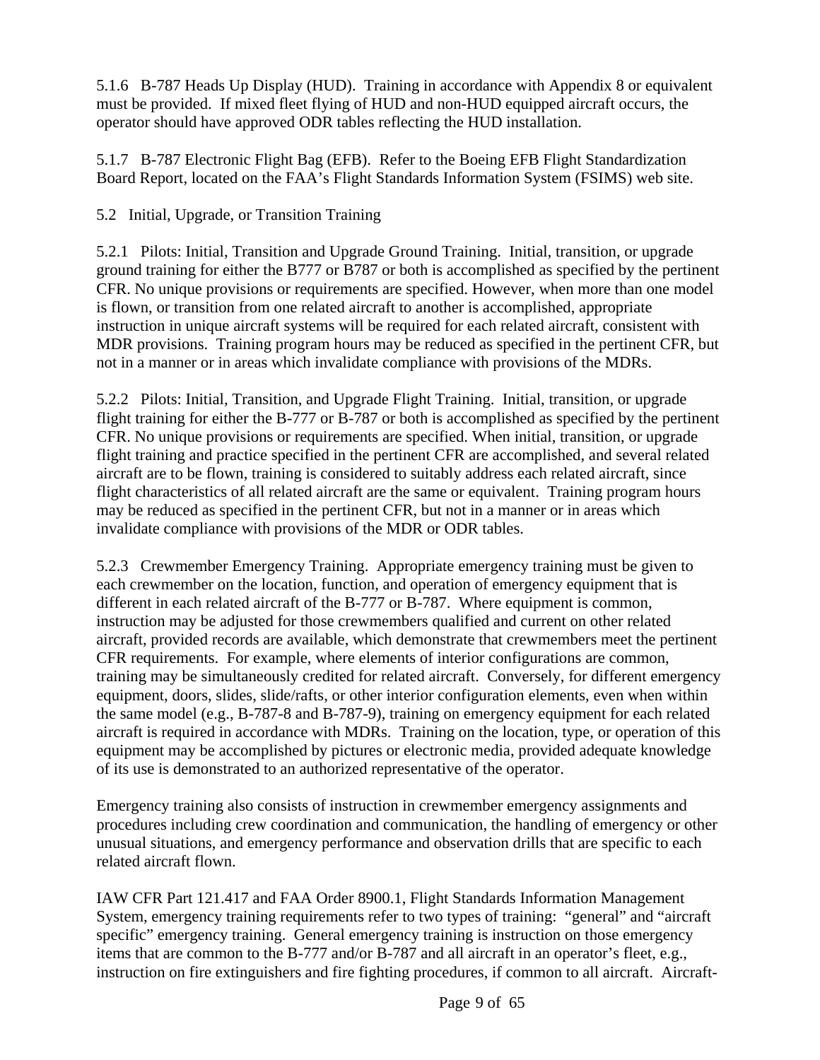5.1.6 B-787 Heads Up Display (HUD). Training in accordance with Appendix 8 or equivalent must be provided. If mixed fleet flying of HUD and non-HUD equipped aircraft occurs, the operator should have approved ODR tables reflecting the HUD installation.

5.1.7 B-787 Electronic Flight Bag (EFB). Refer to the Boeing EFB Flight Standardization Board Report, located on the FAA's Flight Standards Information System (FSIMS) web site.

5.2 Initial, Upgrade, or Transition Training

5.2.1 Pilots: Initial, Transition and Upgrade Ground Training. Initial, transition, or upgrade ground training for either the B777 or B787 or both is accomplished as specified by the pertinent CFR. No unique provisions or requirements are specified. However, when more than one model is flown, or transition from one related aircraft to another is accomplished, appropriate instruction in unique aircraft systems will be required for each related aircraft, consistent with MDR provisions. Training program hours may be reduced as specified in the pertinent CFR, but not in a manner or in areas which invalidate compliance with provisions of the MDRs.

5.2.2 Pilots: Initial, Transition, and Upgrade Flight Training. Initial, transition, or upgrade flight training for either the B-777 or B-787 or both is accomplished as specified by the pertinent CFR. No unique provisions or requirements are specified. When initial, transition, or upgrade flight training and practice specified in the pertinent CFR are accomplished, and several related aircraft are to be flown, training is considered to suitably address each related aircraft, since flight characteristics of all related aircraft are the same or equivalent. Training program hours may be reduced as specified in the pertinent CFR, but not in a manner or in areas which invalidate compliance with provisions of the MDR or ODR tables.

5.2.3 Crewmember Emergency Training. Appropriate emergency training must be given to each crewmember on the location, function, and operation of emergency equipment that is different in each related aircraft of the B-777 or B-787. Where equipment is common, instruction may be adjusted for those crewmembers qualified and current on other related aircraft, provided records are available, which demonstrate that crewmembers meet the pertinent CFR requirements. For example, where elements of interior configurations are common, training may be simultaneously credited for related aircraft. Conversely, for different emergency equipment, doors, slides, slide/rafts, or other interior configuration elements, even when within the same model (e.g., B-787-8 and B-787-9), training on emergency equipment for each related aircraft is required in accordance with MDRs. Training on the location, type, or operation of this equipment may be accomplished by pictures or electronic media, provided adequate knowledge of its use is demonstrated to an authorized representative of the operator.

Emergency training also consists of instruction in crewmember emergency assignments and procedures including crew coordination and communication, the handling of emergency or other unusual situations, and emergency performance and observation drills that are specific to each related aircraft flown.

IAW CFR Part 121.417 and FAA Order 8900.1, Flight Standards Information Management System, emergency training requirements refer to two types of training: "general" and "aircraft specific" emergency training. General emergency training is instruction on those emergency items that are common to the B-777 and/or B-787 and all aircraft in an operator's fleet, e.g., instruction on fire extinguishers and fire fighting procedures, if common to all aircraft. Aircraft-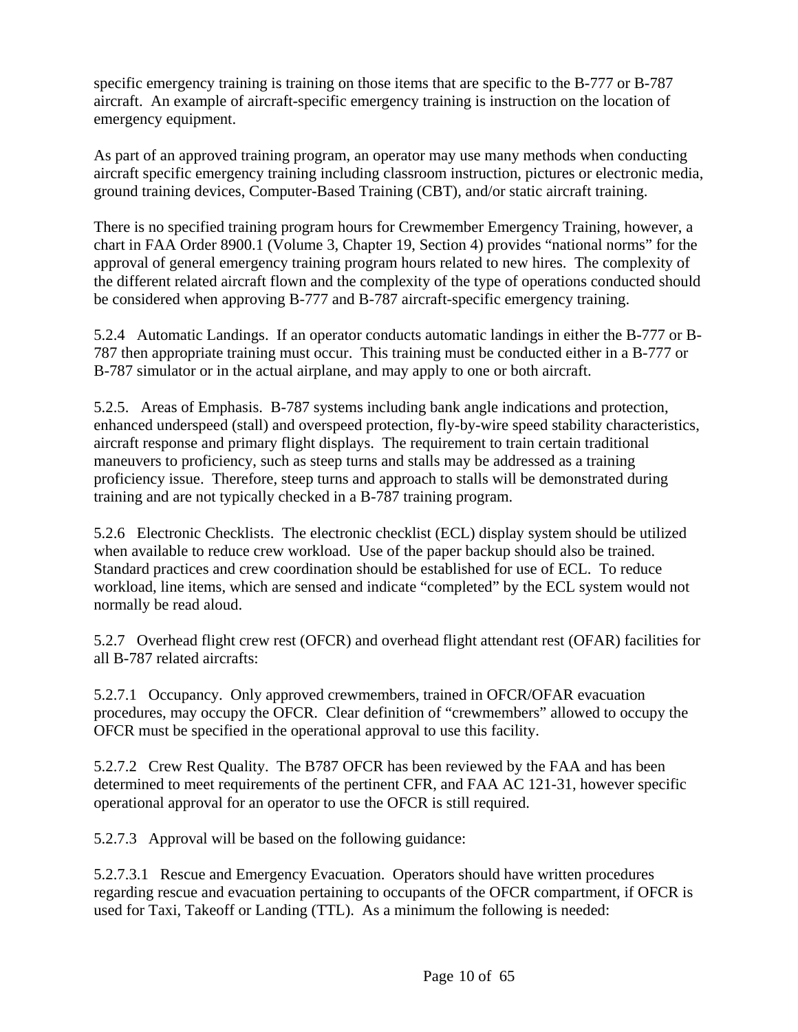specific emergency training is training on those items that are specific to the B-777 or B-787 aircraft. An example of aircraft-specific emergency training is instruction on the location of emergency equipment.

As part of an approved training program, an operator may use many methods when conducting aircraft specific emergency training including classroom instruction, pictures or electronic media, ground training devices, Computer-Based Training (CBT), and/or static aircraft training.

There is no specified training program hours for Crewmember Emergency Training, however, a chart in FAA Order 8900.1 (Volume 3, Chapter 19, Section 4) provides "national norms" for the approval of general emergency training program hours related to new hires. The complexity of the different related aircraft flown and the complexity of the type of operations conducted should be considered when approving B-777 and B-787 aircraft-specific emergency training.

5.2.4 Automatic Landings. If an operator conducts automatic landings in either the B-777 or B-787 then appropriate training must occur. This training must be conducted either in a B-777 or B-787 simulator or in the actual airplane, and may apply to one or both aircraft.

5.2.5. Areas of Emphasis. B-787 systems including bank angle indications and protection, enhanced underspeed (stall) and overspeed protection, fly-by-wire speed stability characteristics, aircraft response and primary flight displays. The requirement to train certain traditional maneuvers to proficiency, such as steep turns and stalls may be addressed as a training proficiency issue. Therefore, steep turns and approach to stalls will be demonstrated during training and are not typically checked in a B-787 training program.

5.2.6 Electronic Checklists. The electronic checklist (ECL) display system should be utilized when available to reduce crew workload. Use of the paper backup should also be trained. Standard practices and crew coordination should be established for use of ECL. To reduce workload, line items, which are sensed and indicate "completed" by the ECL system would not normally be read aloud.

5.2.7 Overhead flight crew rest (OFCR) and overhead flight attendant rest (OFAR) facilities for all B-787 related aircrafts:

5.2.7.1 Occupancy. Only approved crewmembers, trained in OFCR/OFAR evacuation procedures, may occupy the OFCR. Clear definition of "crewmembers" allowed to occupy the OFCR must be specified in the operational approval to use this facility.

5.2.7.2 Crew Rest Quality. The B787 OFCR has been reviewed by the FAA and has been determined to meet requirements of the pertinent CFR, and FAA AC 121-31, however specific operational approval for an operator to use the OFCR is still required.

5.2.7.3 Approval will be based on the following guidance:

5.2.7.3.1 Rescue and Emergency Evacuation. Operators should have written procedures regarding rescue and evacuation pertaining to occupants of the OFCR compartment, if OFCR is used for Taxi, Takeoff or Landing (TTL). As a minimum the following is needed: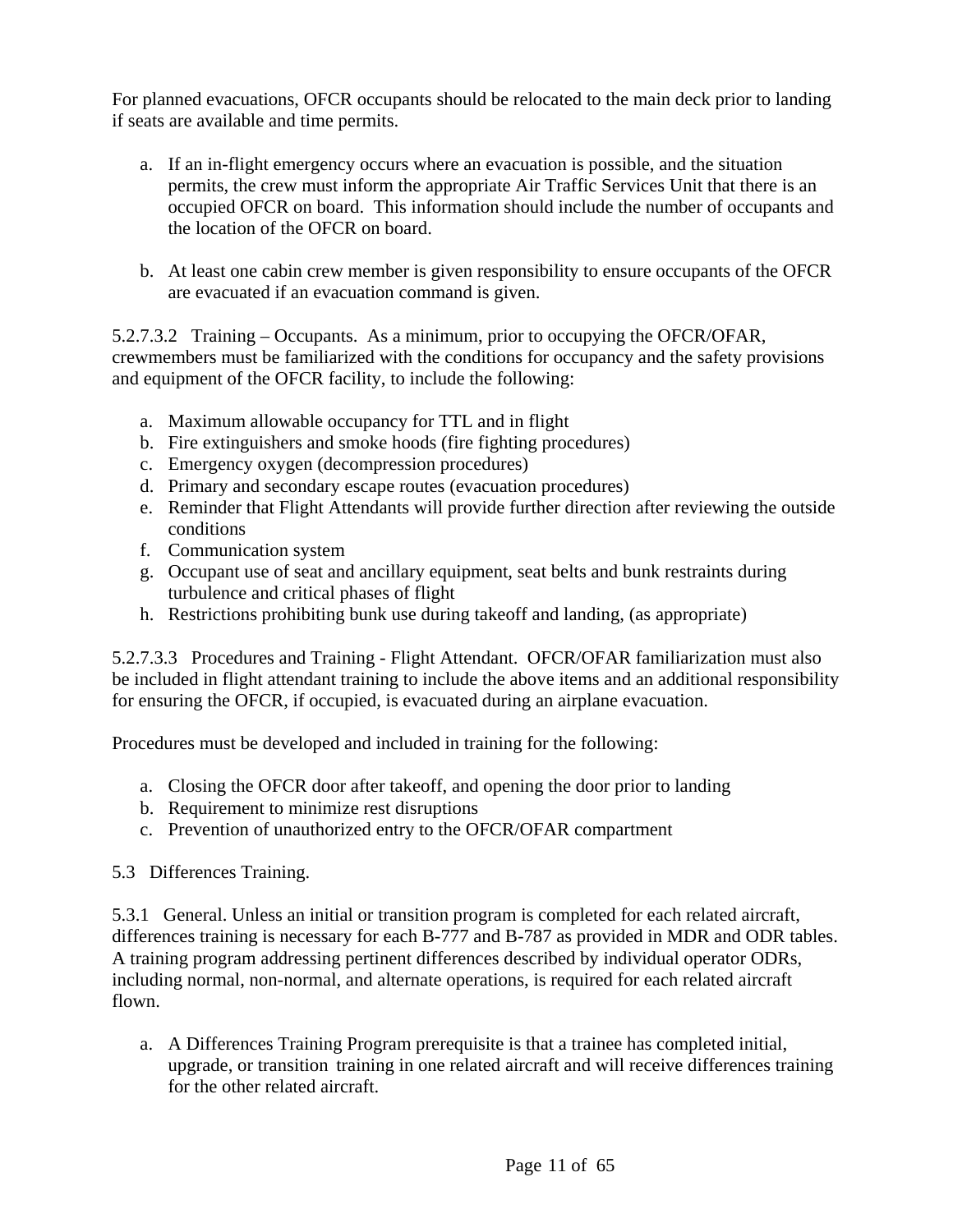For planned evacuations, OFCR occupants should be relocated to the main deck prior to landing if seats are available and time permits.

a. If an in-flight emergency occurs where an evacuation is possible, and the situation permits, the crew must inform the appropriate Air Traffic Services Unit that there is an occupied OFCR on board. This information should include the number of occupants and the location of the OFCR on board.

b. At least one cabin crew member is given responsibility to ensure occupants of the OFCR are evacuated if an evacuation command is given.

5.2.7.3.2 Training – Occupants. As a minimum, prior to occupying the OFCR/OFAR, crewmembers must be familiarized with the conditions for occupancy and the safety provisions and equipment of the OFCR facility, to include the following:

a. Maximum allowable occupancy for TTL and in flight
b. Fire extinguishers and smoke hoods (fire fighting procedures)
c. Emergency oxygen (decompression procedures)
d. Primary and secondary escape routes (evacuation procedures)
e. Reminder that Flight Attendants will provide further direction after reviewing the outside conditions
f. Communication system
g. Occupant use of seat and ancillary equipment, seat belts and bunk restraints during turbulence and critical phases of flight
h. Restrictions prohibiting bunk use during takeoff and landing, (as appropriate)

5.2.7.3.3 Procedures and Training - Flight Attendant. OFCR/OFAR familiarization must also be included in flight attendant training to include the above items and an additional responsibility for ensuring the OFCR, if occupied, is evacuated during an airplane evacuation.

Procedures must be developed and included in training for the following:

a. Closing the OFCR door after takeoff, and opening the door prior to landing
b. Requirement to minimize rest disruptions
c. Prevention of unauthorized entry to the OFCR/OFAR compartment

5.3 Differences Training.

5.3.1 General. Unless an initial or transition program is completed for each related aircraft, differences training is necessary for each B-777 and B-787 as provided in MDR and ODR tables. A training program addressing pertinent differences described by individual operator ODRs, including normal, non-normal, and alternate operations, is required for each related aircraft flown.

a. A Differences Training Program prerequisite is that a trainee has completed initial, upgrade, or transition training in one related aircraft and will receive differences training for the other related aircraft.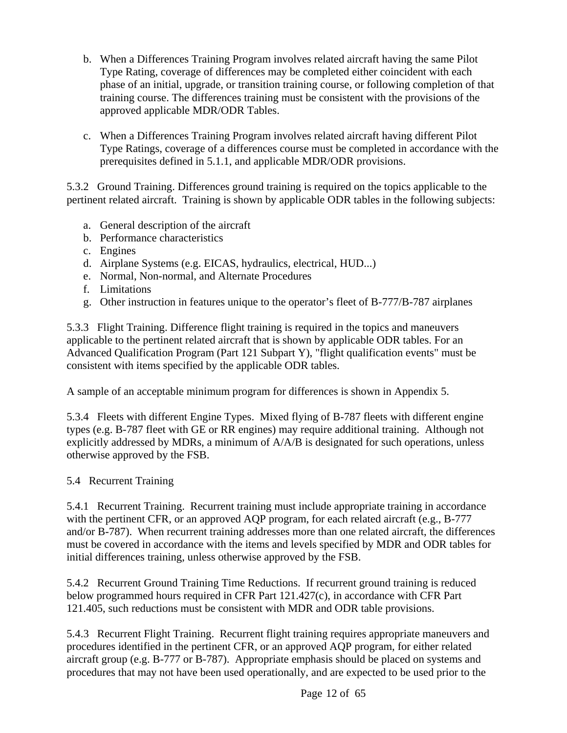b. When a Differences Training Program involves related aircraft having the same Pilot Type Rating, coverage of differences may be completed either coincident with each phase of an initial, upgrade, or transition training course, or following completion of that training course. The differences training must be consistent with the provisions of the approved applicable MDR/ODR Tables.

c. When a Differences Training Program involves related aircraft having different Pilot Type Ratings, coverage of a differences course must be completed in accordance with the prerequisites defined in 5.1.1, and applicable MDR/ODR provisions.

5.3.2 Ground Training. Differences ground training is required on the topics applicable to the pertinent related aircraft. Training is shown by applicable ODR tables in the following subjects:

a. General description of the aircraft
b. Performance characteristics
c. Engines
d. Airplane Systems (e.g. EICAS, hydraulics, electrical, HUD...)
e. Normal, Non-normal, and Alternate Procedures
f. Limitations
g. Other instruction in features unique to the operator's fleet of B-777/B-787 airplanes

5.3.3 Flight Training. Difference flight training is required in the topics and maneuvers applicable to the pertinent related aircraft that is shown by applicable ODR tables. For an Advanced Qualification Program (Part 121 Subpart Y), "flight qualification events" must be consistent with items specified by the applicable ODR tables.

A sample of an acceptable minimum program for differences is shown in Appendix 5.

5.3.4 Fleets with different Engine Types. Mixed flying of B-787 fleets with different engine types (e.g. B-787 fleet with GE or RR engines) may require additional training. Although not explicitly addressed by MDRs, a minimum of A/A/B is designated for such operations, unless otherwise approved by the FSB.

5.4 Recurrent Training

5.4.1 Recurrent Training. Recurrent training must include appropriate training in accordance with the pertinent CFR, or an approved AQP program, for each related aircraft (e.g., B-777 and/or B-787). When recurrent training addresses more than one related aircraft, the differences must be covered in accordance with the items and levels specified by MDR and ODR tables for initial differences training, unless otherwise approved by the FSB.

5.4.2 Recurrent Ground Training Time Reductions. If recurrent ground training is reduced below programmed hours required in CFR Part 121.427(c), in accordance with CFR Part 121.405, such reductions must be consistent with MDR and ODR table provisions.

5.4.3 Recurrent Flight Training. Recurrent flight training requires appropriate maneuvers and procedures identified in the pertinent CFR, or an approved AQP program, for either related aircraft group (e.g. B-777 or B-787). Appropriate emphasis should be placed on systems and procedures that may not have been used operationally, and are expected to be used prior to the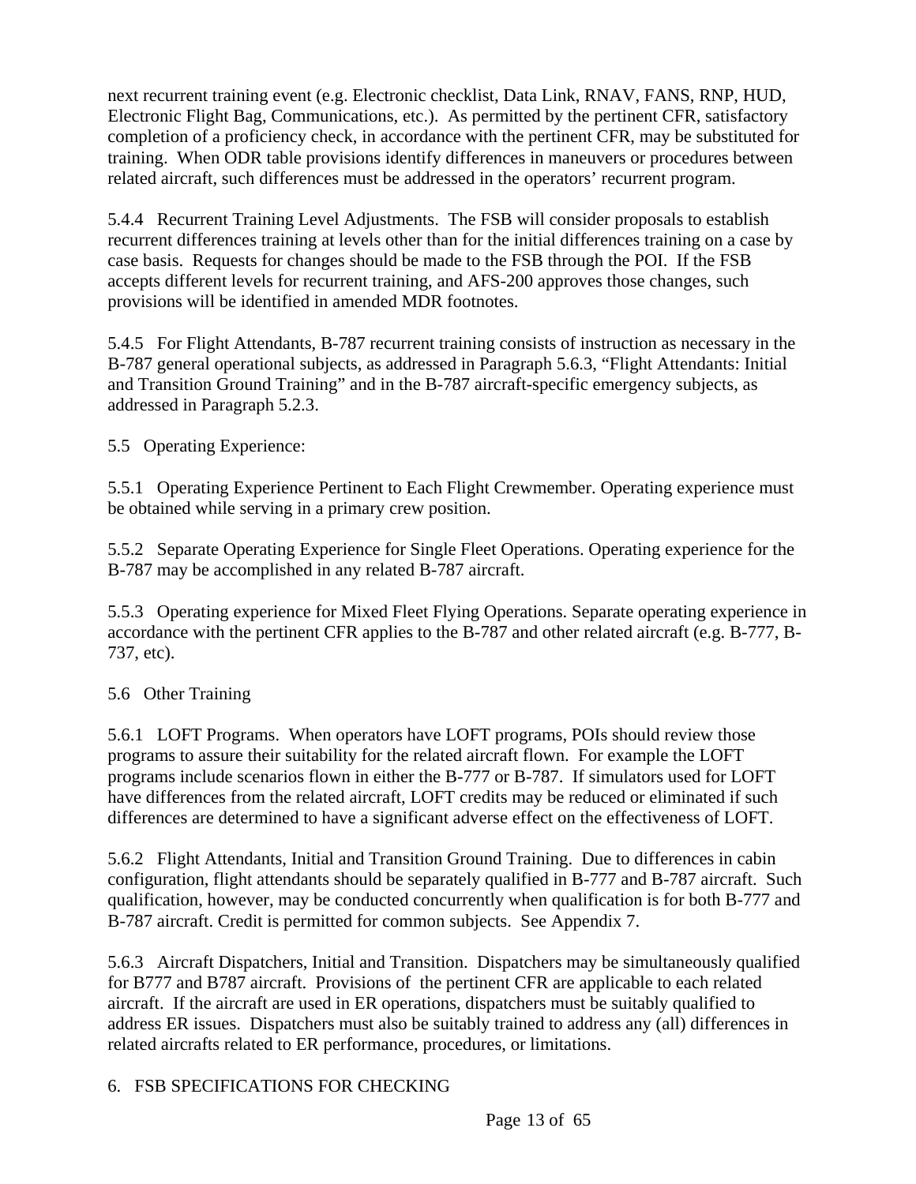next recurrent training event (e.g. Electronic checklist, Data Link, RNAV, FANS, RNP, HUD, Electronic Flight Bag, Communications, etc.). As permitted by the pertinent CFR, satisfactory completion of a proficiency check, in accordance with the pertinent CFR, may be substituted for training. When ODR table provisions identify differences in maneuvers or procedures between related aircraft, such differences must be addressed in the operators' recurrent program.

5.4.4 Recurrent Training Level Adjustments. The FSB will consider proposals to establish recurrent differences training at levels other than for the initial differences training on a case by case basis. Requests for changes should be made to the FSB through the POI. If the FSB accepts different levels for recurrent training, and AFS-200 approves those changes, such provisions will be identified in amended MDR footnotes.

5.4.5 For Flight Attendants, B-787 recurrent training consists of instruction as necessary in the B-787 general operational subjects, as addressed in Paragraph 5.6.3, "Flight Attendants: Initial and Transition Ground Training" and in the B-787 aircraft-specific emergency subjects, as addressed in Paragraph 5.2.3.

5.5 Operating Experience:

5.5.1 Operating Experience Pertinent to Each Flight Crewmember. Operating experience must be obtained while serving in a primary crew position.

5.5.2 Separate Operating Experience for Single Fleet Operations. Operating experience for the B-787 may be accomplished in any related B-787 aircraft.

5.5.3 Operating experience for Mixed Fleet Flying Operations. Separate operating experience in accordance with the pertinent CFR applies to the B-787 and other related aircraft (e.g. B-777, B-737, etc).

5.6 Other Training

5.6.1 LOFT Programs. When operators have LOFT programs, POIs should review those programs to assure their suitability for the related aircraft flown. For example the LOFT programs include scenarios flown in either the B-777 or B-787. If simulators used for LOFT have differences from the related aircraft, LOFT credits may be reduced or eliminated if such differences are determined to have a significant adverse effect on the effectiveness of LOFT.

5.6.2 Flight Attendants, Initial and Transition Ground Training. Due to differences in cabin configuration, flight attendants should be separately qualified in B-777 and B-787 aircraft. Such qualification, however, may be conducted concurrently when qualification is for both B-777 and B-787 aircraft. Credit is permitted for common subjects. See Appendix 7.

5.6.3 Aircraft Dispatchers, Initial and Transition. Dispatchers may be simultaneously qualified for B777 and B787 aircraft. Provisions of the pertinent CFR are applicable to each related aircraft. If the aircraft are used in ER operations, dispatchers must be suitably qualified to address ER issues. Dispatchers must also be suitably trained to address any (all) differences in related aircrafts related to ER performance, procedures, or limitations.

6. FSB SPECIFICATIONS FOR CHECKING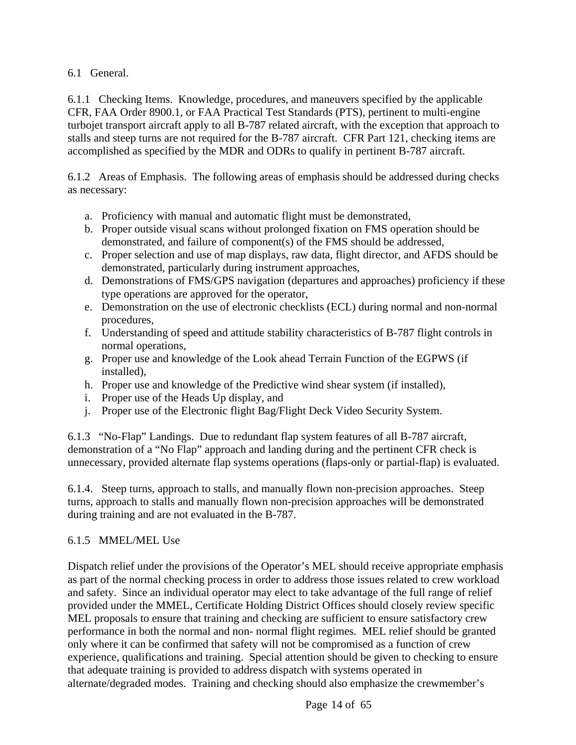## 6.1 General.

6.1.1 Checking Items. Knowledge, procedures, and maneuvers specified by the applicable CFR, FAA Order 8900.1, or FAA Practical Test Standards (PTS), pertinent to multi-engine turbojet transport aircraft apply to all B-787 related aircraft, with the exception that approach to stalls and steep turns are not required for the B-787 aircraft. CFR Part 121, checking items are accomplished as specified by the MDR and ODRs to qualify in pertinent B-787 aircraft.

6.1.2 Areas of Emphasis. The following areas of emphasis should be addressed during checks as necessary:

a. Proficiency with manual and automatic flight must be demonstrated,
b. Proper outside visual scans without prolonged fixation on FMS operation should be demonstrated, and failure of component(s) of the FMS should be addressed,
c. Proper selection and use of map displays, raw data, flight director, and AFDS should be demonstrated, particularly during instrument approaches,
d. Demonstrations of FMS/GPS navigation (departures and approaches) proficiency if these type operations are approved for the operator,
e. Demonstration on the use of electronic checklists (ECL) during normal and non-normal procedures,
f. Understanding of speed and attitude stability characteristics of B-787 flight controls in normal operations,
g. Proper use and knowledge of the Look ahead Terrain Function of the EGPWS (if installed),
h. Proper use and knowledge of the Predictive wind shear system (if installed),
i. Proper use of the Heads Up display, and
j. Proper use of the Electronic flight Bag/Flight Deck Video Security System.

6.1.3 "No-Flap" Landings. Due to redundant flap system features of all B-787 aircraft, demonstration of a "No Flap" approach and landing during and the pertinent CFR check is unnecessary, provided alternate flap systems operations (flaps-only or partial-flap) is evaluated.

6.1.4. Steep turns, approach to stalls, and manually flown non-precision approaches. Steep turns, approach to stalls and manually flown non-precision approaches will be demonstrated during training and are not evaluated in the B-787.

6.1.5 MMEL/MEL Use

Dispatch relief under the provisions of the Operator's MEL should receive appropriate emphasis as part of the normal checking process in order to address those issues related to crew workload and safety. Since an individual operator may elect to take advantage of the full range of relief provided under the MMEL, Certificate Holding District Offices should closely review specific MEL proposals to ensure that training and checking are sufficient to ensure satisfactory crew performance in both the normal and non- normal flight regimes. MEL relief should be granted only where it can be confirmed that safety will not be compromised as a function of crew experience, qualifications and training. Special attention should be given to checking to ensure that adequate training is provided to address dispatch with systems operated in alternate/degraded modes. Training and checking should also emphasize the crewmember's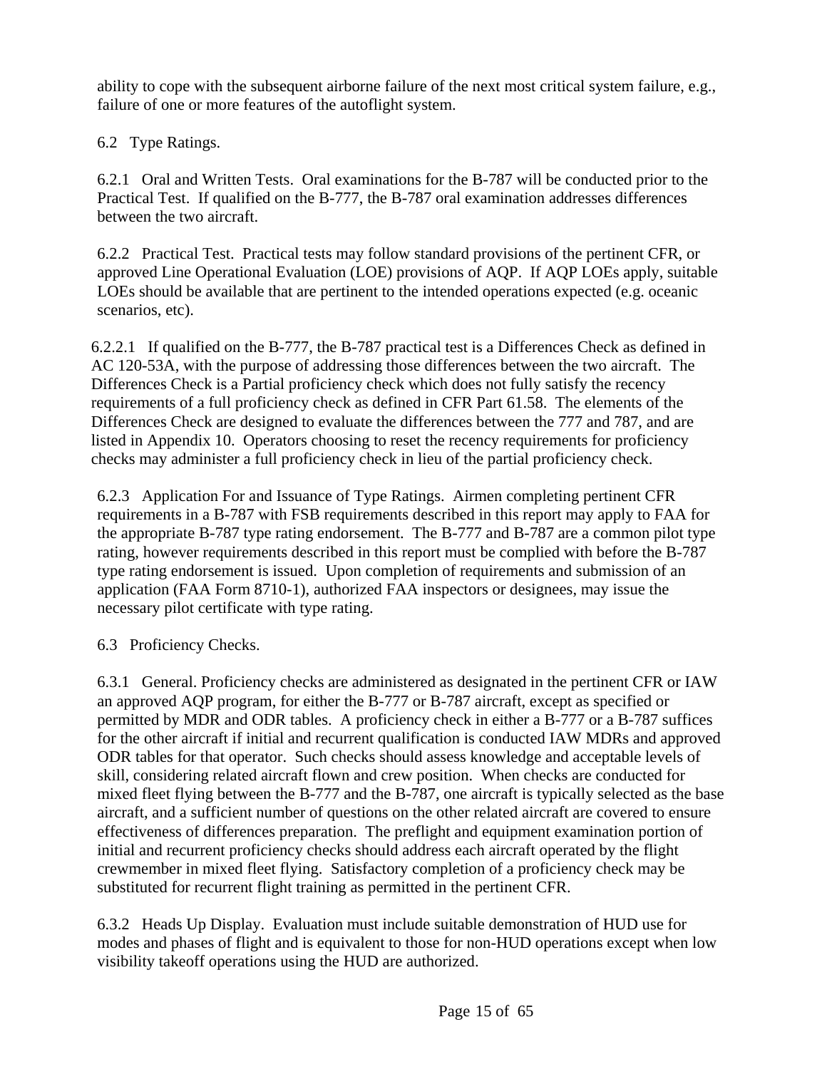ability to cope with the subsequent airborne failure of the next most critical system failure, e.g., failure of one or more features of the autoflight system.

6.2 Type Ratings.

6.2.1 Oral and Written Tests. Oral examinations for the B-787 will be conducted prior to the Practical Test. If qualified on the B-777, the B-787 oral examination addresses differences between the two aircraft.

6.2.2 Practical Test. Practical tests may follow standard provisions of the pertinent CFR, or approved Line Operational Evaluation (LOE) provisions of AQP. If AQP LOEs apply, suitable LOEs should be available that are pertinent to the intended operations expected (e.g. oceanic scenarios, etc).

6.2.2.1 If qualified on the B-777, the B-787 practical test is a Differences Check as defined in AC 120-53A, with the purpose of addressing those differences between the two aircraft. The Differences Check is a Partial proficiency check which does not fully satisfy the recency requirements of a full proficiency check as defined in CFR Part 61.58. The elements of the Differences Check are designed to evaluate the differences between the 777 and 787, and are listed in Appendix 10. Operators choosing to reset the recency requirements for proficiency checks may administer a full proficiency check in lieu of the partial proficiency check.

6.2.3 Application For and Issuance of Type Ratings. Airmen completing pertinent CFR requirements in a B-787 with FSB requirements described in this report may apply to FAA for the appropriate B-787 type rating endorsement. The B-777 and B-787 are a common pilot type rating, however requirements described in this report must be complied with before the B-787 type rating endorsement is issued. Upon completion of requirements and submission of an application (FAA Form 8710-1), authorized FAA inspectors or designees, may issue the necessary pilot certificate with type rating.

6.3 Proficiency Checks.

6.3.1 General. Proficiency checks are administered as designated in the pertinent CFR or IAW an approved AQP program, for either the B-777 or B-787 aircraft, except as specified or permitted by MDR and ODR tables. A proficiency check in either a B-777 or a B-787 suffices for the other aircraft if initial and recurrent qualification is conducted IAW MDRs and approved ODR tables for that operator. Such checks should assess knowledge and acceptable levels of skill, considering related aircraft flown and crew position. When checks are conducted for mixed fleet flying between the B-777 and the B-787, one aircraft is typically selected as the base aircraft, and a sufficient number of questions on the other related aircraft are covered to ensure effectiveness of differences preparation. The preflight and equipment examination portion of initial and recurrent proficiency checks should address each aircraft operated by the flight crewmember in mixed fleet flying. Satisfactory completion of a proficiency check may be substituted for recurrent flight training as permitted in the pertinent CFR.

6.3.2 Heads Up Display. Evaluation must include suitable demonstration of HUD use for modes and phases of flight and is equivalent to those for non-HUD operations except when low visibility takeoff operations using the HUD are authorized.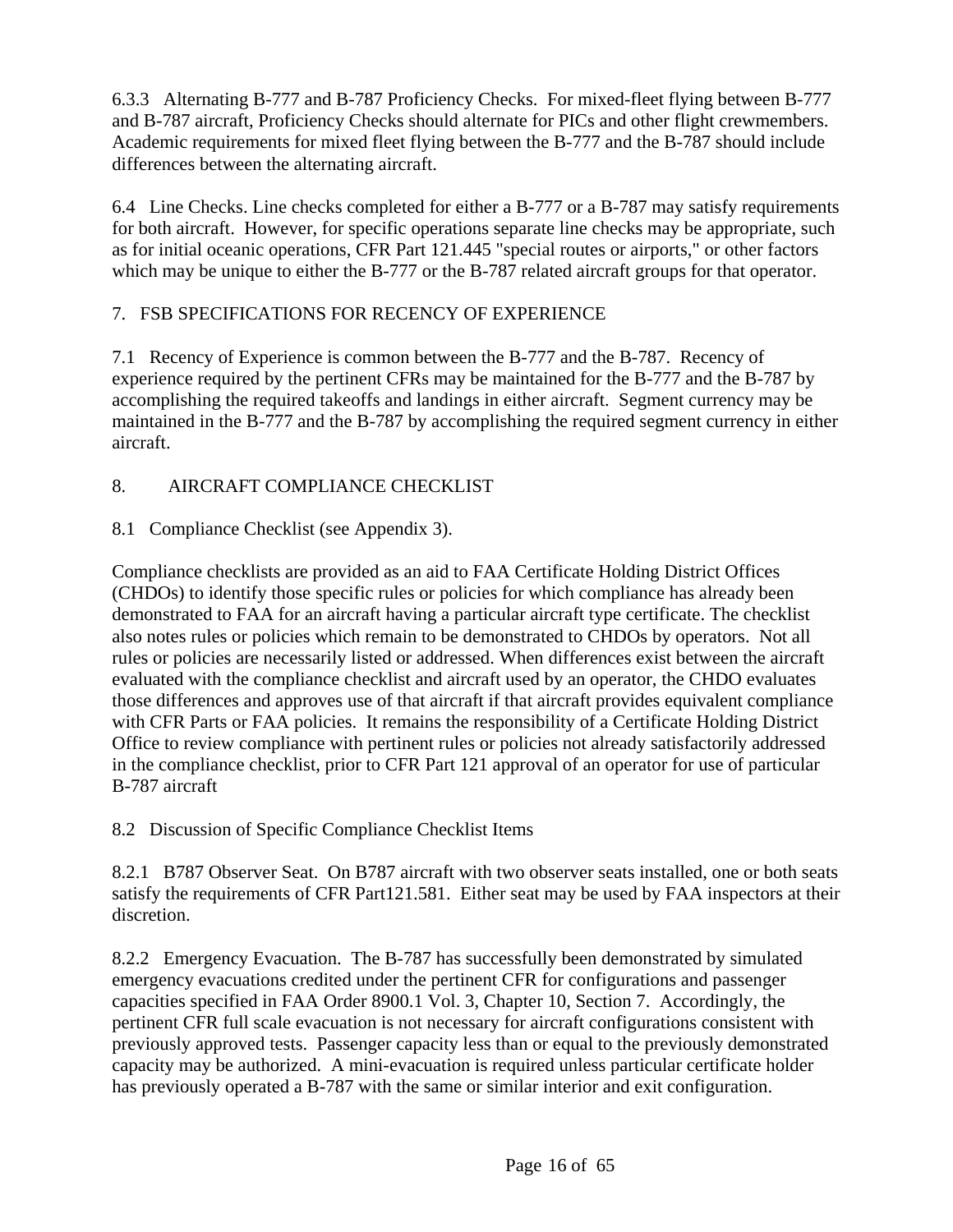6.3.3 Alternating B-777 and B-787 Proficiency Checks. For mixed-fleet flying between B-777 and B-787 aircraft, Proficiency Checks should alternate for PICs and other flight crewmembers. Academic requirements for mixed fleet flying between the B-777 and the B-787 should include differences between the alternating aircraft.

6.4 Line Checks. Line checks completed for either a B-777 or a B-787 may satisfy requirements for both aircraft. However, for specific operations separate line checks may be appropriate, such as for initial oceanic operations, CFR Part 121.445 "special routes or airports," or other factors which may be unique to either the B-777 or the B-787 related aircraft groups for that operator.

## 7. FSB SPECIFICATIONS FOR RECENCY OF EXPERIENCE

7.1 Recency of Experience is common between the B-777 and the B-787. Recency of experience required by the pertinent CFRs may be maintained for the B-777 and the B-787 by accomplishing the required takeoffs and landings in either aircraft. Segment currency may be maintained in the B-777 and the B-787 by accomplishing the required segment currency in either aircraft.

## 8. AIRCRAFT COMPLIANCE CHECKLIST

8.1 Compliance Checklist (see Appendix 3).

Compliance checklists are provided as an aid to FAA Certificate Holding District Offices (CHDOs) to identify those specific rules or policies for which compliance has already been demonstrated to FAA for an aircraft having a particular aircraft type certificate. The checklist also notes rules or policies which remain to be demonstrated to CHDOs by operators. Not all rules or policies are necessarily listed or addressed. When differences exist between the aircraft evaluated with the compliance checklist and aircraft used by an operator, the CHDO evaluates those differences and approves use of that aircraft if that aircraft provides equivalent compliance with CFR Parts or FAA policies. It remains the responsibility of a Certificate Holding District Office to review compliance with pertinent rules or policies not already satisfactorily addressed in the compliance checklist, prior to CFR Part 121 approval of an operator for use of particular B-787 aircraft

8.2 Discussion of Specific Compliance Checklist Items

8.2.1 B787 Observer Seat. On B787 aircraft with two observer seats installed, one or both seats satisfy the requirements of CFR Part121.581. Either seat may be used by FAA inspectors at their discretion.

8.2.2 Emergency Evacuation. The B-787 has successfully been demonstrated by simulated emergency evacuations credited under the pertinent CFR for configurations and passenger capacities specified in FAA Order 8900.1 Vol. 3, Chapter 10, Section 7. Accordingly, the pertinent CFR full scale evacuation is not necessary for aircraft configurations consistent with previously approved tests. Passenger capacity less than or equal to the previously demonstrated capacity may be authorized. A mini-evacuation is required unless particular certificate holder has previously operated a B-787 with the same or similar interior and exit configuration.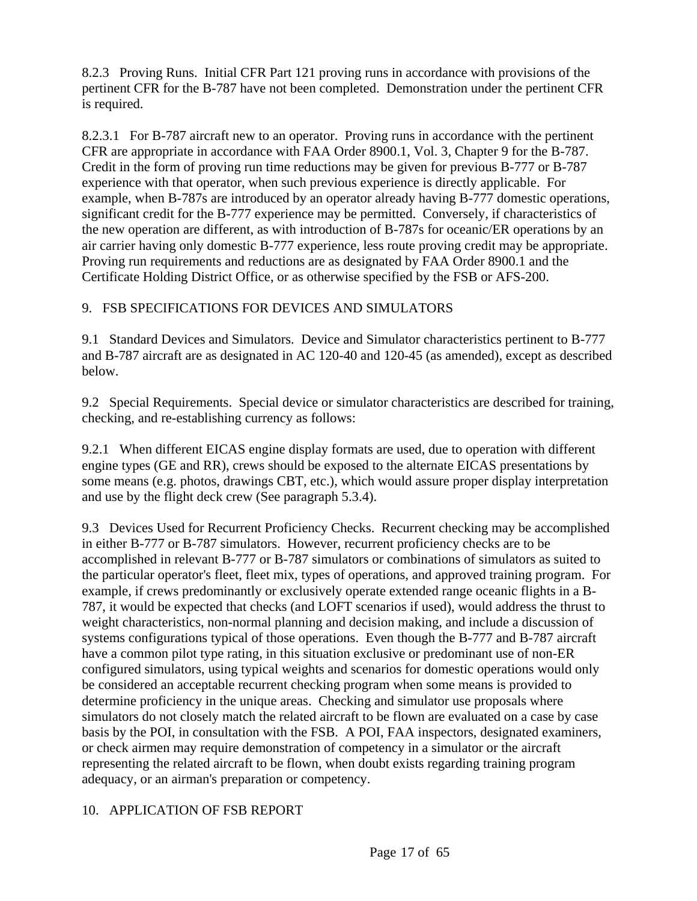8.2.3 Proving Runs. Initial CFR Part 121 proving runs in accordance with provisions of the pertinent CFR for the B-787 have not been completed. Demonstration under the pertinent CFR is required.

8.2.3.1 For B-787 aircraft new to an operator. Proving runs in accordance with the pertinent CFR are appropriate in accordance with FAA Order 8900.1, Vol. 3, Chapter 9 for the B-787. Credit in the form of proving run time reductions may be given for previous B-777 or B-787 experience with that operator, when such previous experience is directly applicable. For example, when B-787s are introduced by an operator already having B-777 domestic operations, significant credit for the B-777 experience may be permitted. Conversely, if characteristics of the new operation are different, as with introduction of B-787s for oceanic/ER operations by an air carrier having only domestic B-777 experience, less route proving credit may be appropriate. Proving run requirements and reductions are as designated by FAA Order 8900.1 and the Certificate Holding District Office, or as otherwise specified by the FSB or AFS-200.

## 9. FSB SPECIFICATIONS FOR DEVICES AND SIMULATORS

9.1 Standard Devices and Simulators. Device and Simulator characteristics pertinent to B-777 and B-787 aircraft are as designated in AC 120-40 and 120-45 (as amended), except as described below.

9.2 Special Requirements. Special device or simulator characteristics are described for training, checking, and re-establishing currency as follows:

9.2.1 When different EICAS engine display formats are used, due to operation with different engine types (GE and RR), crews should be exposed to the alternate EICAS presentations by some means (e.g. photos, drawings CBT, etc.), which would assure proper display interpretation and use by the flight deck crew (See paragraph 5.3.4).

9.3 Devices Used for Recurrent Proficiency Checks. Recurrent checking may be accomplished in either B-777 or B-787 simulators. However, recurrent proficiency checks are to be accomplished in relevant B-777 or B-787 simulators or combinations of simulators as suited to the particular operator's fleet, fleet mix, types of operations, and approved training program. For example, if crews predominantly or exclusively operate extended range oceanic flights in a B-787, it would be expected that checks (and LOFT scenarios if used), would address the thrust to weight characteristics, non-normal planning and decision making, and include a discussion of systems configurations typical of those operations. Even though the B-777 and B-787 aircraft have a common pilot type rating, in this situation exclusive or predominant use of non-ER configured simulators, using typical weights and scenarios for domestic operations would only be considered an acceptable recurrent checking program when some means is provided to determine proficiency in the unique areas. Checking and simulator use proposals where simulators do not closely match the related aircraft to be flown are evaluated on a case by case basis by the POI, in consultation with the FSB. A POI, FAA inspectors, designated examiners, or check airmen may require demonstration of competency in a simulator or the aircraft representing the related aircraft to be flown, when doubt exists regarding training program adequacy, or an airman's preparation or competency.

## 10. APPLICATION OF FSB REPORT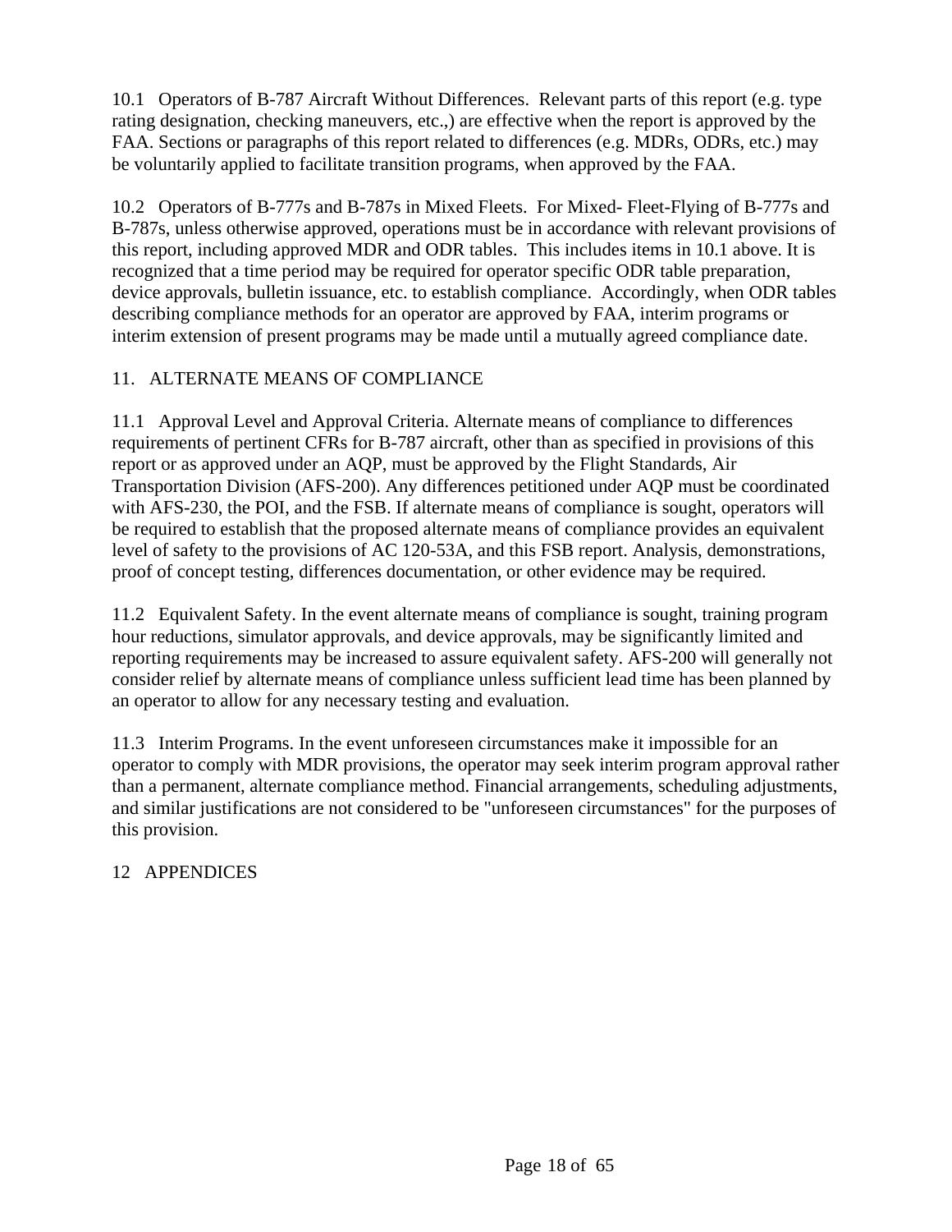10.1 Operators of B-787 Aircraft Without Differences. Relevant parts of this report (e.g. type rating designation, checking maneuvers, etc.,) are effective when the report is approved by the FAA. Sections or paragraphs of this report related to differences (e.g. MDRs, ODRs, etc.) may be voluntarily applied to facilitate transition programs, when approved by the FAA.

10.2 Operators of B-777s and B-787s in Mixed Fleets. For Mixed- Fleet-Flying of B-777s and B-787s, unless otherwise approved, operations must be in accordance with relevant provisions of this report, including approved MDR and ODR tables. This includes items in 10.1 above. It is recognized that a time period may be required for operator specific ODR table preparation, device approvals, bulletin issuance, etc. to establish compliance. Accordingly, when ODR tables describing compliance methods for an operator are approved by FAA, interim programs or interim extension of present programs may be made until a mutually agreed compliance date.

## 11. ALTERNATE MEANS OF COMPLIANCE

11.1 Approval Level and Approval Criteria. Alternate means of compliance to differences requirements of pertinent CFRs for B-787 aircraft, other than as specified in provisions of this report or as approved under an AQP, must be approved by the Flight Standards, Air Transportation Division (AFS-200). Any differences petitioned under AQP must be coordinated with AFS-230, the POI, and the FSB. If alternate means of compliance is sought, operators will be required to establish that the proposed alternate means of compliance provides an equivalent level of safety to the provisions of AC 120-53A, and this FSB report. Analysis, demonstrations, proof of concept testing, differences documentation, or other evidence may be required.

11.2 Equivalent Safety. In the event alternate means of compliance is sought, training program hour reductions, simulator approvals, and device approvals, may be significantly limited and reporting requirements may be increased to assure equivalent safety. AFS-200 will generally not consider relief by alternate means of compliance unless sufficient lead time has been planned by an operator to allow for any necessary testing and evaluation.

11.3 Interim Programs. In the event unforeseen circumstances make it impossible for an operator to comply with MDR provisions, the operator may seek interim program approval rather than a permanent, alternate compliance method. Financial arrangements, scheduling adjustments, and similar justifications are not considered to be "unforeseen circumstances" for the purposes of this provision.

## 12 APPENDICES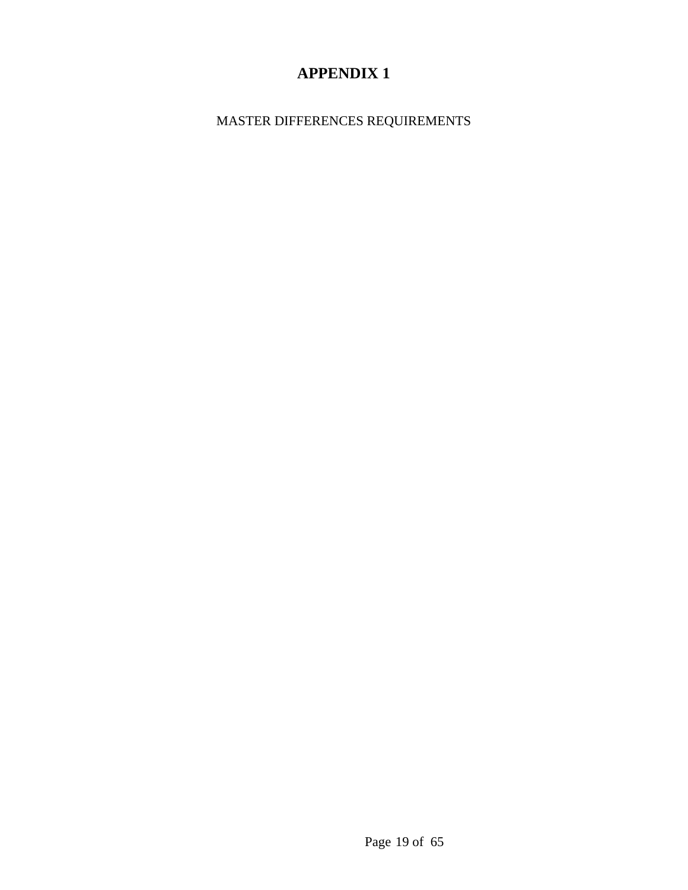# APPENDIX 1

MASTER DIFFERENCES REQUIREMENTS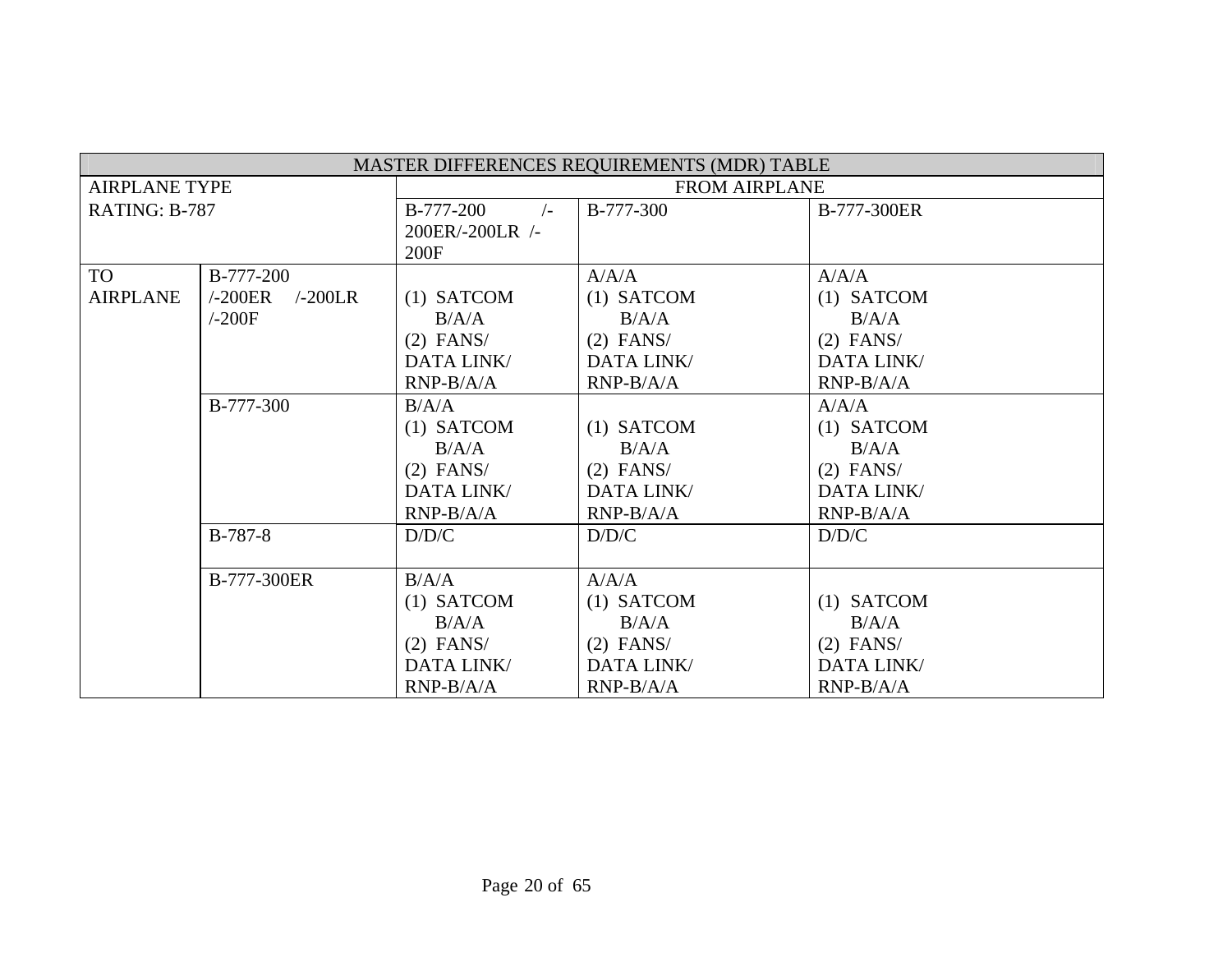| MASTER DIFFERENCES REQUIREMENTS (MDR) TABLE | | | | |
|---|---|---|---|---|
| AIRPLANE TYPE RATING: B-787 | | FROM AIRPLANE | | |
| | | B-777-200 /-200ER/-200LR /-200F | B-777-300 | B-777-300ER |
| TO AIRPLANE | B-777-200 /-200ER /-200LR /-200F | (1) SATCOM B/A/A (2) FANS/ DATA LINK/ RNP-B/A/A | A/A/A (1) SATCOM B/A/A (2) FANS/ DATA LINK/ RNP-B/A/A | A/A/A (1) SATCOM B/A/A (2) FANS/ DATA LINK/ RNP-B/A/A |
| | B-777-300 | B/A/A (1) SATCOM B/A/A (2) FANS/ DATA LINK/ RNP-B/A/A | (1) SATCOM B/A/A (2) FANS/ DATA LINK/ RNP-B/A/A | A/A/A (1) SATCOM B/A/A (2) FANS/ DATA LINK/ RNP-B/A/A |
| | B-787-8 | D/D/C | D/D/C | D/D/C |
| | B-777-300ER | B/A/A (1) SATCOM B/A/A (2) FANS/ DATA LINK/ RNP-B/A/A | A/A/A (1) SATCOM B/A/A (2) FANS/ DATA LINK/ RNP-B/A/A | (1) SATCOM B/A/A (2) FANS/ DATA LINK/ RNP-B/A/A |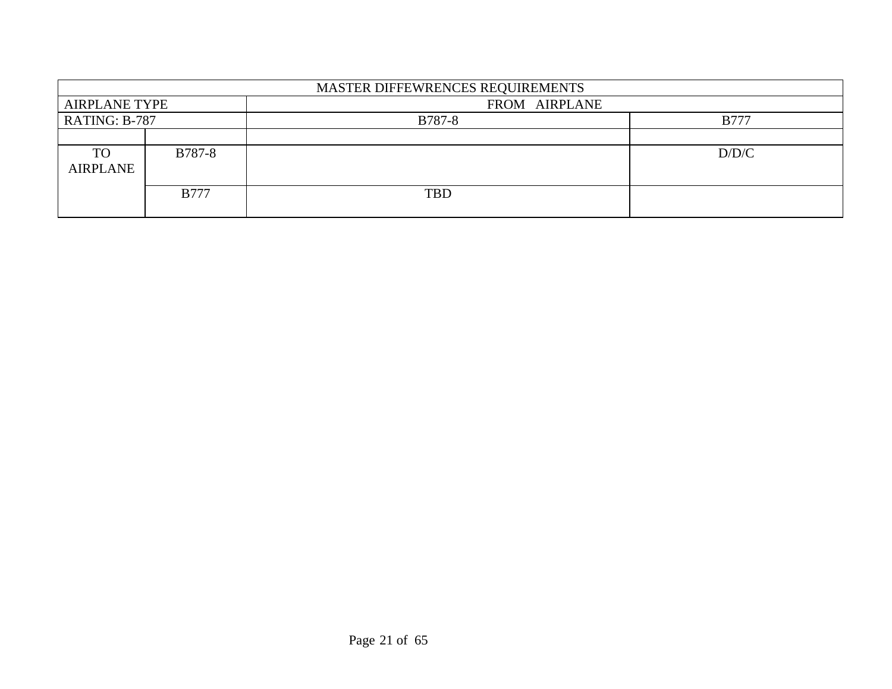| MASTER DIFFEWRENCES REQUIREMENTS | | | |
|---|---|---|---|
| AIRPLANE TYPE | | FROM AIRPLANE | |
| RATING: B-787 | | B787-8 | B777 |
| | | | |
| TO AIRPLANE | B787-8 | | D/D/C |
| | B777 | TBD | |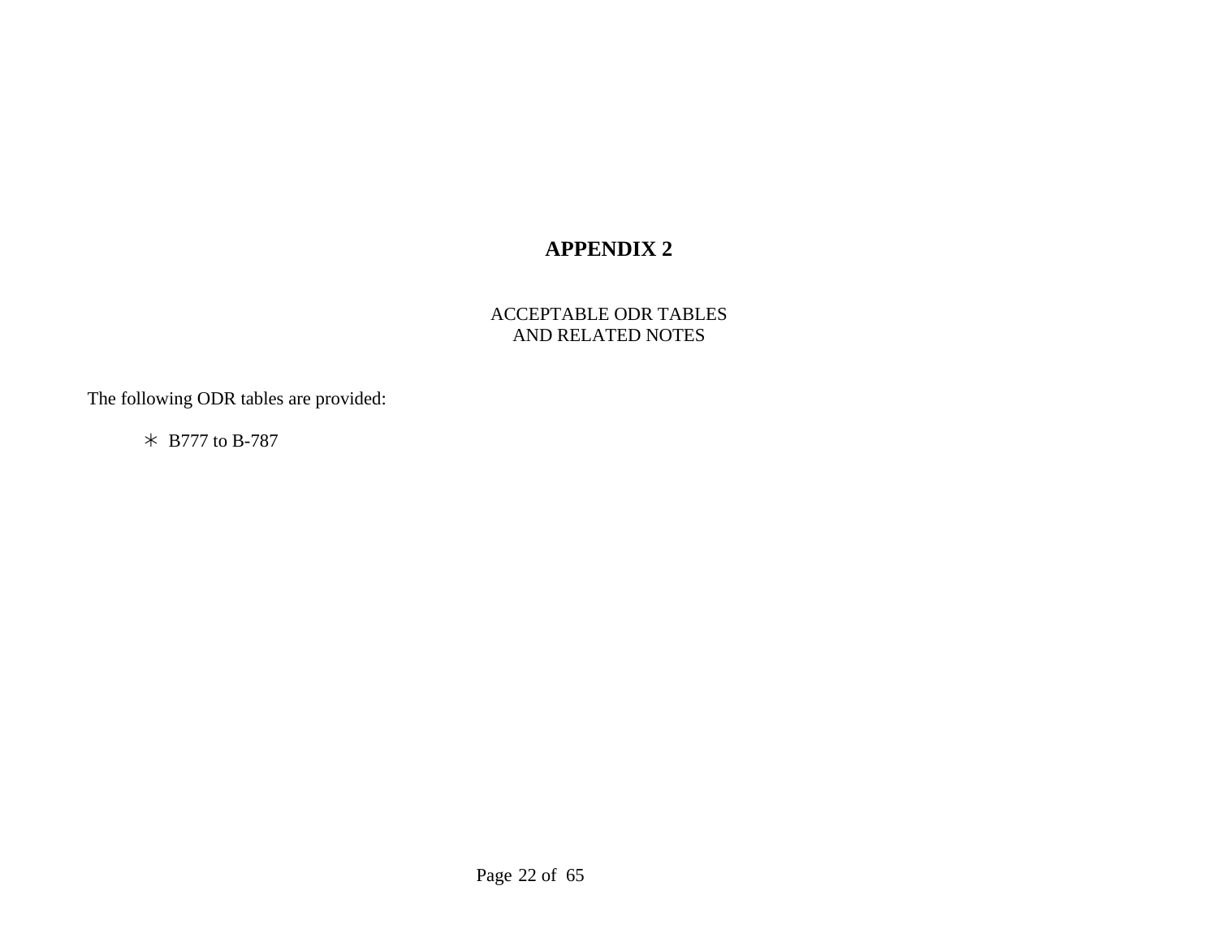# APPENDIX 2

ACCEPTABLE ODR TABLES
AND RELATED NOTES

The following ODR tables are provided:

- B777 to B-787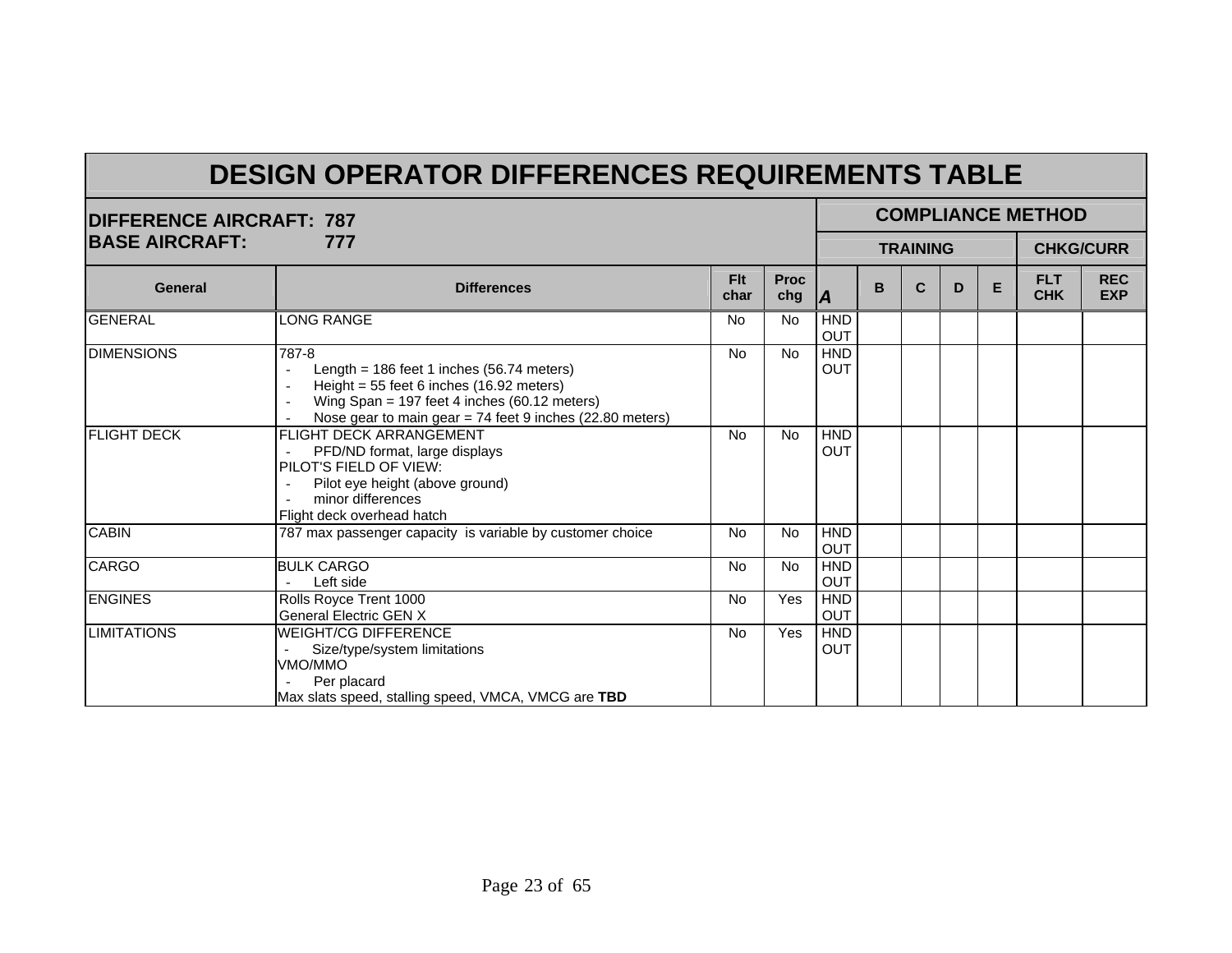# DESIGN OPERATOR DIFFERENCES REQUIREMENTS TABLE

| DIFFERENCE AIRCRAFT: 787<br>BASE AIRCRAFT: 777 | | | | COMPLIANCE METHOD | | | | | | |
|---|---|---|---|---|---|---|---|---|---|---|
| | | | | TRAINING | | | | | CHKG/CURR | |
| **General** | **Differences** | **Flt char** | **Proc chg** | ***A*** | **B** | **C** | **D** | **E** | **FLT CHK** | **REC EXP** |
| GENERAL | LONG RANGE | No | No | HND OUT | | | | | | |
| DIMENSIONS | 787-8<br>- Length = 186 feet 1 inches (56.74 meters)<br>- Height = 55 feet 6 inches (16.92 meters)<br>- Wing Span = 197 feet 4 inches (60.12 meters)<br>- Nose gear to main gear = 74 feet 9 inches (22.80 meters) | No | No | HND OUT | | | | | | |
| FLIGHT DECK | FLIGHT DECK ARRANGEMENT<br>- PFD/ND format, large displays<br>PILOT'S FIELD OF VIEW:<br>- Pilot eye height (above ground)<br>- minor differences<br>Flight deck overhead hatch | No | No | HND OUT | | | | | | |
| CABIN | 787 max passenger capacity is variable by customer choice | No | No | HND OUT | | | | | | |
| CARGO | BULK CARGO<br>- Left side | No | No | HND OUT | | | | | | |
| ENGINES | Rolls Royce Trent 1000<br>General Electric GEN X | No | Yes | HND OUT | | | | | | |
| LIMITATIONS | WEIGHT/CG DIFFERENCE<br>- Size/type/system limitations<br>VMO/MMO<br>- Per placard<br>Max slats speed, stalling speed, VMCA, VMCG are **TBD** | No | Yes | HND OUT | | | | | | |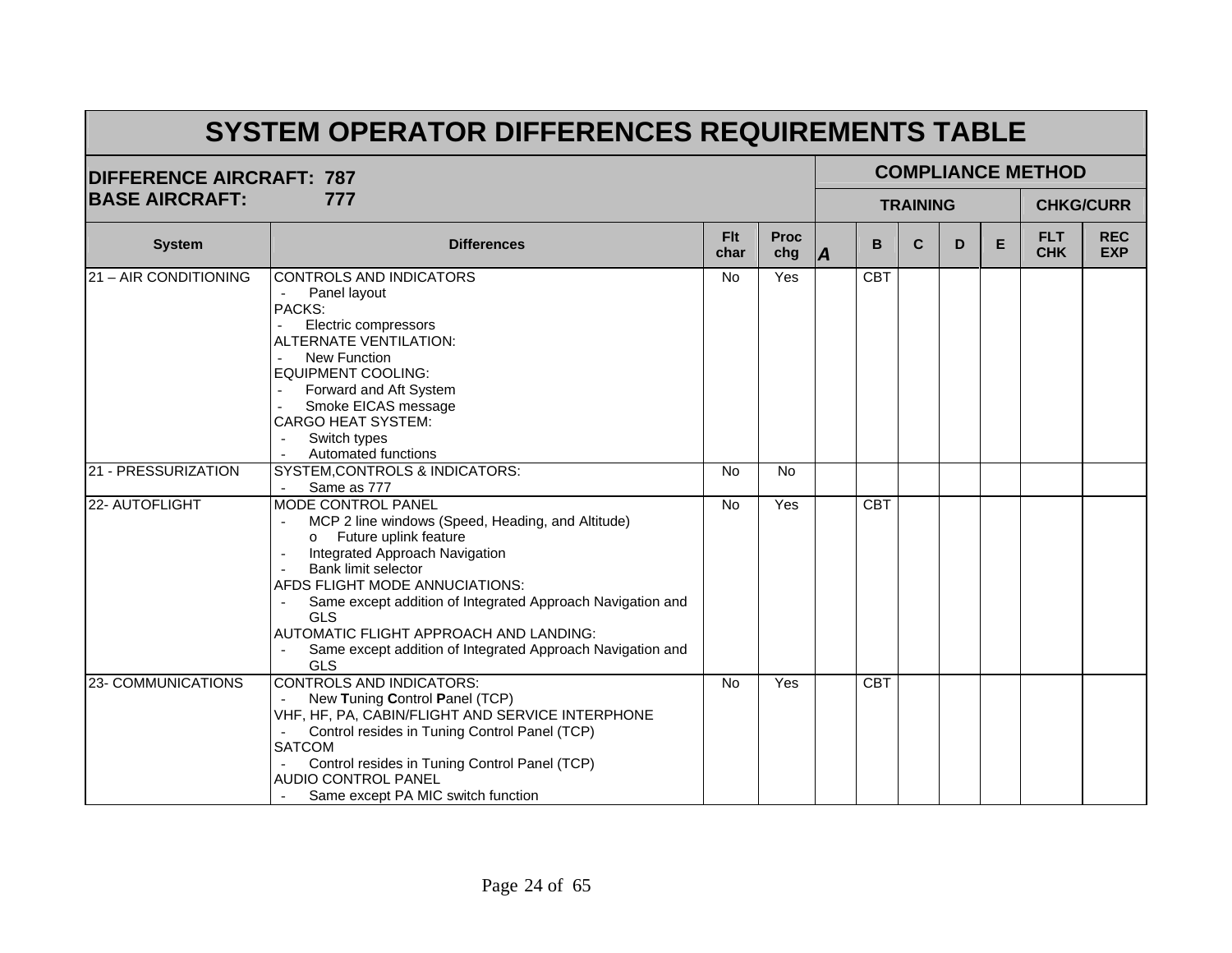# SYSTEM OPERATOR DIFFERENCES REQUIREMENTS TABLE

| DIFFERENCE AIRCRAFT: 787<br>BASE AIRCRAFT: 777 | | | | COMPLIANCE METHOD | | | | | | |
|---|---|---|---|---|---|---|---|---|---|---|
| | | | | TRAINING | | | | | CHKG/CURR | |
| **System** | **Differences** | **Flt char** | **Proc chg** | ***A*** | **B** | **C** | **D** | **E** | **FLT CHK** | **REC EXP** |
| 21 – AIR CONDITIONING | CONTROLS AND INDICATORS<br>- Panel layout<br>PACKS:<br>- Electric compressors<br>ALTERNATE VENTILATION:<br>- New Function<br>EQUIPMENT COOLING:<br>- Forward and Aft System<br>- Smoke EICAS message<br>CARGO HEAT SYSTEM:<br>- Switch types<br>- Automated functions | No | Yes | | CBT | | | | | |
| 21 - PRESSURIZATION | SYSTEM,CONTROLS & INDICATORS:<br>- Same as 777 | No | No | | | | | | | |
| 22- AUTOFLIGHT | MODE CONTROL PANEL<br>- MCP 2 line windows (Speed, Heading, and Altitude)<br>o Future uplink feature<br>- Integrated Approach Navigation<br>- Bank limit selector<br>AFDS FLIGHT MODE ANNUCIATIONS:<br>- Same except addition of Integrated Approach Navigation and GLS<br>AUTOMATIC FLIGHT APPROACH AND LANDING:<br>- Same except addition of Integrated Approach Navigation and GLS | No | Yes | | CBT | | | | | |
| 23- COMMUNICATIONS | CONTROLS AND INDICATORS:<br>- New **T**uning **C**ontrol **P**anel (TCP)<br>VHF, HF, PA, CABIN/FLIGHT AND SERVICE INTERPHONE<br>- Control resides in Tuning Control Panel (TCP)<br>SATCOM<br>- Control resides in Tuning Control Panel (TCP)<br>AUDIO CONTROL PANEL<br>- Same except PA MIC switch function | No | Yes | | CBT | | | | | |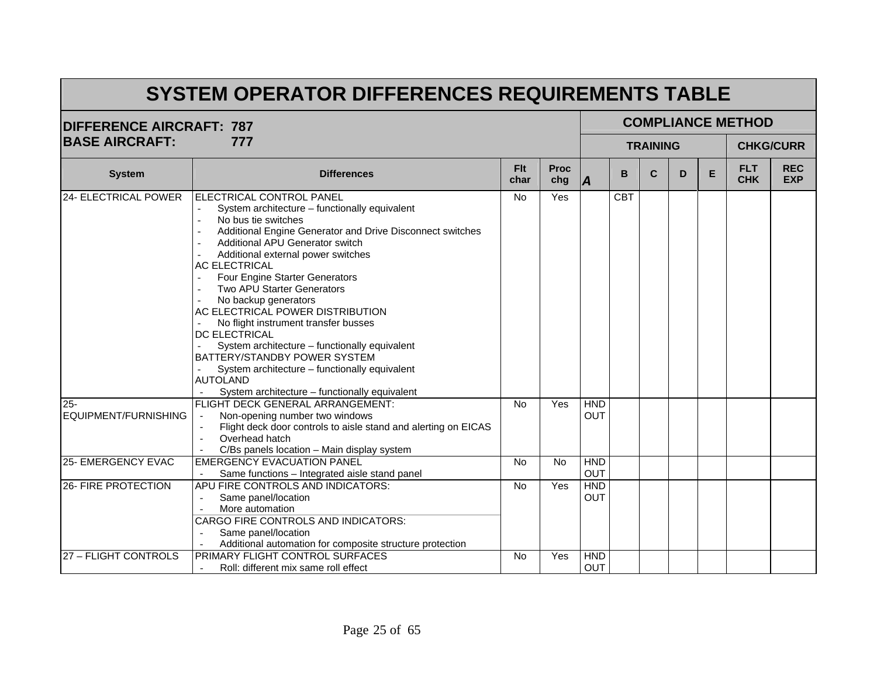# SYSTEM OPERATOR DIFFERENCES REQUIREMENTS TABLE

| DIFFERENCE AIRCRAFT: 787<br>BASE AIRCRAFT: 777 | | | | COMPLIANCE METHOD | | | | | | |
|---|---|---|---|---|---|---|---|---|---|---|
| | | | | TRAINING | | | | | CHKG/CURR | |
| System | Differences | Flt char | Proc chg | A | B | C | D | E | FLT CHK | REC EXP |
| 24- ELECTRICAL POWER | ELECTRICAL CONTROL PANEL<br>- System architecture – functionally equivalent<br>- No bus tie switches<br>- Additional Engine Generator and Drive Disconnect switches<br>- Additional APU Generator switch<br>- Additional external power switches<br>AC ELECTRICAL<br>- Four Engine Starter Generators<br>- Two APU Starter Generators<br>- No backup generators<br>AC ELECTRICAL POWER DISTRIBUTION<br>- No flight instrument transfer busses<br>DC ELECTRICAL<br>- System architecture – functionally equivalent<br>BATTERY/STANDBY POWER SYSTEM<br>- System architecture – functionally equivalent<br>AUTOLAND<br>- System architecture – functionally equivalent | No | Yes | | CBT | | | | | |
| 25- EQUIPMENT/FURNISHING | FLIGHT DECK GENERAL ARRANGEMENT:<br>- Non-opening number two windows<br>- Flight deck door controls to aisle stand and alerting on EICAS<br>- Overhead hatch<br>- C/Bs panels location – Main display system | No | Yes | HND OUT | | | | | | |
| 25- EMERGENCY EVAC | EMERGENCY EVACUATION PANEL<br>- Same functions – Integrated aisle stand panel | No | No | HND OUT | | | | | | |
| 26- FIRE PROTECTION | APU FIRE CONTROLS AND INDICATORS:<br>- Same panel/location<br>- More automation<br>CARGO FIRE CONTROLS AND INDICATORS:<br>- Same panel/location<br>- Additional automation for composite structure protection | No | Yes | HND OUT | | | | | | |
| 27 – FLIGHT CONTROLS | PRIMARY FLIGHT CONTROL SURFACES<br>- Roll: different mix same roll effect | No | Yes | HND OUT | | | | | | |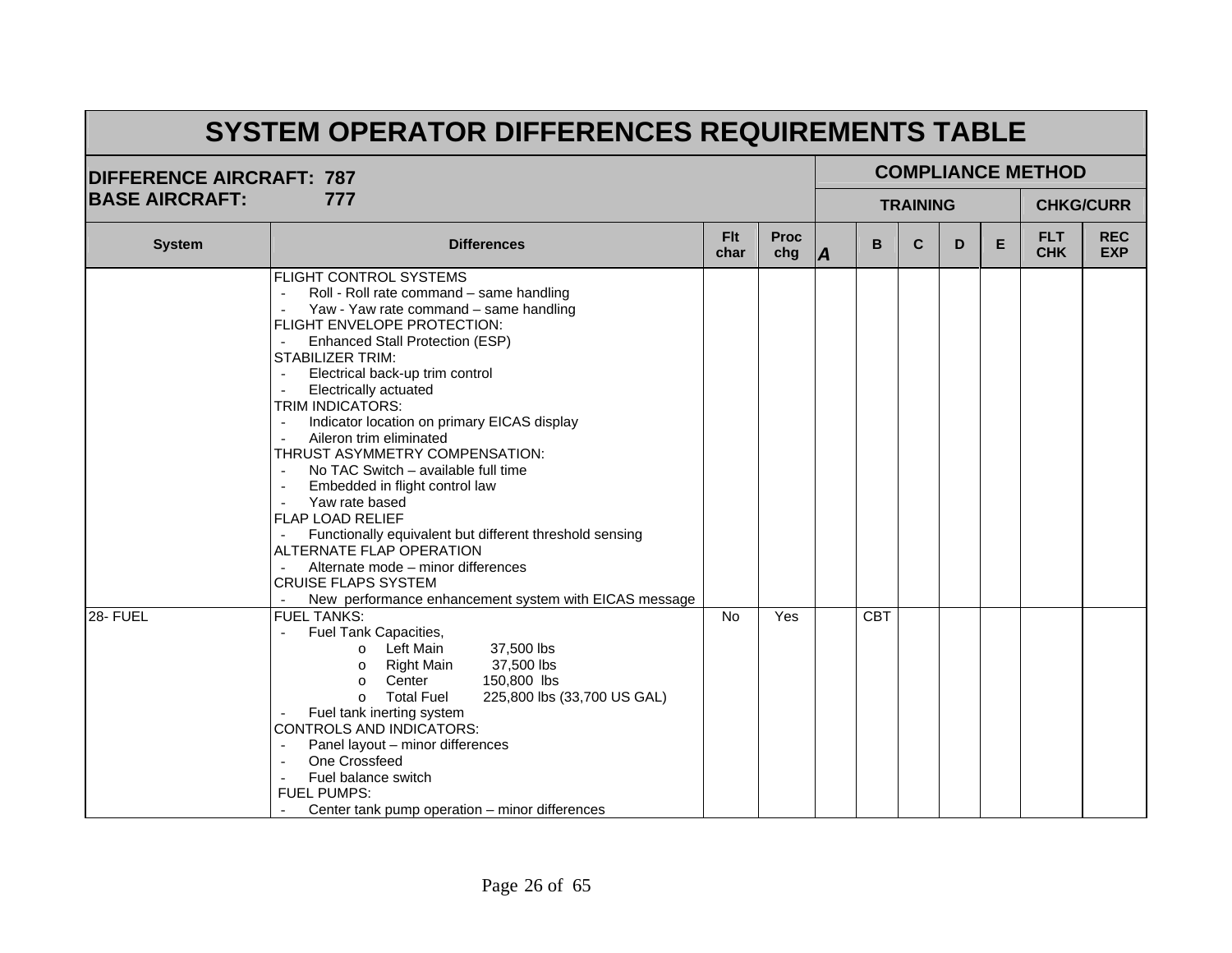# SYSTEM OPERATOR DIFFERENCES REQUIREMENTS TABLE

| DIFFERENCE AIRCRAFT: 787<br>BASE AIRCRAFT: 777 | | | | COMPLIANCE METHOD | | | | | | |
|---|---|---|---|---|---|---|---|---|---|---|
| | | | | TRAINING | | | | | CHKG/CURR | |
| **System** | **Differences** | **Flt char** | **Proc chg** | ***A*** | **B** | **C** | **D** | **E** | **FLT CHK** | **REC EXP** |
| | FLIGHT CONTROL SYSTEMS<br>- Roll - Roll rate command – same handling<br>- Yaw - Yaw rate command – same handling<br>FLIGHT ENVELOPE PROTECTION:<br>- Enhanced Stall Protection (ESP)<br>STABILIZER TRIM:<br>- Electrical back-up trim control<br>- Electrically actuated<br>TRIM INDICATORS:<br>- Indicator location on primary EICAS display<br>- Aileron trim eliminated<br>THRUST ASYMMETRY COMPENSATION:<br>- No TAC Switch – available full time<br>- Embedded in flight control law<br>- Yaw rate based<br>FLAP LOAD RELIEF<br>- Functionally equivalent but different threshold sensing<br>ALTERNATE FLAP OPERATION<br>- Alternate mode – minor differences<br>CRUISE FLAPS SYSTEM<br>- New performance enhancement system with EICAS message | | | | | | | | | |
| 28- FUEL | FUEL TANKS:<br>- Fuel Tank Capacities,<br>o Left Main 37,500 lbs<br>o Right Main 37,500 lbs<br>o Center 150,800 lbs<br>o Total Fuel 225,800 lbs (33,700 US GAL)<br>- Fuel tank inerting system<br>CONTROLS AND INDICATORS:<br>- Panel layout – minor differences<br>- One Crossfeed<br>- Fuel balance switch<br>FUEL PUMPS:<br>- Center tank pump operation – minor differences | No | Yes | | CBT | | | | | |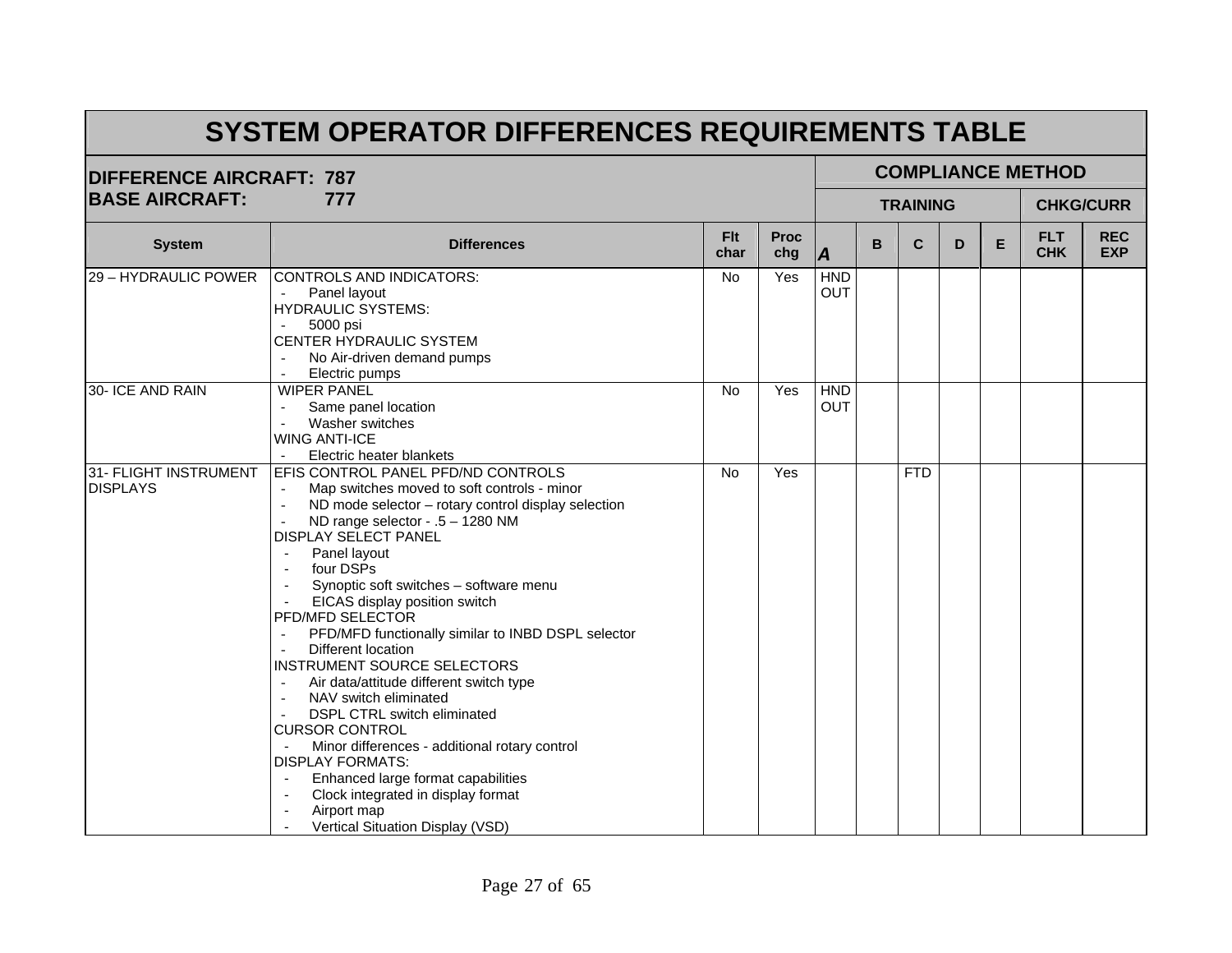# SYSTEM OPERATOR DIFFERENCES REQUIREMENTS TABLE

| DIFFERENCE AIRCRAFT: 787<br>BASE AIRCRAFT: 777 | | | | COMPLIANCE METHOD | | | | | | |
|---|---|---|---|---|---|---|---|---|---|---|
| | | | | TRAINING | | | | | CHKG/CURR | |
| **System** | **Differences** | **Flt char** | **Proc chg** | ***A*** | **B** | **C** | **D** | **E** | **FLT CHK** | **REC EXP** |
| 29 – HYDRAULIC POWER | CONTROLS AND INDICATORS:<br>- Panel layout<br>HYDRAULIC SYSTEMS:<br>- 5000 psi<br>CENTER HYDRAULIC SYSTEM<br>- No Air-driven demand pumps<br>- Electric pumps | No | Yes | HND OUT | | | | | | |
| 30- ICE AND RAIN | WIPER PANEL<br>- Same panel location<br>- Washer switches<br>WING ANTI-ICE<br>- Electric heater blankets | No | Yes | HND OUT | | | | | | |
| 31- FLIGHT INSTRUMENT DISPLAYS | EFIS CONTROL PANEL PFD/ND CONTROLS<br>- Map switches moved to soft controls - minor<br>- ND mode selector – rotary control display selection<br>- ND range selector - .5 – 1280 NM<br>DISPLAY SELECT PANEL<br>- Panel layout<br>- four DSPs<br>- Synoptic soft switches – software menu<br>- EICAS display position switch<br>PFD/MFD SELECTOR<br>- PFD/MFD functionally similar to INBD DSPL selector<br>- Different location<br>INSTRUMENT SOURCE SELECTORS<br>- Air data/attitude different switch type<br>- NAV switch eliminated<br>- DSPL CTRL switch eliminated<br>CURSOR CONTROL<br>- Minor differences - additional rotary control<br>DISPLAY FORMATS:<br>- Enhanced large format capabilities<br>- Clock integrated in display format<br>- Airport map<br>- Vertical Situation Display (VSD) | No | Yes | | | FTD | | | | |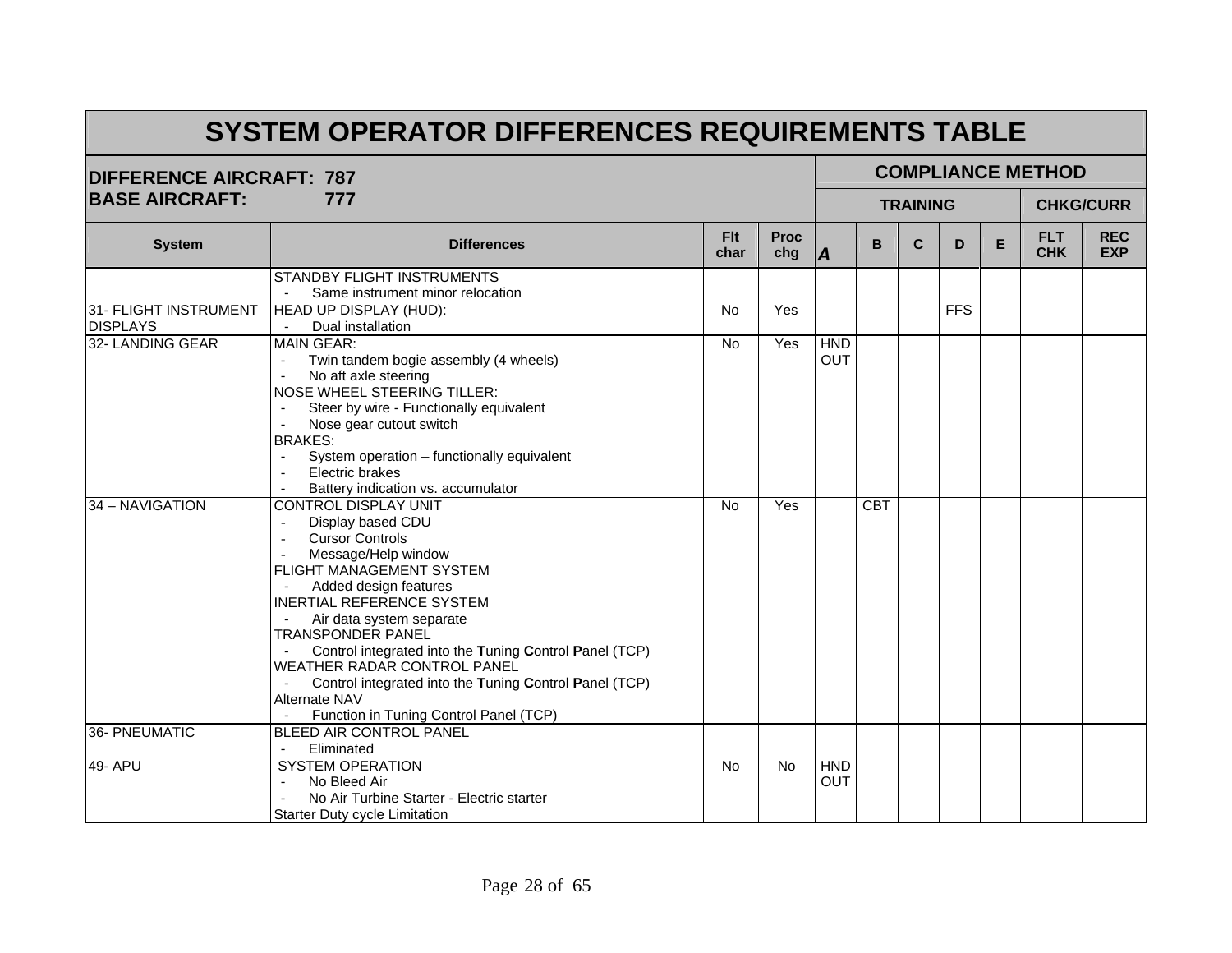| SYSTEM OPERATOR DIFFERENCES REQUIREMENTS TABLE | | | | | | | | | | | |
|---|---|---|---|---|---|---|---|---|---|---|---|
| **DIFFERENCE AIRCRAFT: 787**<br>**BASE AIRCRAFT: 777** | | | | **COMPLIANCE METHOD** | | | | | | | |
| | | | | **TRAINING** | | | | | | **CHKG/CURR** | |
| **System** | **Differences** | **Flt char** | **Proc chg** | ***A*** | **B** | **C** | **D** | **E** | **FLT CHK** | **REC EXP** |
| | STANDBY FLIGHT INSTRUMENTS<br>- Same instrument minor relocation | | | | | | | | | |
| 31- FLIGHT INSTRUMENT DISPLAYS | HEAD UP DISPLAY (HUD):<br>- Dual installation | No | Yes | | | | FFS | | | |
| 32- LANDING GEAR | MAIN GEAR:<br>- Twin tandem bogie assembly (4 wheels)<br>- No aft axle steering<br>NOSE WHEEL STEERING TILLER:<br>- Steer by wire - Functionally equivalent<br>- Nose gear cutout switch<br>BRAKES:<br>- System operation – functionally equivalent<br>- Electric brakes<br>- Battery indication vs. accumulator | No | Yes | HND OUT | | | | | | |
| 34 – NAVIGATION | CONTROL DISPLAY UNIT<br>- Display based CDU<br>- Cursor Controls<br>- Message/Help window<br>FLIGHT MANAGEMENT SYSTEM<br>- Added design features<br>INERTIAL REFERENCE SYSTEM<br>- Air data system separate<br>TRANSPONDER PANEL<br>- Control integrated into the **T**uning **C**ontrol **P**anel (TCP)<br>WEATHER RADAR CONTROL PANEL<br>- Control integrated into the **T**uning **C**ontrol **P**anel (TCP)<br>Alternate NAV<br>- Function in Tuning Control Panel (TCP) | No | Yes | | CBT | | | | | |
| 36- PNEUMATIC | BLEED AIR CONTROL PANEL<br>- Eliminated | | | | | | | | | |
| 49- APU | SYSTEM OPERATION<br>- No Bleed Air<br>- No Air Turbine Starter - Electric starter<br>Starter Duty cycle Limitation | No | No | HND OUT | | | | | | |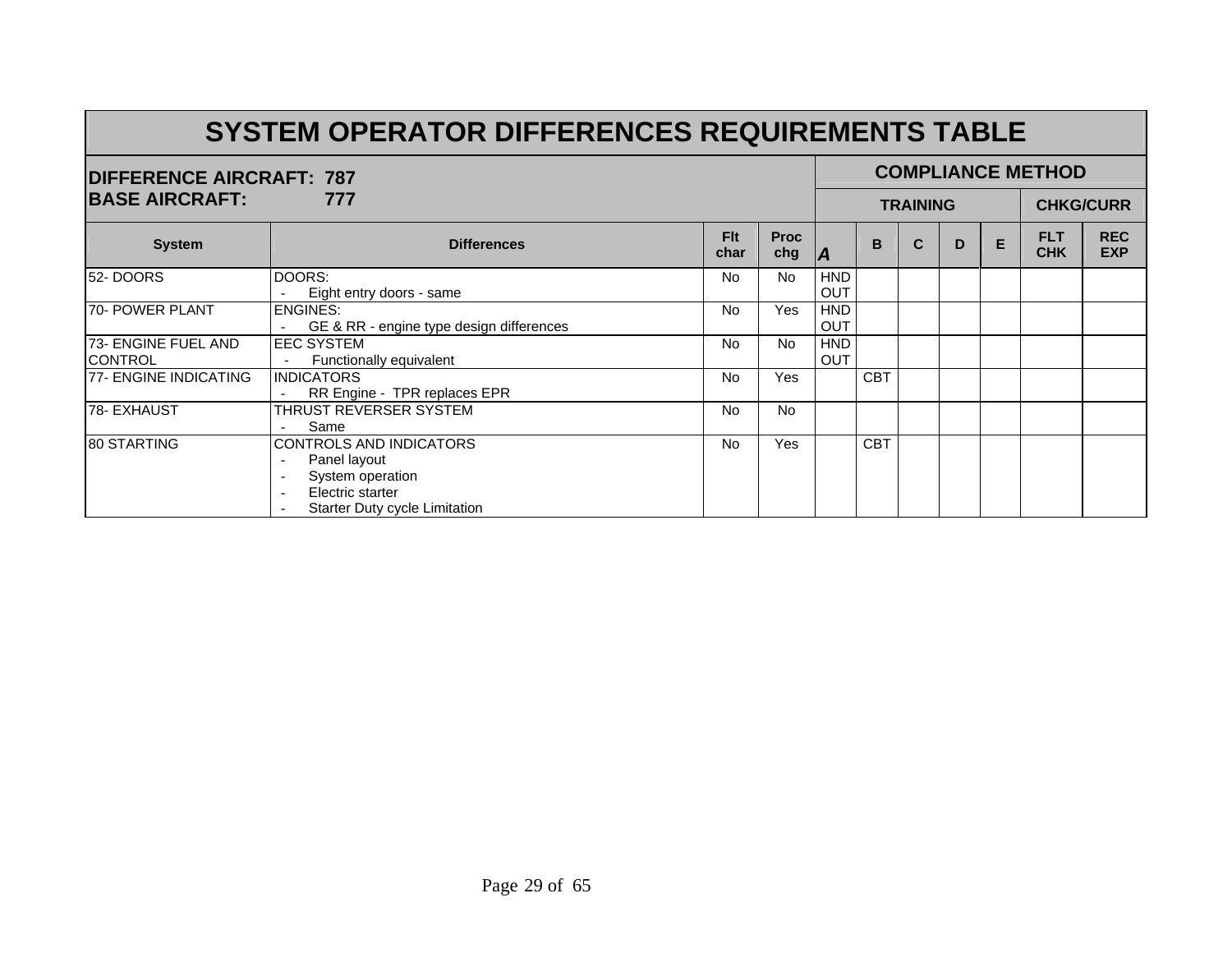# SYSTEM OPERATOR DIFFERENCES REQUIREMENTS TABLE

| DIFFERENCE AIRCRAFT: 787<br>BASE AIRCRAFT: 777 | | | | COMPLIANCE METHOD | | | | | | |
|---|---|---|---|---|---|---|---|---|---|---|
| | | | | TRAINING | | | | | CHKG/CURR | |
| **System** | **Differences** | **Flt char** | **Proc chg** | **A** | **B** | **C** | **D** | **E** | **FLT CHK** | **REC EXP** |
| 52- DOORS | DOORS:<br>- Eight entry doors - same | No | No | HND OUT | | | | | | |
| 70- POWER PLANT | ENGINES:<br>- GE & RR - engine type design differences | No | Yes | HND OUT | | | | | | |
| 73- ENGINE FUEL AND CONTROL | EEC SYSTEM<br>- Functionally equivalent | No | No | HND OUT | | | | | | |
| 77- ENGINE INDICATING | INDICATORS<br>- RR Engine - TPR replaces EPR | No | Yes | | CBT | | | | | |
| 78- EXHAUST | THRUST REVERSER SYSTEM<br>- Same | No | No | | | | | | | |
| 80 STARTING | CONTROLS AND INDICATORS<br>- Panel layout<br>- System operation<br>- Electric starter<br>- Starter Duty cycle Limitation | No | Yes | | CBT | | | | | |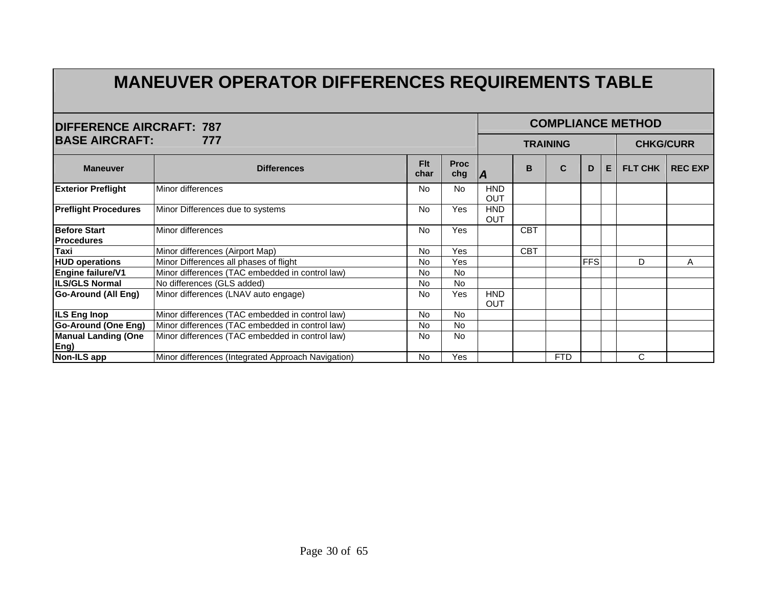# MANEUVER OPERATOR DIFFERENCES REQUIREMENTS TABLE

| DIFFERENCE AIRCRAFT: 787<br>BASE AIRCRAFT: 777 | | | | COMPLIANCE METHOD | | | | | | |
|---|---|---|---|---|---|---|---|---|---|---|
| | | | | TRAINING | | | | | CHKG/CURR | |
| **Maneuver** | **Differences** | **Flt char** | **Proc chg** | ***A*** | **B** | **C** | **D** | **E** | **FLT CHK** | **REC EXP** |
| **Exterior Preflight** | Minor differences | No | No | HND OUT | | | | | | |
| **Preflight Procedures** | Minor Differences due to systems | No | Yes | HND OUT | | | | | | |
| **Before Start Procedures** | Minor differences | No | Yes | | CBT | | | | | |
| **Taxi** | Minor differences (Airport Map) | No | Yes | | CBT | | | | | |
| **HUD operations** | Minor Differences all phases of flight | No | Yes | | | | FFS | | D | A |
| **Engine failure/V1** | Minor differences (TAC embedded in control law) | No | No | | | | | | | |
| **ILS/GLS Normal** | No differences (GLS added) | No | No | | | | | | | |
| **Go-Around (All Eng)** | Minor differences (LNAV auto engage) | No | Yes | HND OUT | | | | | | |
| **ILS Eng Inop** | Minor differences (TAC embedded in control law) | No | No | | | | | | | |
| **Go-Around (One Eng)** | Minor differences (TAC embedded in control law) | No | No | | | | | | | |
| **Manual Landing (One Eng)** | Minor differences (TAC embedded in control law) | No | No | | | | | | | |
| **Non-ILS app** | Minor differences (Integrated Approach Navigation) | No | Yes | | | FTD | | | C | |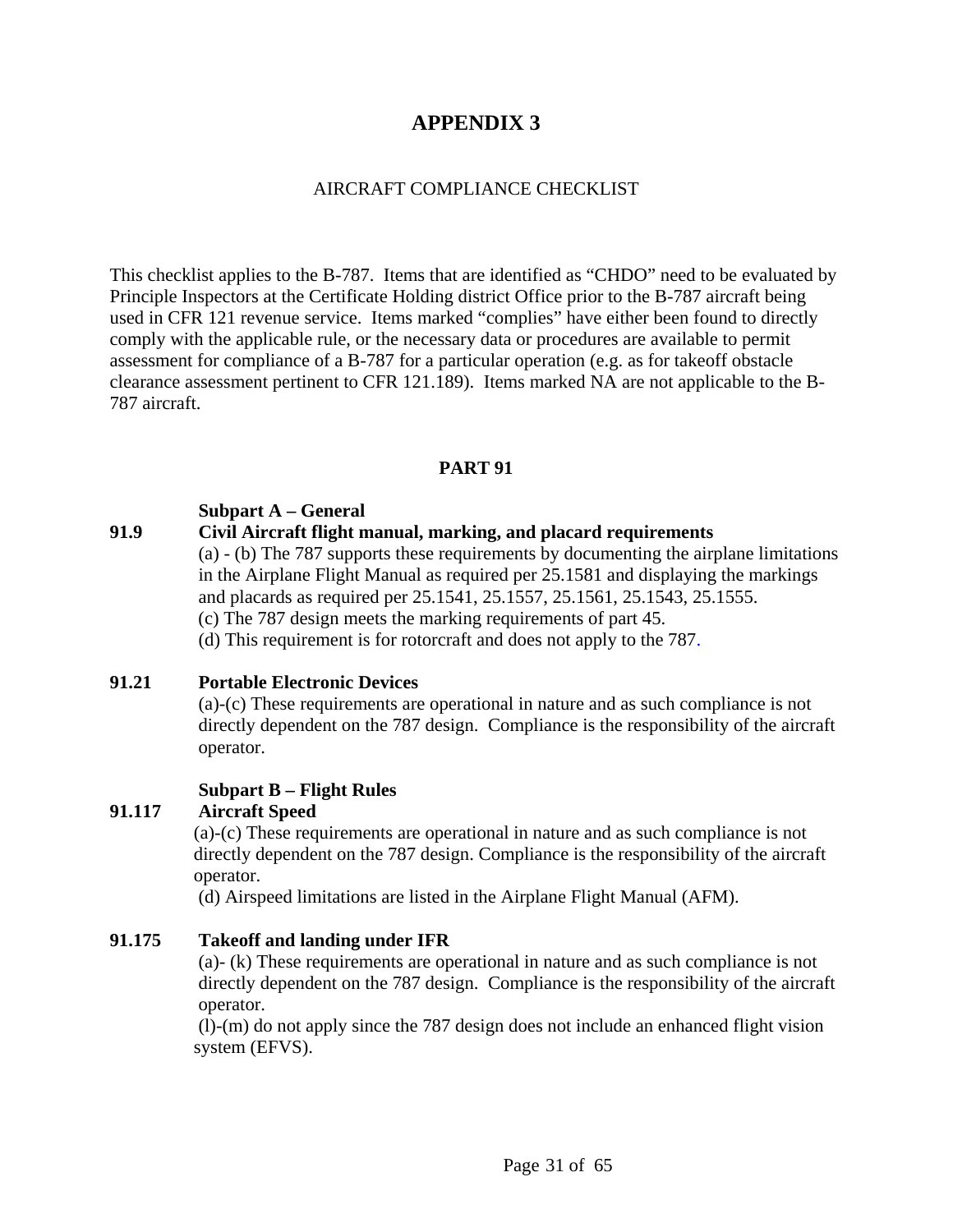# APPENDIX 3

AIRCRAFT COMPLIANCE CHECKLIST

This checklist applies to the B-787. Items that are identified as "CHDO" need to be evaluated by Principle Inspectors at the Certificate Holding district Office prior to the B-787 aircraft being used in CFR 121 revenue service. Items marked "complies" have either been found to directly comply with the applicable rule, or the necessary data or procedures are available to permit assessment for compliance of a B-787 for a particular operation (e.g. as for takeoff obstacle clearance assessment pertinent to CFR 121.189). Items marked NA are not applicable to the B-787 aircraft.

## PART 91

### Subpart A – General

**91.9 Civil Aircraft flight manual, marking, and placard requirements**

(a) - (b) The 787 supports these requirements by documenting the airplane limitations in the Airplane Flight Manual as required per 25.1581 and displaying the markings and placards as required per 25.1541, 25.1557, 25.1561, 25.1543, 25.1555.

(c) The 787 design meets the marking requirements of part 45.

(d) This requirement is for rotorcraft and does not apply to the 787.

**91.21 Portable Electronic Devices**

(a)-(c) These requirements are operational in nature and as such compliance is not directly dependent on the 787 design. Compliance is the responsibility of the aircraft operator.

### Subpart B – Flight Rules

**91.117 Aircraft Speed**

(a)-(c) These requirements are operational in nature and as such compliance is not directly dependent on the 787 design. Compliance is the responsibility of the aircraft operator.

(d) Airspeed limitations are listed in the Airplane Flight Manual (AFM).

**91.175 Takeoff and landing under IFR**

(a)- (k) These requirements are operational in nature and as such compliance is not directly dependent on the 787 design. Compliance is the responsibility of the aircraft operator.

(l)-(m) do not apply since the 787 design does not include an enhanced flight vision system (EFVS).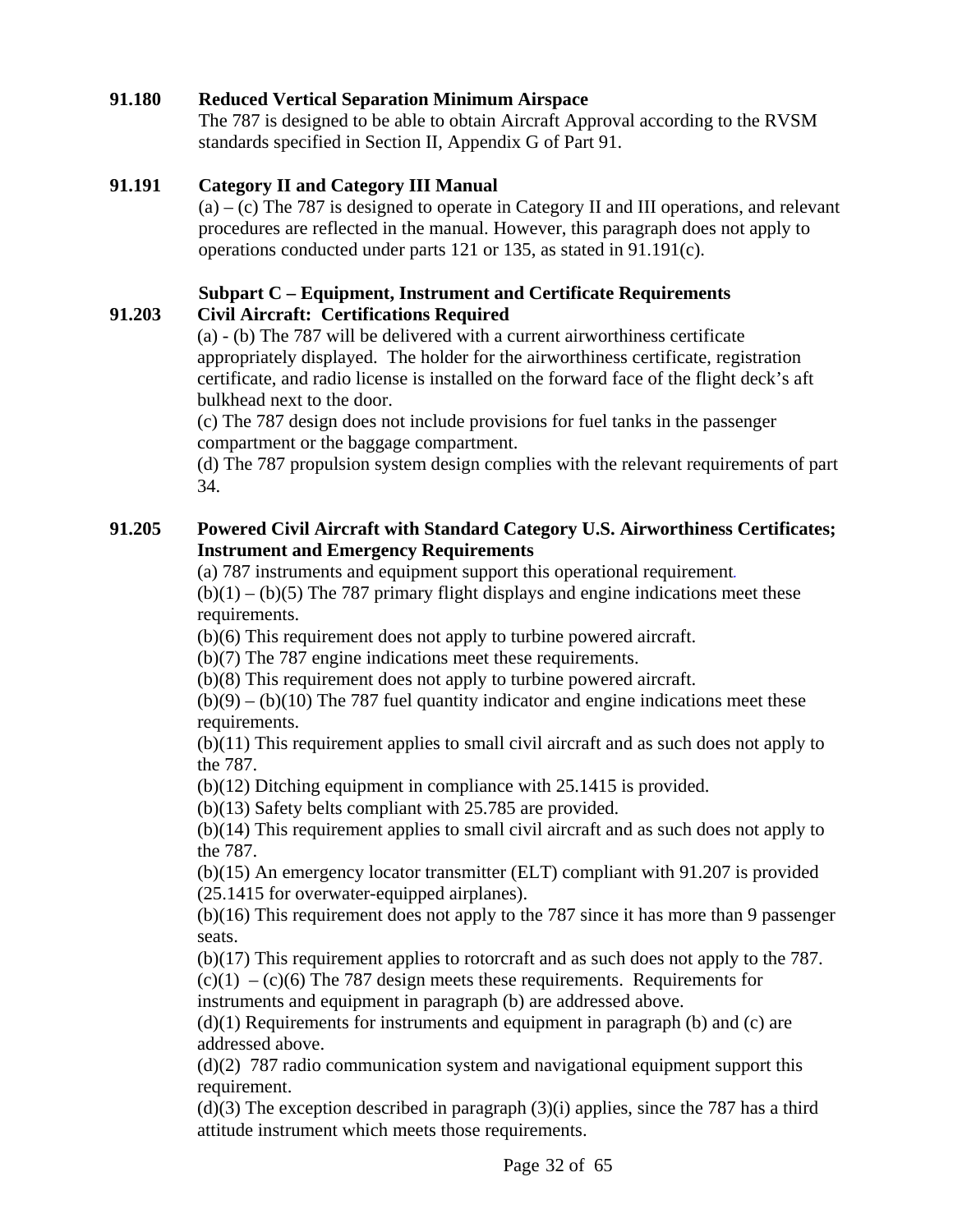**91.180 Reduced Vertical Separation Minimum Airspace**

The 787 is designed to be able to obtain Aircraft Approval according to the RVSM standards specified in Section II, Appendix G of Part 91.

**91.191 Category II and Category III Manual**

(a) – (c) The 787 is designed to operate in Category II and III operations, and relevant procedures are reflected in the manual. However, this paragraph does not apply to operations conducted under parts 121 or 135, as stated in 91.191(c).

**Subpart C – Equipment, Instrument and Certificate Requirements**

**91.203 Civil Aircraft: Certifications Required**

(a) - (b) The 787 will be delivered with a current airworthiness certificate appropriately displayed. The holder for the airworthiness certificate, registration certificate, and radio license is installed on the forward face of the flight deck's aft bulkhead next to the door.

(c) The 787 design does not include provisions for fuel tanks in the passenger compartment or the baggage compartment.

(d) The 787 propulsion system design complies with the relevant requirements of part 34.

**91.205 Powered Civil Aircraft with Standard Category U.S. Airworthiness Certificates; Instrument and Emergency Requirements**

(a) 787 instruments and equipment support this operational requirement.

(b)(1) – (b)(5) The 787 primary flight displays and engine indications meet these requirements.

(b)(6) This requirement does not apply to turbine powered aircraft.

(b)(7) The 787 engine indications meet these requirements.

(b)(8) This requirement does not apply to turbine powered aircraft.

(b)(9) – (b)(10) The 787 fuel quantity indicator and engine indications meet these requirements.

(b)(11) This requirement applies to small civil aircraft and as such does not apply to the 787.

(b)(12) Ditching equipment in compliance with 25.1415 is provided.

(b)(13) Safety belts compliant with 25.785 are provided.

(b)(14) This requirement applies to small civil aircraft and as such does not apply to the 787.

(b)(15) An emergency locator transmitter (ELT) compliant with 91.207 is provided (25.1415 for overwater-equipped airplanes).

(b)(16) This requirement does not apply to the 787 since it has more than 9 passenger seats.

(b)(17) This requirement applies to rotorcraft and as such does not apply to the 787.

(c)(1) – (c)(6) The 787 design meets these requirements. Requirements for instruments and equipment in paragraph (b) are addressed above.

(d)(1) Requirements for instruments and equipment in paragraph (b) and (c) are addressed above.

(d)(2) 787 radio communication system and navigational equipment support this requirement.

(d)(3) The exception described in paragraph (3)(i) applies, since the 787 has a third attitude instrument which meets those requirements.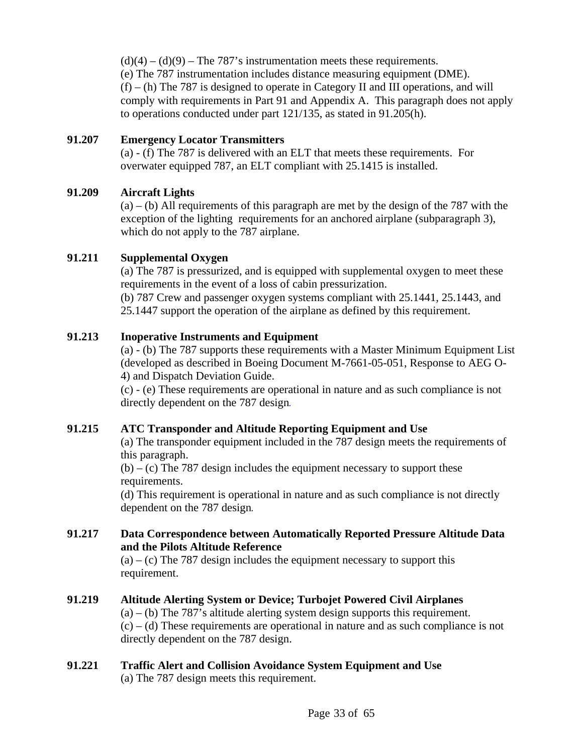(d)(4) – (d)(9) – The 787's instrumentation meets these requirements.
(e) The 787 instrumentation includes distance measuring equipment (DME).
(f) – (h) The 787 is designed to operate in Category II and III operations, and will comply with requirements in Part 91 and Appendix A. This paragraph does not apply to operations conducted under part 121/135, as stated in 91.205(h).

**91.207 Emergency Locator Transmitters**

(a) - (f) The 787 is delivered with an ELT that meets these requirements. For overwater equipped 787, an ELT compliant with 25.1415 is installed.

**91.209 Aircraft Lights**

(a) – (b) All requirements of this paragraph are met by the design of the 787 with the exception of the lighting requirements for an anchored airplane (subparagraph 3), which do not apply to the 787 airplane.

**91.211 Supplemental Oxygen**

(a) The 787 is pressurized, and is equipped with supplemental oxygen to meet these requirements in the event of a loss of cabin pressurization.
(b) 787 Crew and passenger oxygen systems compliant with 25.1441, 25.1443, and 25.1447 support the operation of the airplane as defined by this requirement.

**91.213 Inoperative Instruments and Equipment**

(a) - (b) The 787 supports these requirements with a Master Minimum Equipment List (developed as described in Boeing Document M-7661-05-051, Response to AEG O-4) and Dispatch Deviation Guide.
(c) - (e) These requirements are operational in nature and as such compliance is not directly dependent on the 787 design.

**91.215 ATC Transponder and Altitude Reporting Equipment and Use**

(a) The transponder equipment included in the 787 design meets the requirements of this paragraph.
(b) – (c) The 787 design includes the equipment necessary to support these requirements.
(d) This requirement is operational in nature and as such compliance is not directly dependent on the 787 design.

**91.217 Data Correspondence between Automatically Reported Pressure Altitude Data and the Pilots Altitude Reference**

(a) – (c) The 787 design includes the equipment necessary to support this requirement.

**91.219 Altitude Alerting System or Device; Turbojet Powered Civil Airplanes**

(a) – (b) The 787's altitude alerting system design supports this requirement.
(c) – (d) These requirements are operational in nature and as such compliance is not directly dependent on the 787 design.

**91.221 Traffic Alert and Collision Avoidance System Equipment and Use**

(a) The 787 design meets this requirement.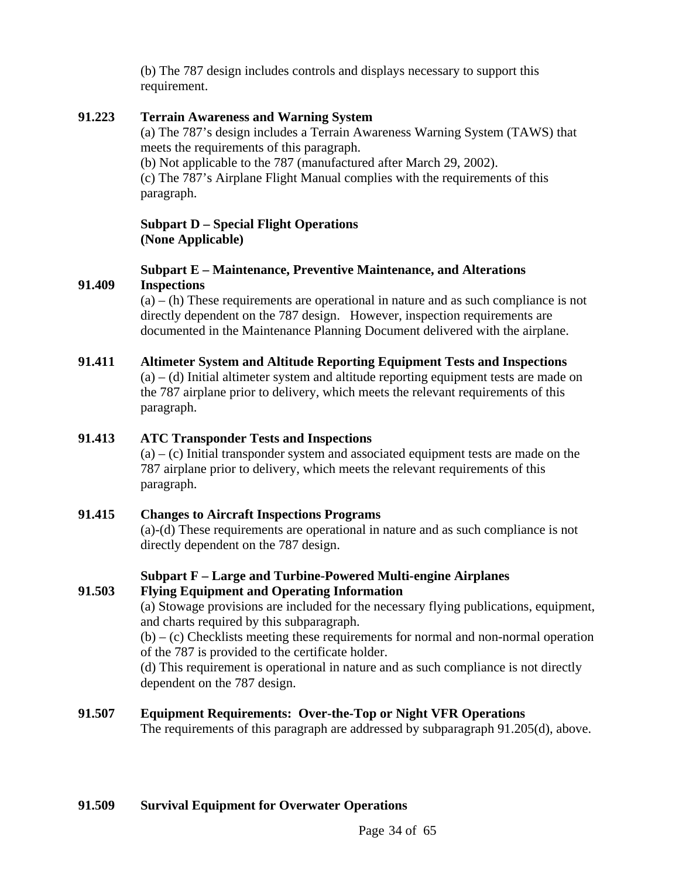(b) The 787 design includes controls and displays necessary to support this requirement.

**91.223 Terrain Awareness and Warning System**

(a) The 787's design includes a Terrain Awareness Warning System (TAWS) that meets the requirements of this paragraph.
(b) Not applicable to the 787 (manufactured after March 29, 2002).
(c) The 787's Airplane Flight Manual complies with the requirements of this paragraph.

**Subpart D – Special Flight Operations**
**(None Applicable)**

**Subpart E – Maintenance, Preventive Maintenance, and Alterations**

**91.409 Inspections**

(a) – (h) These requirements are operational in nature and as such compliance is not directly dependent on the 787 design. However, inspection requirements are documented in the Maintenance Planning Document delivered with the airplane.

**91.411 Altimeter System and Altitude Reporting Equipment Tests and Inspections**

(a) – (d) Initial altimeter system and altitude reporting equipment tests are made on the 787 airplane prior to delivery, which meets the relevant requirements of this paragraph.

**91.413 ATC Transponder Tests and Inspections**

(a) – (c) Initial transponder system and associated equipment tests are made on the 787 airplane prior to delivery, which meets the relevant requirements of this paragraph.

**91.415 Changes to Aircraft Inspections Programs**

(a)-(d) These requirements are operational in nature and as such compliance is not directly dependent on the 787 design.

**Subpart F – Large and Turbine-Powered Multi-engine Airplanes**

**91.503 Flying Equipment and Operating Information**

(a) Stowage provisions are included for the necessary flying publications, equipment, and charts required by this subparagraph.
(b) – (c) Checklists meeting these requirements for normal and non-normal operation of the 787 is provided to the certificate holder.
(d) This requirement is operational in nature and as such compliance is not directly dependent on the 787 design.

**91.507 Equipment Requirements: Over-the-Top or Night VFR Operations**

The requirements of this paragraph are addressed by subparagraph 91.205(d), above.

**91.509 Survival Equipment for Overwater Operations**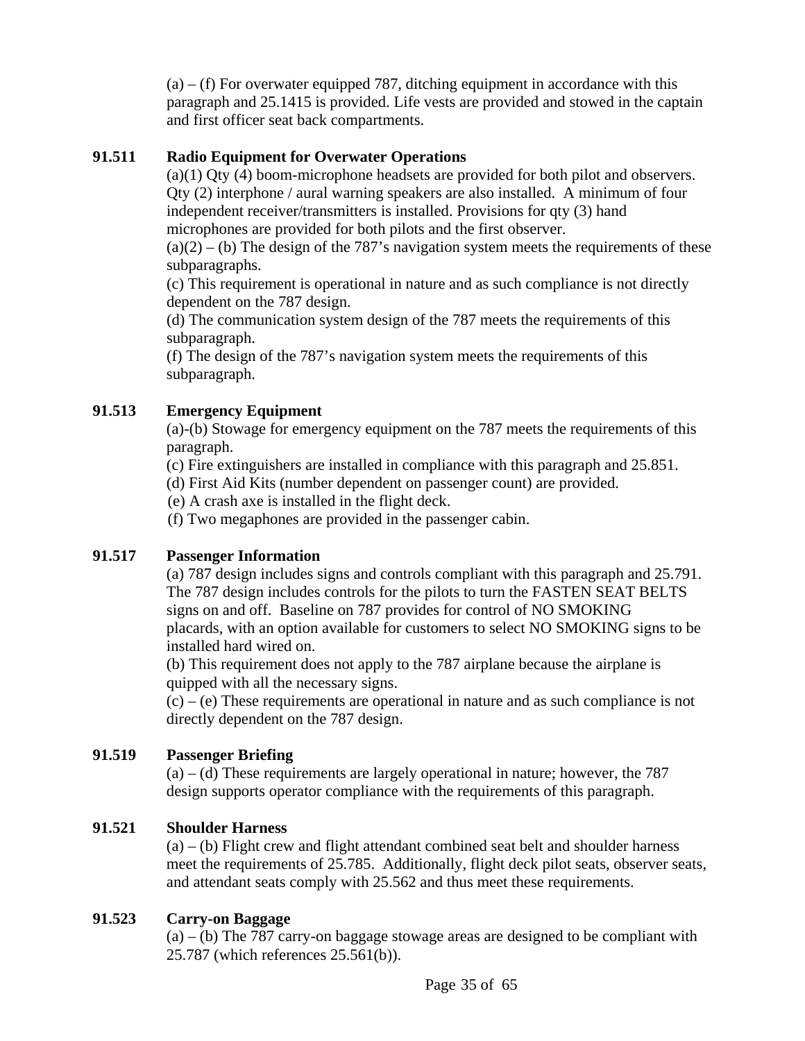(a) – (f) For overwater equipped 787, ditching equipment in accordance with this paragraph and 25.1415 is provided. Life vests are provided and stowed in the captain and first officer seat back compartments.

**91.511 Radio Equipment for Overwater Operations**

(a)(1) Qty (4) boom-microphone headsets are provided for both pilot and observers. Qty (2) interphone / aural warning speakers are also installed. A minimum of four independent receiver/transmitters is installed. Provisions for qty (3) hand microphones are provided for both pilots and the first observer.

(a)(2) – (b) The design of the 787's navigation system meets the requirements of these subparagraphs.

(c) This requirement is operational in nature and as such compliance is not directly dependent on the 787 design.

(d) The communication system design of the 787 meets the requirements of this subparagraph.

(f) The design of the 787's navigation system meets the requirements of this subparagraph.

**91.513 Emergency Equipment**

(a)-(b) Stowage for emergency equipment on the 787 meets the requirements of this paragraph.

(c) Fire extinguishers are installed in compliance with this paragraph and 25.851.

(d) First Aid Kits (number dependent on passenger count) are provided.

(e) A crash axe is installed in the flight deck.

(f) Two megaphones are provided in the passenger cabin.

**91.517 Passenger Information**

(a) 787 design includes signs and controls compliant with this paragraph and 25.791. The 787 design includes controls for the pilots to turn the FASTEN SEAT BELTS signs on and off. Baseline on 787 provides for control of NO SMOKING placards, with an option available for customers to select NO SMOKING signs to be installed hard wired on.

(b) This requirement does not apply to the 787 airplane because the airplane is quipped with all the necessary signs.

(c) – (e) These requirements are operational in nature and as such compliance is not directly dependent on the 787 design.

**91.519 Passenger Briefing**

(a) – (d) These requirements are largely operational in nature; however, the 787 design supports operator compliance with the requirements of this paragraph.

**91.521 Shoulder Harness**

(a) – (b) Flight crew and flight attendant combined seat belt and shoulder harness meet the requirements of 25.785. Additionally, flight deck pilot seats, observer seats, and attendant seats comply with 25.562 and thus meet these requirements.

**91.523 Carry-on Baggage**

(a) – (b) The 787 carry-on baggage stowage areas are designed to be compliant with 25.787 (which references 25.561(b)).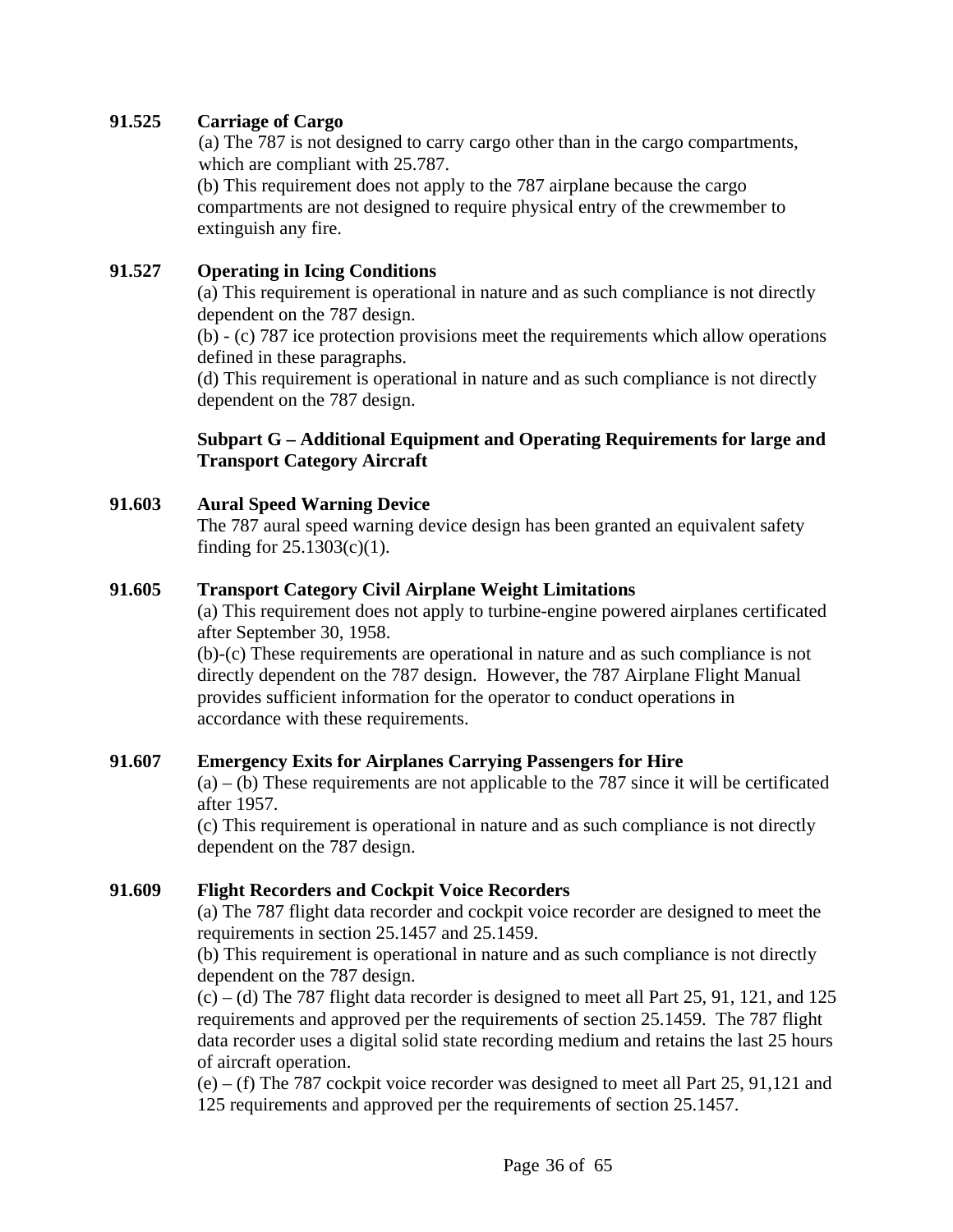**91.525 Carriage of Cargo**

(a) The 787 is not designed to carry cargo other than in the cargo compartments, which are compliant with 25.787.

(b) This requirement does not apply to the 787 airplane because the cargo compartments are not designed to require physical entry of the crewmember to extinguish any fire.

**91.527 Operating in Icing Conditions**

(a) This requirement is operational in nature and as such compliance is not directly dependent on the 787 design.

(b) - (c) 787 ice protection provisions meet the requirements which allow operations defined in these paragraphs.

(d) This requirement is operational in nature and as such compliance is not directly dependent on the 787 design.

## Subpart G – Additional Equipment and Operating Requirements for large and Transport Category Aircraft

**91.603 Aural Speed Warning Device**

The 787 aural speed warning device design has been granted an equivalent safety finding for 25.1303(c)(1).

**91.605 Transport Category Civil Airplane Weight Limitations**

(a) This requirement does not apply to turbine-engine powered airplanes certificated after September 30, 1958.

(b)-(c) These requirements are operational in nature and as such compliance is not directly dependent on the 787 design. However, the 787 Airplane Flight Manual provides sufficient information for the operator to conduct operations in accordance with these requirements.

**91.607 Emergency Exits for Airplanes Carrying Passengers for Hire**

(a) – (b) These requirements are not applicable to the 787 since it will be certificated after 1957.

(c) This requirement is operational in nature and as such compliance is not directly dependent on the 787 design.

**91.609 Flight Recorders and Cockpit Voice Recorders**

(a) The 787 flight data recorder and cockpit voice recorder are designed to meet the requirements in section 25.1457 and 25.1459.

(b) This requirement is operational in nature and as such compliance is not directly dependent on the 787 design.

(c) – (d) The 787 flight data recorder is designed to meet all Part 25, 91, 121, and 125 requirements and approved per the requirements of section 25.1459. The 787 flight data recorder uses a digital solid state recording medium and retains the last 25 hours of aircraft operation.

(e) – (f) The 787 cockpit voice recorder was designed to meet all Part 25, 91,121 and 125 requirements and approved per the requirements of section 25.1457.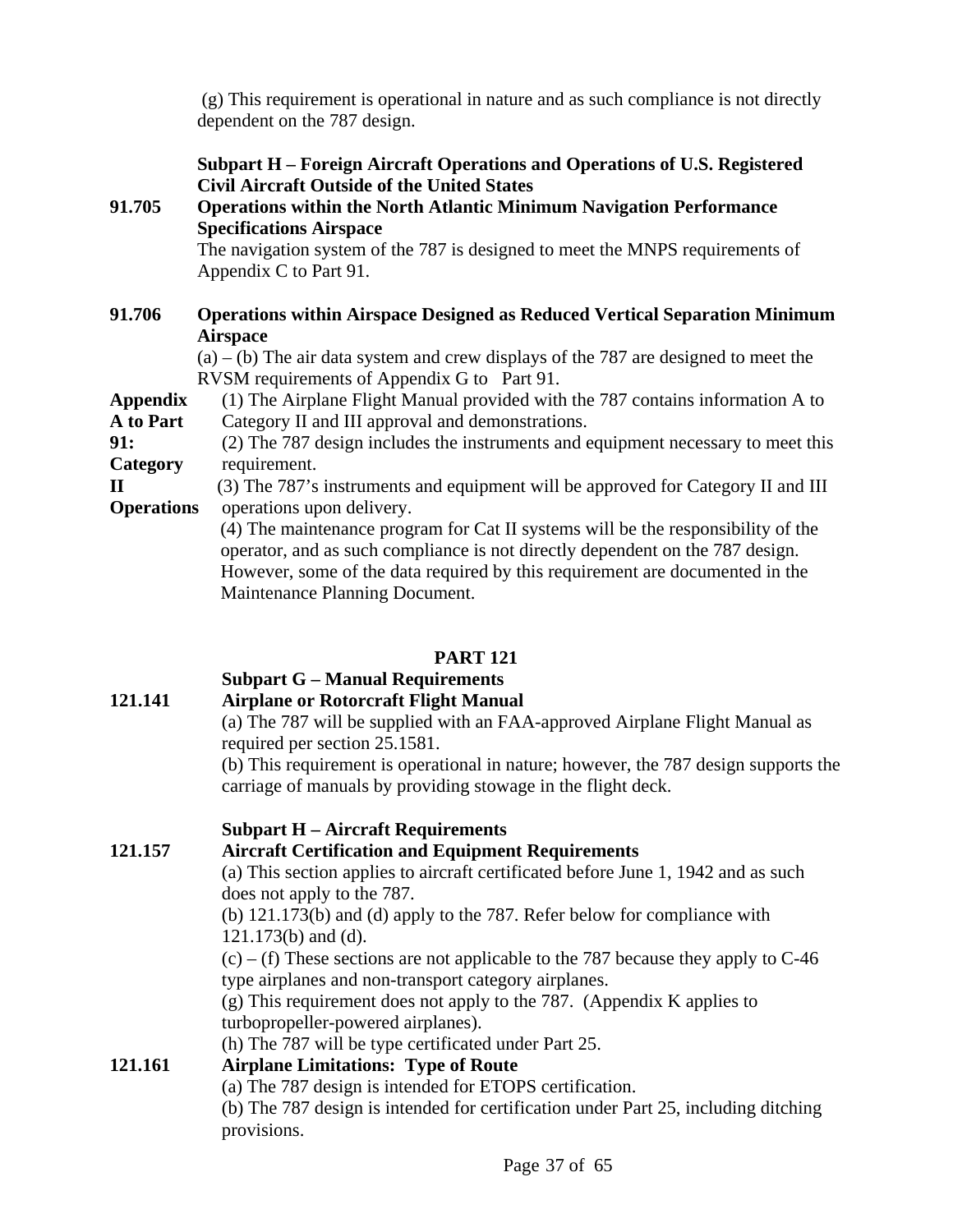(g) This requirement is operational in nature and as such compliance is not directly dependent on the 787 design.

**Subpart H – Foreign Aircraft Operations and Operations of U.S. Registered Civil Aircraft Outside of the United States**

**91.705 Operations within the North Atlantic Minimum Navigation Performance Specifications Airspace**

The navigation system of the 787 is designed to meet the MNPS requirements of Appendix C to Part 91.

**91.706 Operations within Airspace Designed as Reduced Vertical Separation Minimum Airspace**

(a) – (b) The air data system and crew displays of the 787 are designed to meet the RVSM requirements of Appendix G to Part 91.

**Appendix A to Part 91: Category II Operations**

(1) The Airplane Flight Manual provided with the 787 contains information A to Category II and III approval and demonstrations.

(2) The 787 design includes the instruments and equipment necessary to meet this requirement.

(3) The 787's instruments and equipment will be approved for Category II and III operations upon delivery.

(4) The maintenance program for Cat II systems will be the responsibility of the operator, and as such compliance is not directly dependent on the 787 design. However, some of the data required by this requirement are documented in the Maintenance Planning Document.

## PART 121

**Subpart G – Manual Requirements**

**121.141 Airplane or Rotorcraft Flight Manual**

(a) The 787 will be supplied with an FAA-approved Airplane Flight Manual as required per section 25.1581.

(b) This requirement is operational in nature; however, the 787 design supports the carriage of manuals by providing stowage in the flight deck.

**Subpart H – Aircraft Requirements**

**121.157 Aircraft Certification and Equipment Requirements**

(a) This section applies to aircraft certificated before June 1, 1942 and as such does not apply to the 787.

(b) 121.173(b) and (d) apply to the 787. Refer below for compliance with 121.173(b) and (d).

(c) – (f) These sections are not applicable to the 787 because they apply to C-46 type airplanes and non-transport category airplanes.

(g) This requirement does not apply to the 787. (Appendix K applies to turbopropeller-powered airplanes).

(h) The 787 will be type certificated under Part 25.

**121.161 Airplane Limitations: Type of Route**

(a) The 787 design is intended for ETOPS certification.

(b) The 787 design is intended for certification under Part 25, including ditching provisions.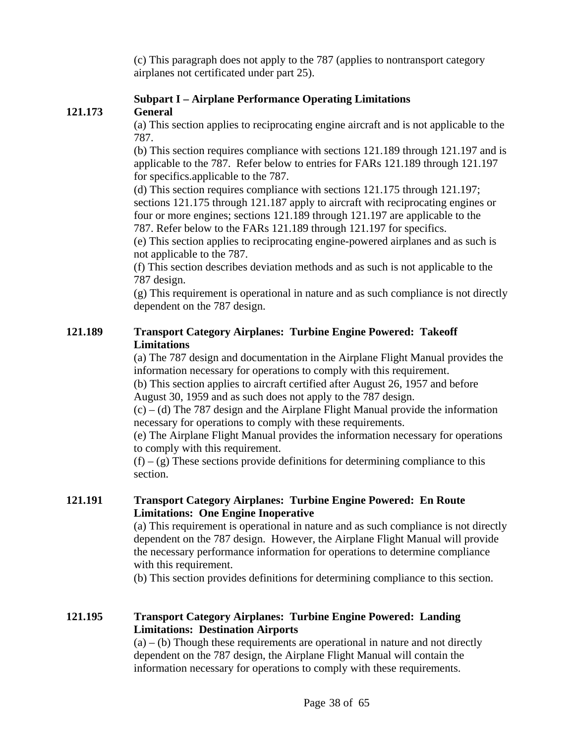(c) This paragraph does not apply to the 787 (applies to nontransport category airplanes not certificated under part 25).

### Subpart I – Airplane Performance Operating Limitations

**121.173 General**

(a) This section applies to reciprocating engine aircraft and is not applicable to the 787.
(b) This section requires compliance with sections 121.189 through 121.197 and is applicable to the 787. Refer below to entries for FARs 121.189 through 121.197 for specifics.applicable to the 787.
(d) This section requires compliance with sections 121.175 through 121.197; sections 121.175 through 121.187 apply to aircraft with reciprocating engines or four or more engines; sections 121.189 through 121.197 are applicable to the 787. Refer below to the FARs 121.189 through 121.197 for specifics.
(e) This section applies to reciprocating engine-powered airplanes and as such is not applicable to the 787.
(f) This section describes deviation methods and as such is not applicable to the 787 design.
(g) This requirement is operational in nature and as such compliance is not directly dependent on the 787 design.

**121.189 Transport Category Airplanes: Turbine Engine Powered: Takeoff Limitations**

(a) The 787 design and documentation in the Airplane Flight Manual provides the information necessary for operations to comply with this requirement.
(b) This section applies to aircraft certified after August 26, 1957 and before August 30, 1959 and as such does not apply to the 787 design.
(c) – (d) The 787 design and the Airplane Flight Manual provide the information necessary for operations to comply with these requirements.
(e) The Airplane Flight Manual provides the information necessary for operations to comply with this requirement.
(f) – (g) These sections provide definitions for determining compliance to this section.

**121.191 Transport Category Airplanes: Turbine Engine Powered: En Route Limitations: One Engine Inoperative**

(a) This requirement is operational in nature and as such compliance is not directly dependent on the 787 design. However, the Airplane Flight Manual will provide the necessary performance information for operations to determine compliance with this requirement.
(b) This section provides definitions for determining compliance to this section.

**121.195 Transport Category Airplanes: Turbine Engine Powered: Landing Limitations: Destination Airports**

(a) – (b) Though these requirements are operational in nature and not directly dependent on the 787 design, the Airplane Flight Manual will contain the information necessary for operations to comply with these requirements.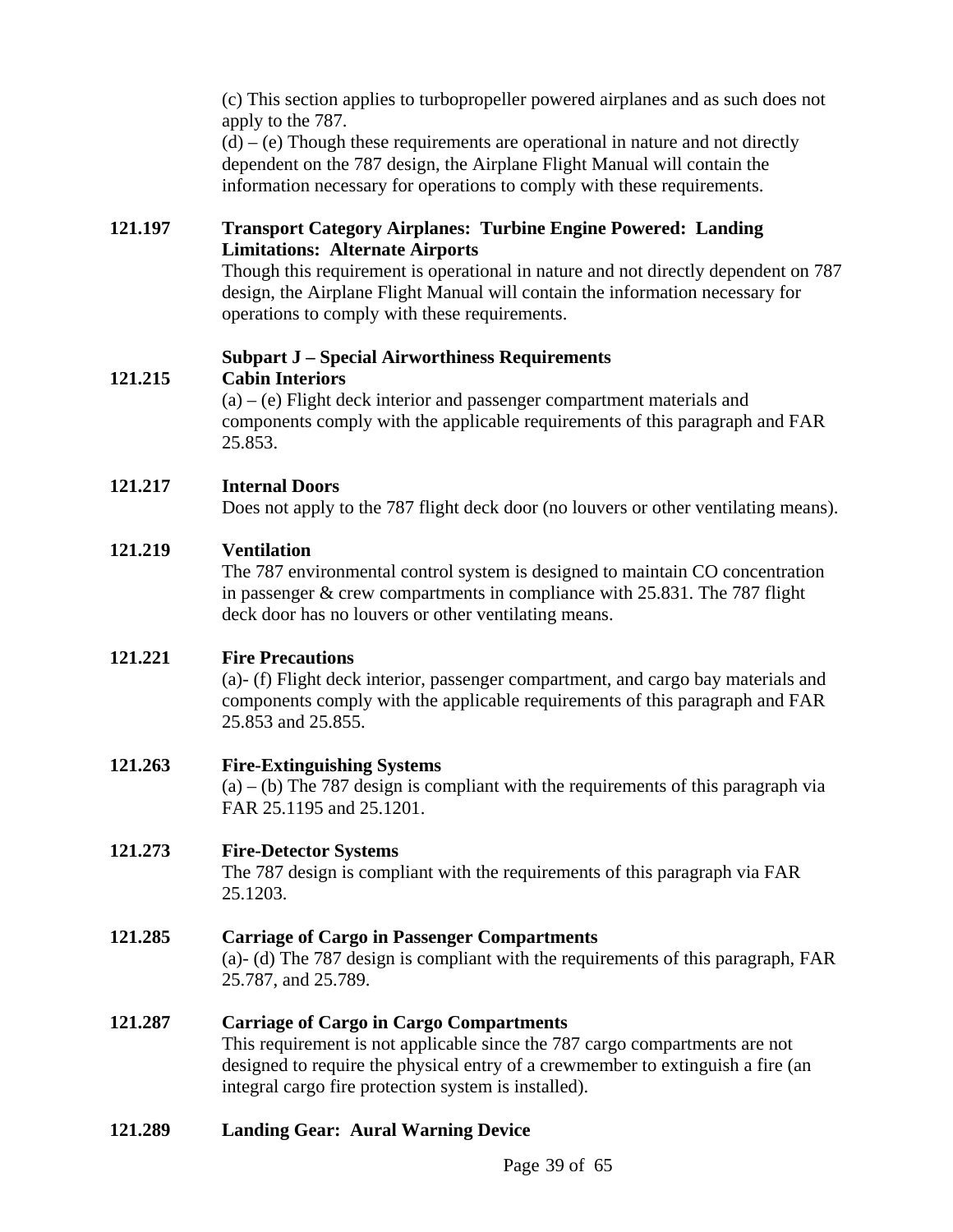(c) This section applies to turbopropeller powered airplanes and as such does not apply to the 787.

(d) – (e) Though these requirements are operational in nature and not directly dependent on the 787 design, the Airplane Flight Manual will contain the information necessary for operations to comply with these requirements.

**121.197 Transport Category Airplanes: Turbine Engine Powered: Landing Limitations: Alternate Airports**

Though this requirement is operational in nature and not directly dependent on 787 design, the Airplane Flight Manual will contain the information necessary for operations to comply with these requirements.

**Subpart J – Special Airworthiness Requirements**

**121.215 Cabin Interiors**

(a) – (e) Flight deck interior and passenger compartment materials and components comply with the applicable requirements of this paragraph and FAR 25.853.

**121.217 Internal Doors**

Does not apply to the 787 flight deck door (no louvers or other ventilating means).

**121.219 Ventilation**

The 787 environmental control system is designed to maintain CO concentration in passenger & crew compartments in compliance with 25.831. The 787 flight deck door has no louvers or other ventilating means.

**121.221 Fire Precautions**

(a)- (f) Flight deck interior, passenger compartment, and cargo bay materials and components comply with the applicable requirements of this paragraph and FAR 25.853 and 25.855.

**121.263 Fire-Extinguishing Systems**

(a) – (b) The 787 design is compliant with the requirements of this paragraph via FAR 25.1195 and 25.1201.

**121.273 Fire-Detector Systems**

The 787 design is compliant with the requirements of this paragraph via FAR 25.1203.

**121.285 Carriage of Cargo in Passenger Compartments**

(a)- (d) The 787 design is compliant with the requirements of this paragraph, FAR 25.787, and 25.789.

**121.287 Carriage of Cargo in Cargo Compartments**

This requirement is not applicable since the 787 cargo compartments are not designed to require the physical entry of a crewmember to extinguish a fire (an integral cargo fire protection system is installed).

**121.289 Landing Gear: Aural Warning Device**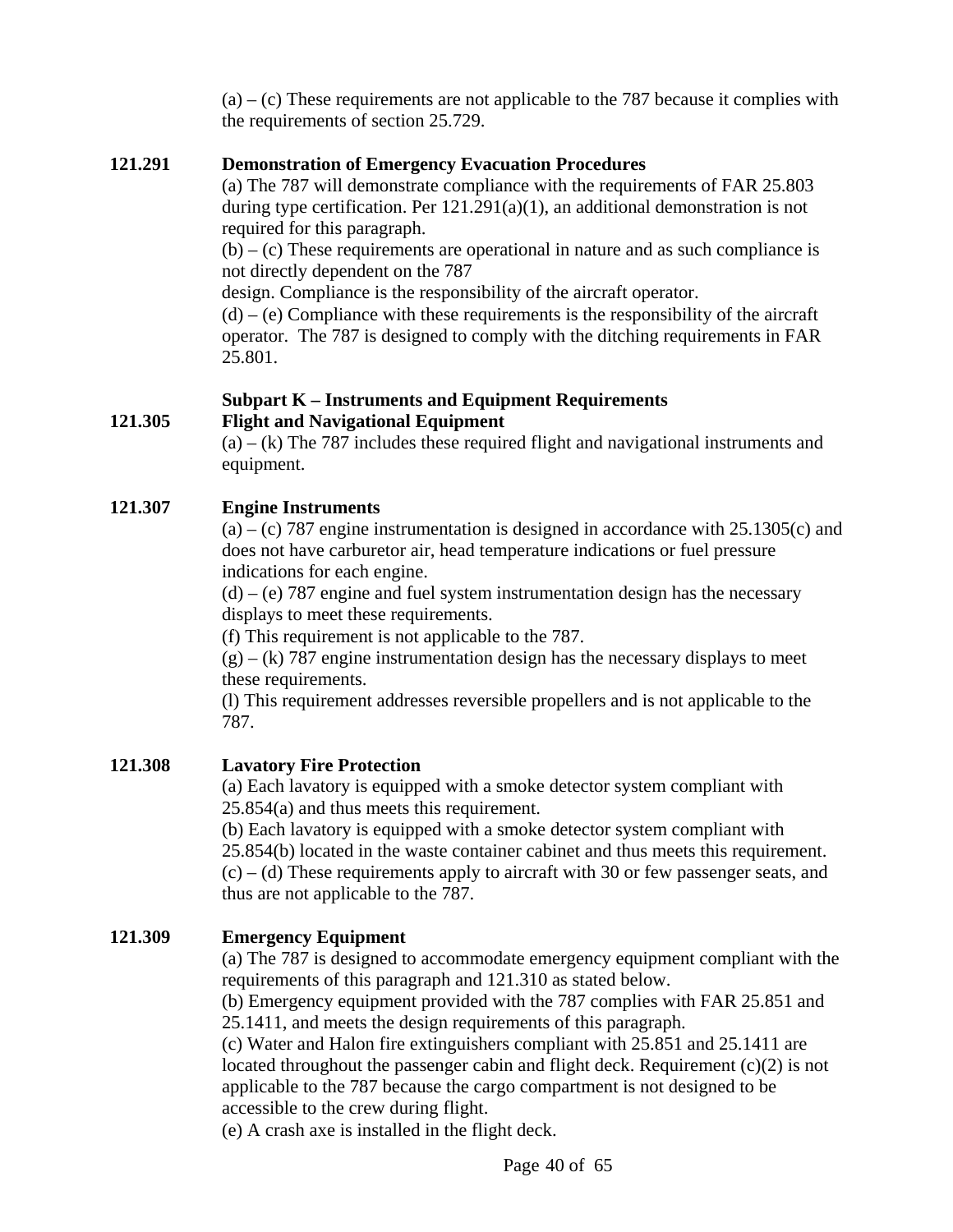(a) – (c) These requirements are not applicable to the 787 because it complies with the requirements of section 25.729.

**121.291 Demonstration of Emergency Evacuation Procedures**

(a) The 787 will demonstrate compliance with the requirements of FAR 25.803 during type certification. Per 121.291(a)(1), an additional demonstration is not required for this paragraph.
(b) – (c) These requirements are operational in nature and as such compliance is not directly dependent on the 787
design. Compliance is the responsibility of the aircraft operator.
(d) – (e) Compliance with these requirements is the responsibility of the aircraft operator. The 787 is designed to comply with the ditching requirements in FAR 25.801.

## Subpart K – Instruments and Equipment Requirements

**121.305 Flight and Navigational Equipment**

(a) – (k) The 787 includes these required flight and navigational instruments and equipment.

**121.307 Engine Instruments**

(a) – (c) 787 engine instrumentation is designed in accordance with 25.1305(c) and does not have carburetor air, head temperature indications or fuel pressure indications for each engine.
(d) – (e) 787 engine and fuel system instrumentation design has the necessary displays to meet these requirements.
(f) This requirement is not applicable to the 787.
(g) – (k) 787 engine instrumentation design has the necessary displays to meet these requirements.
(l) This requirement addresses reversible propellers and is not applicable to the 787.

**121.308 Lavatory Fire Protection**

(a) Each lavatory is equipped with a smoke detector system compliant with 25.854(a) and thus meets this requirement.
(b) Each lavatory is equipped with a smoke detector system compliant with 25.854(b) located in the waste container cabinet and thus meets this requirement.
(c) – (d) These requirements apply to aircraft with 30 or few passenger seats, and thus are not applicable to the 787.

**121.309 Emergency Equipment**

(a) The 787 is designed to accommodate emergency equipment compliant with the requirements of this paragraph and 121.310 as stated below.
(b) Emergency equipment provided with the 787 complies with FAR 25.851 and 25.1411, and meets the design requirements of this paragraph.
(c) Water and Halon fire extinguishers compliant with 25.851 and 25.1411 are located throughout the passenger cabin and flight deck. Requirement (c)(2) is not applicable to the 787 because the cargo compartment is not designed to be accessible to the crew during flight.
(e) A crash axe is installed in the flight deck.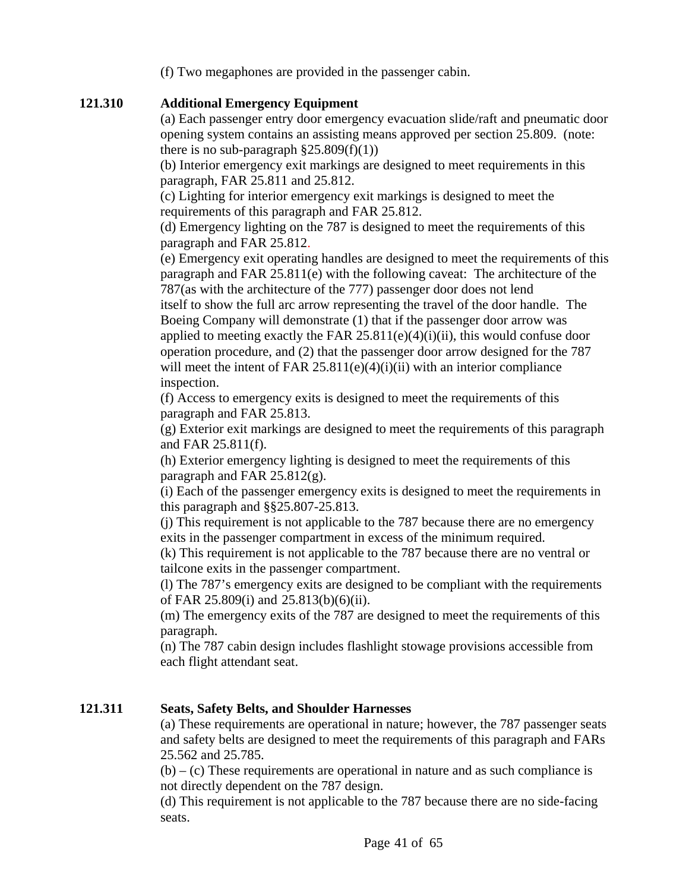(f) Two megaphones are provided in the passenger cabin.

**121.310 Additional Emergency Equipment**

(a) Each passenger entry door emergency evacuation slide/raft and pneumatic door opening system contains an assisting means approved per section 25.809. (note: there is no sub-paragraph §25.809(f)(1))

(b) Interior emergency exit markings are designed to meet requirements in this paragraph, FAR 25.811 and 25.812.

(c) Lighting for interior emergency exit markings is designed to meet the requirements of this paragraph and FAR 25.812.

(d) Emergency lighting on the 787 is designed to meet the requirements of this paragraph and FAR 25.812.

(e) Emergency exit operating handles are designed to meet the requirements of this paragraph and FAR 25.811(e) with the following caveat: The architecture of the 787(as with the architecture of the 777) passenger door does not lend itself to show the full arc arrow representing the travel of the door handle. The Boeing Company will demonstrate (1) that if the passenger door arrow was applied to meeting exactly the FAR 25.811(e)(4)(i)(ii), this would confuse door operation procedure, and (2) that the passenger door arrow designed for the 787 will meet the intent of FAR 25.811(e)(4)(i)(ii) with an interior compliance inspection.

(f) Access to emergency exits is designed to meet the requirements of this paragraph and FAR 25.813.

(g) Exterior exit markings are designed to meet the requirements of this paragraph and FAR 25.811(f).

(h) Exterior emergency lighting is designed to meet the requirements of this paragraph and FAR 25.812(g).

(i) Each of the passenger emergency exits is designed to meet the requirements in this paragraph and §§25.807-25.813.

(j) This requirement is not applicable to the 787 because there are no emergency exits in the passenger compartment in excess of the minimum required.

(k) This requirement is not applicable to the 787 because there are no ventral or tailcone exits in the passenger compartment.

(l) The 787's emergency exits are designed to be compliant with the requirements of FAR 25.809(i) and 25.813(b)(6)(ii).

(m) The emergency exits of the 787 are designed to meet the requirements of this paragraph.

(n) The 787 cabin design includes flashlight stowage provisions accessible from each flight attendant seat.

**121.311 Seats, Safety Belts, and Shoulder Harnesses**

(a) These requirements are operational in nature; however, the 787 passenger seats and safety belts are designed to meet the requirements of this paragraph and FARs 25.562 and 25.785.

(b) – (c) These requirements are operational in nature and as such compliance is not directly dependent on the 787 design.

(d) This requirement is not applicable to the 787 because there are no side-facing seats.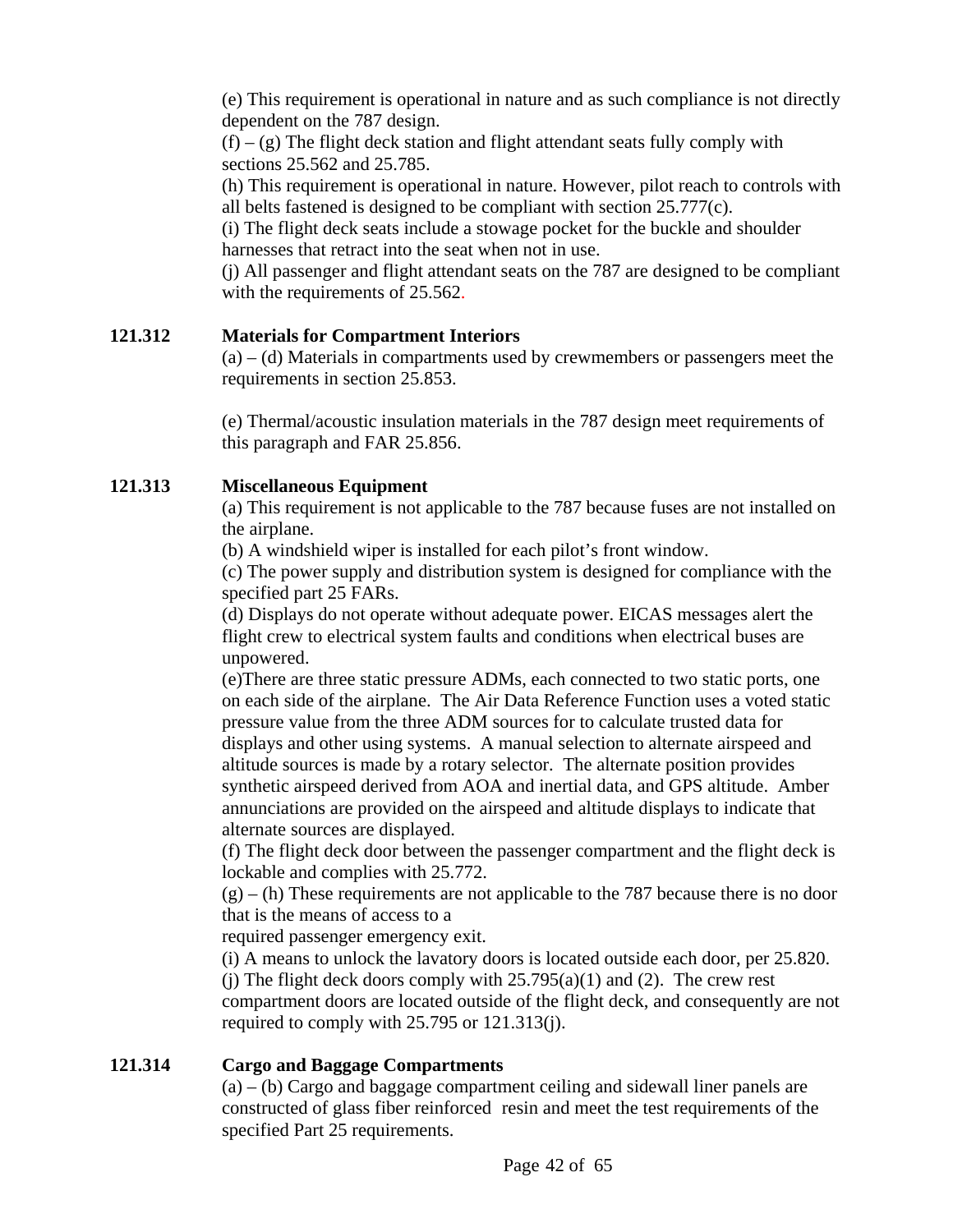(e) This requirement is operational in nature and as such compliance is not directly dependent on the 787 design.

(f) – (g) The flight deck station and flight attendant seats fully comply with sections 25.562 and 25.785.

(h) This requirement is operational in nature. However, pilot reach to controls with all belts fastened is designed to be compliant with section 25.777(c).

(i) The flight deck seats include a stowage pocket for the buckle and shoulder harnesses that retract into the seat when not in use.

(j) All passenger and flight attendant seats on the 787 are designed to be compliant with the requirements of 25.562.

### 121.312 Materials for Compartment Interiors

(a) – (d) Materials in compartments used by crewmembers or passengers meet the requirements in section 25.853.

(e) Thermal/acoustic insulation materials in the 787 design meet requirements of this paragraph and FAR 25.856.

### 121.313 Miscellaneous Equipment

(a) This requirement is not applicable to the 787 because fuses are not installed on the airplane.

(b) A windshield wiper is installed for each pilot's front window.

(c) The power supply and distribution system is designed for compliance with the specified part 25 FARs.

(d) Displays do not operate without adequate power. EICAS messages alert the flight crew to electrical system faults and conditions when electrical buses are unpowered.

(e)There are three static pressure ADMs, each connected to two static ports, one on each side of the airplane. The Air Data Reference Function uses a voted static pressure value from the three ADM sources for to calculate trusted data for displays and other using systems. A manual selection to alternate airspeed and altitude sources is made by a rotary selector. The alternate position provides synthetic airspeed derived from AOA and inertial data, and GPS altitude. Amber annunciations are provided on the airspeed and altitude displays to indicate that alternate sources are displayed.

(f) The flight deck door between the passenger compartment and the flight deck is lockable and complies with 25.772.

(g) – (h) These requirements are not applicable to the 787 because there is no door that is the means of access to a required passenger emergency exit.

(i) A means to unlock the lavatory doors is located outside each door, per 25.820.

(j) The flight deck doors comply with 25.795(a)(1) and (2). The crew rest compartment doors are located outside of the flight deck, and consequently are not required to comply with 25.795 or 121.313(j).

### 121.314 Cargo and Baggage Compartments

(a) – (b) Cargo and baggage compartment ceiling and sidewall liner panels are constructed of glass fiber reinforced resin and meet the test requirements of the specified Part 25 requirements.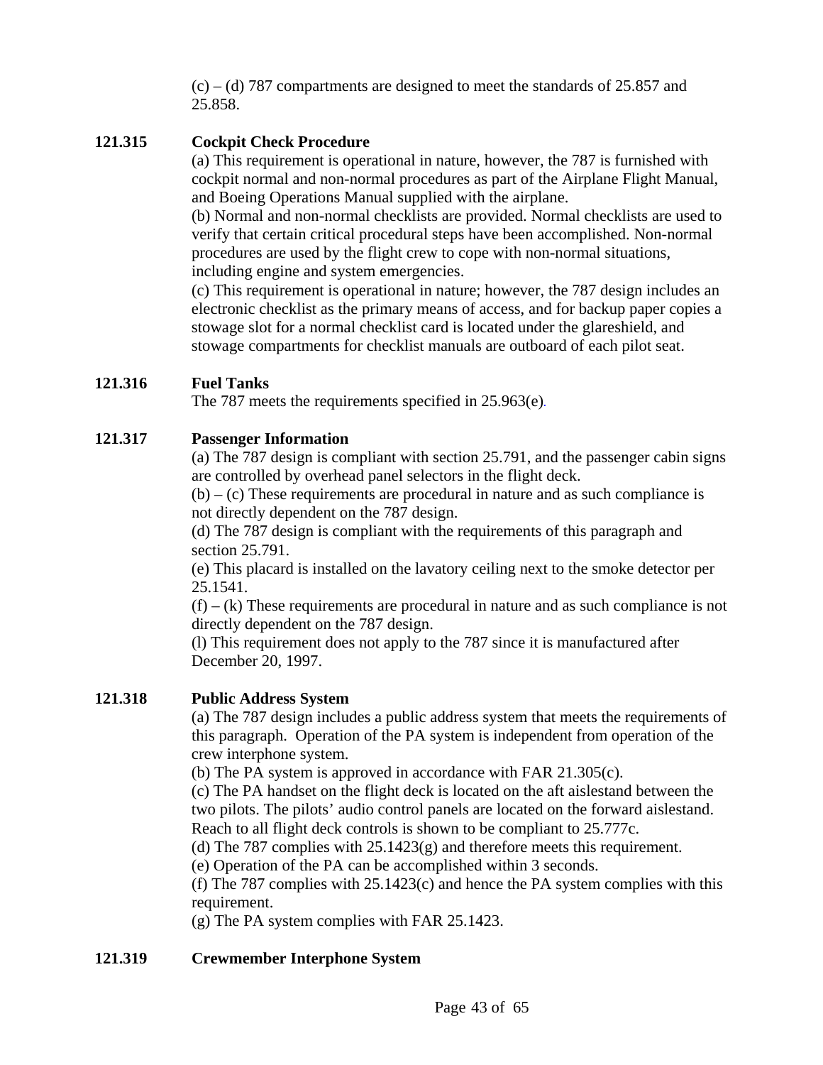(c) – (d) 787 compartments are designed to meet the standards of 25.857 and 25.858.

**121.315 Cockpit Check Procedure**

(a) This requirement is operational in nature, however, the 787 is furnished with cockpit normal and non-normal procedures as part of the Airplane Flight Manual, and Boeing Operations Manual supplied with the airplane.

(b) Normal and non-normal checklists are provided. Normal checklists are used to verify that certain critical procedural steps have been accomplished. Non-normal procedures are used by the flight crew to cope with non-normal situations, including engine and system emergencies.

(c) This requirement is operational in nature; however, the 787 design includes an electronic checklist as the primary means of access, and for backup paper copies a stowage slot for a normal checklist card is located under the glareshield, and stowage compartments for checklist manuals are outboard of each pilot seat.

**121.316 Fuel Tanks**

The 787 meets the requirements specified in 25.963(e).

**121.317 Passenger Information**

(a) The 787 design is compliant with section 25.791, and the passenger cabin signs are controlled by overhead panel selectors in the flight deck.

(b) – (c) These requirements are procedural in nature and as such compliance is not directly dependent on the 787 design.

(d) The 787 design is compliant with the requirements of this paragraph and section 25.791.

(e) This placard is installed on the lavatory ceiling next to the smoke detector per 25.1541.

(f) – (k) These requirements are procedural in nature and as such compliance is not directly dependent on the 787 design.

(l) This requirement does not apply to the 787 since it is manufactured after December 20, 1997.

**121.318 Public Address System**

(a) The 787 design includes a public address system that meets the requirements of this paragraph. Operation of the PA system is independent from operation of the crew interphone system.

(b) The PA system is approved in accordance with FAR 21.305(c).

(c) The PA handset on the flight deck is located on the aft aislestand between the two pilots. The pilots' audio control panels are located on the forward aislestand. Reach to all flight deck controls is shown to be compliant to 25.777c.

(d) The 787 complies with 25.1423(g) and therefore meets this requirement.

(e) Operation of the PA can be accomplished within 3 seconds.

(f) The 787 complies with 25.1423(c) and hence the PA system complies with this requirement.

(g) The PA system complies with FAR 25.1423.

**121.319 Crewmember Interphone System**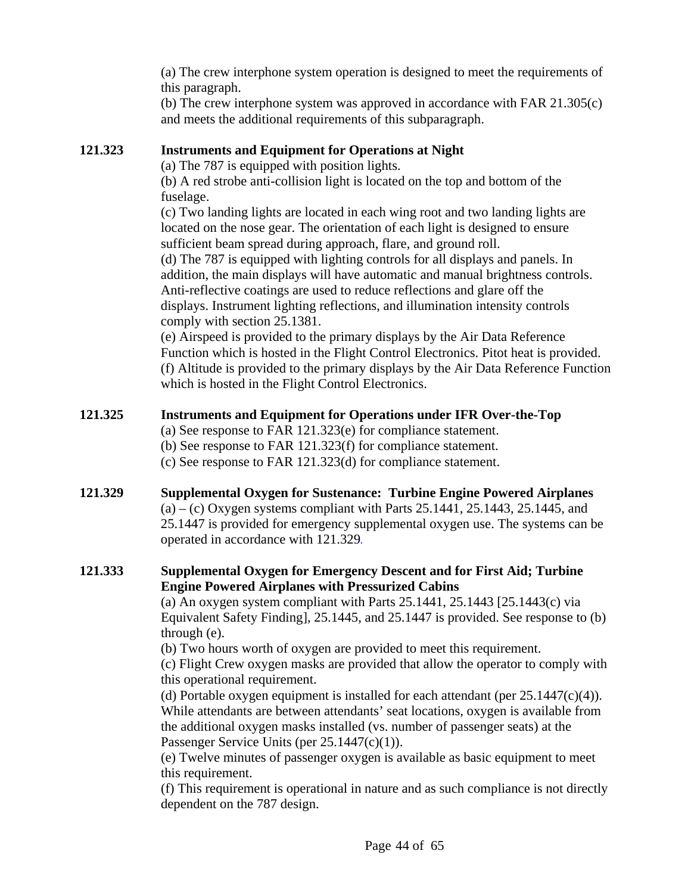(a) The crew interphone system operation is designed to meet the requirements of this paragraph.
(b) The crew interphone system was approved in accordance with FAR 21.305(c) and meets the additional requirements of this subparagraph.

**121.323 Instruments and Equipment for Operations at Night**

(a) The 787 is equipped with position lights.
(b) A red strobe anti-collision light is located on the top and bottom of the fuselage.
(c) Two landing lights are located in each wing root and two landing lights are located on the nose gear. The orientation of each light is designed to ensure sufficient beam spread during approach, flare, and ground roll.
(d) The 787 is equipped with lighting controls for all displays and panels. In addition, the main displays will have automatic and manual brightness controls. Anti-reflective coatings are used to reduce reflections and glare off the displays. Instrument lighting reflections, and illumination intensity controls comply with section 25.1381.
(e) Airspeed is provided to the primary displays by the Air Data Reference Function which is hosted in the Flight Control Electronics. Pitot heat is provided.
(f) Altitude is provided to the primary displays by the Air Data Reference Function which is hosted in the Flight Control Electronics.

**121.325 Instruments and Equipment for Operations under IFR Over-the-Top**

(a) See response to FAR 121.323(e) for compliance statement.
(b) See response to FAR 121.323(f) for compliance statement.
(c) See response to FAR 121.323(d) for compliance statement.

**121.329 Supplemental Oxygen for Sustenance: Turbine Engine Powered Airplanes**

(a) – (c) Oxygen systems compliant with Parts 25.1441, 25.1443, 25.1445, and 25.1447 is provided for emergency supplemental oxygen use. The systems can be operated in accordance with 121.329.

**121.333 Supplemental Oxygen for Emergency Descent and for First Aid; Turbine Engine Powered Airplanes with Pressurized Cabins**

(a) An oxygen system compliant with Parts 25.1441, 25.1443 [25.1443(c) via Equivalent Safety Finding], 25.1445, and 25.1447 is provided. See response to (b) through (e).
(b) Two hours worth of oxygen are provided to meet this requirement.
(c) Flight Crew oxygen masks are provided that allow the operator to comply with this operational requirement.
(d) Portable oxygen equipment is installed for each attendant (per 25.1447(c)(4)). While attendants are between attendants' seat locations, oxygen is available from the additional oxygen masks installed (vs. number of passenger seats) at the Passenger Service Units (per 25.1447(c)(1)).
(e) Twelve minutes of passenger oxygen is available as basic equipment to meet this requirement.
(f) This requirement is operational in nature and as such compliance is not directly dependent on the 787 design.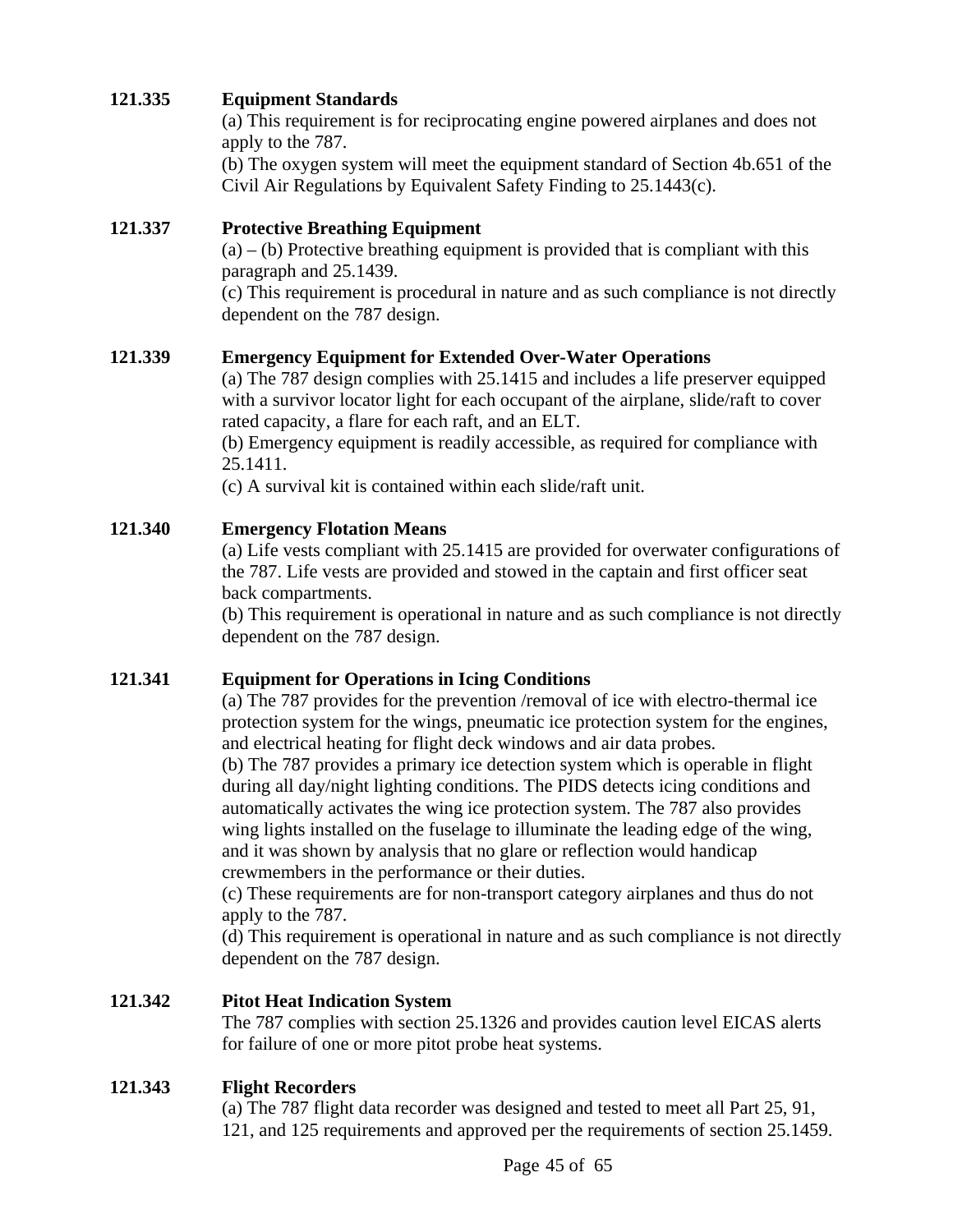**121.335 Equipment Standards**

(a) This requirement is for reciprocating engine powered airplanes and does not apply to the 787.
(b) The oxygen system will meet the equipment standard of Section 4b.651 of the Civil Air Regulations by Equivalent Safety Finding to 25.1443(c).

**121.337 Protective Breathing Equipment**

(a) – (b) Protective breathing equipment is provided that is compliant with this paragraph and 25.1439.
(c) This requirement is procedural in nature and as such compliance is not directly dependent on the 787 design.

**121.339 Emergency Equipment for Extended Over-Water Operations**

(a) The 787 design complies with 25.1415 and includes a life preserver equipped with a survivor locator light for each occupant of the airplane, slide/raft to cover rated capacity, a flare for each raft, and an ELT.
(b) Emergency equipment is readily accessible, as required for compliance with 25.1411.
(c) A survival kit is contained within each slide/raft unit.

**121.340 Emergency Flotation Means**

(a) Life vests compliant with 25.1415 are provided for overwater configurations of the 787. Life vests are provided and stowed in the captain and first officer seat back compartments.
(b) This requirement is operational in nature and as such compliance is not directly dependent on the 787 design.

**121.341 Equipment for Operations in Icing Conditions**

(a) The 787 provides for the prevention /removal of ice with electro-thermal ice protection system for the wings, pneumatic ice protection system for the engines, and electrical heating for flight deck windows and air data probes.
(b) The 787 provides a primary ice detection system which is operable in flight during all day/night lighting conditions. The PIDS detects icing conditions and automatically activates the wing ice protection system. The 787 also provides wing lights installed on the fuselage to illuminate the leading edge of the wing, and it was shown by analysis that no glare or reflection would handicap crewmembers in the performance or their duties.
(c) These requirements are for non-transport category airplanes and thus do not apply to the 787.
(d) This requirement is operational in nature and as such compliance is not directly dependent on the 787 design.

**121.342 Pitot Heat Indication System**

The 787 complies with section 25.1326 and provides caution level EICAS alerts for failure of one or more pitot probe heat systems.

**121.343 Flight Recorders**

(a) The 787 flight data recorder was designed and tested to meet all Part 25, 91, 121, and 125 requirements and approved per the requirements of section 25.1459.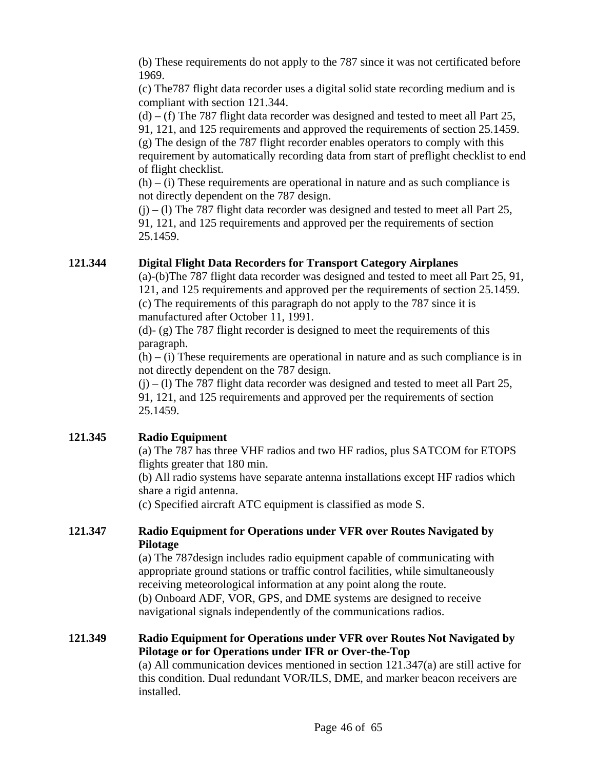(b) These requirements do not apply to the 787 since it was not certificated before 1969.
(c) The787 flight data recorder uses a digital solid state recording medium and is compliant with section 121.344.
(d) – (f) The 787 flight data recorder was designed and tested to meet all Part 25, 91, 121, and 125 requirements and approved the requirements of section 25.1459.
(g) The design of the 787 flight recorder enables operators to comply with this requirement by automatically recording data from start of preflight checklist to end of flight checklist.
(h) – (i) These requirements are operational in nature and as such compliance is not directly dependent on the 787 design.
(j) – (l) The 787 flight data recorder was designed and tested to meet all Part 25, 91, 121, and 125 requirements and approved per the requirements of section 25.1459.

**121.344 Digital Flight Data Recorders for Transport Category Airplanes**

(a)-(b)The 787 flight data recorder was designed and tested to meet all Part 25, 91, 121, and 125 requirements and approved per the requirements of section 25.1459.
(c) The requirements of this paragraph do not apply to the 787 since it is manufactured after October 11, 1991.
(d)- (g) The 787 flight recorder is designed to meet the requirements of this paragraph.
(h) – (i) These requirements are operational in nature and as such compliance is in not directly dependent on the 787 design.
(j) – (l) The 787 flight data recorder was designed and tested to meet all Part 25, 91, 121, and 125 requirements and approved per the requirements of section 25.1459.

**121.345 Radio Equipment**

(a) The 787 has three VHF radios and two HF radios, plus SATCOM for ETOPS flights greater that 180 min.
(b) All radio systems have separate antenna installations except HF radios which share a rigid antenna.
(c) Specified aircraft ATC equipment is classified as mode S.

**121.347 Radio Equipment for Operations under VFR over Routes Navigated by Pilotage**

(a) The 787design includes radio equipment capable of communicating with appropriate ground stations or traffic control facilities, while simultaneously receiving meteorological information at any point along the route.
(b) Onboard ADF, VOR, GPS, and DME systems are designed to receive navigational signals independently of the communications radios.

**121.349 Radio Equipment for Operations under VFR over Routes Not Navigated by Pilotage or for Operations under IFR or Over-the-Top**

(a) All communication devices mentioned in section 121.347(a) are still active for this condition. Dual redundant VOR/ILS, DME, and marker beacon receivers are installed.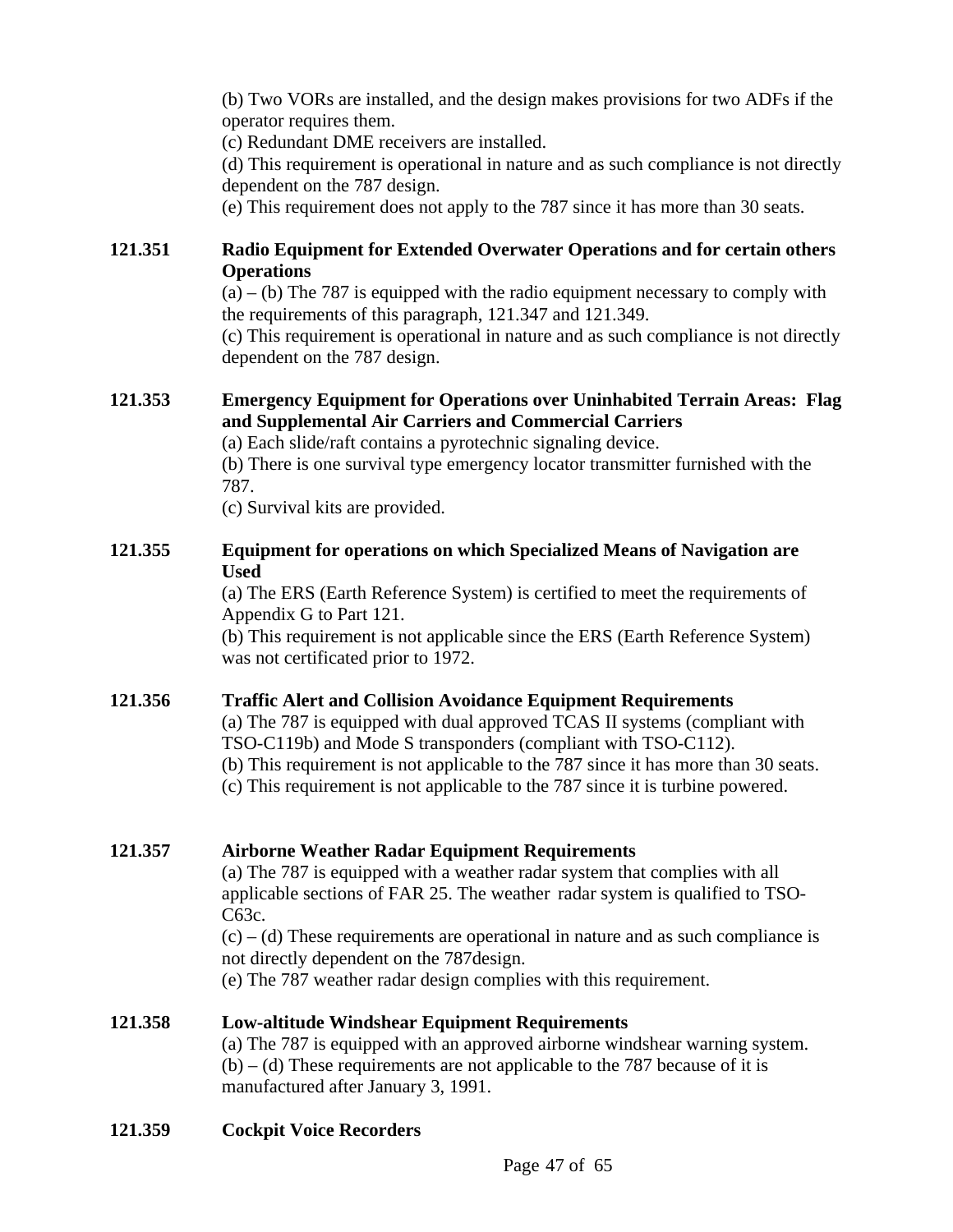(b) Two VORs are installed, and the design makes provisions for two ADFs if the operator requires them.
(c) Redundant DME receivers are installed.
(d) This requirement is operational in nature and as such compliance is not directly dependent on the 787 design.
(e) This requirement does not apply to the 787 since it has more than 30 seats.

**121.351 Radio Equipment for Extended Overwater Operations and for certain others Operations**

(a) – (b) The 787 is equipped with the radio equipment necessary to comply with the requirements of this paragraph, 121.347 and 121.349.
(c) This requirement is operational in nature and as such compliance is not directly dependent on the 787 design.

**121.353 Emergency Equipment for Operations over Uninhabited Terrain Areas: Flag and Supplemental Air Carriers and Commercial Carriers**

(a) Each slide/raft contains a pyrotechnic signaling device.
(b) There is one survival type emergency locator transmitter furnished with the 787.
(c) Survival kits are provided.

**121.355 Equipment for operations on which Specialized Means of Navigation are Used**

(a) The ERS (Earth Reference System) is certified to meet the requirements of Appendix G to Part 121.
(b) This requirement is not applicable since the ERS (Earth Reference System) was not certificated prior to 1972.

**121.356 Traffic Alert and Collision Avoidance Equipment Requirements**

(a) The 787 is equipped with dual approved TCAS II systems (compliant with TSO-C119b) and Mode S transponders (compliant with TSO-C112).
(b) This requirement is not applicable to the 787 since it has more than 30 seats.
(c) This requirement is not applicable to the 787 since it is turbine powered.

**121.357 Airborne Weather Radar Equipment Requirements**

(a) The 787 is equipped with a weather radar system that complies with all applicable sections of FAR 25. The weather radar system is qualified to TSO-C63c.
(c) – (d) These requirements are operational in nature and as such compliance is not directly dependent on the 787design.
(e) The 787 weather radar design complies with this requirement.

**121.358 Low-altitude Windshear Equipment Requirements**

(a) The 787 is equipped with an approved airborne windshear warning system.
(b) – (d) These requirements are not applicable to the 787 because of it is manufactured after January 3, 1991.

**121.359 Cockpit Voice Recorders**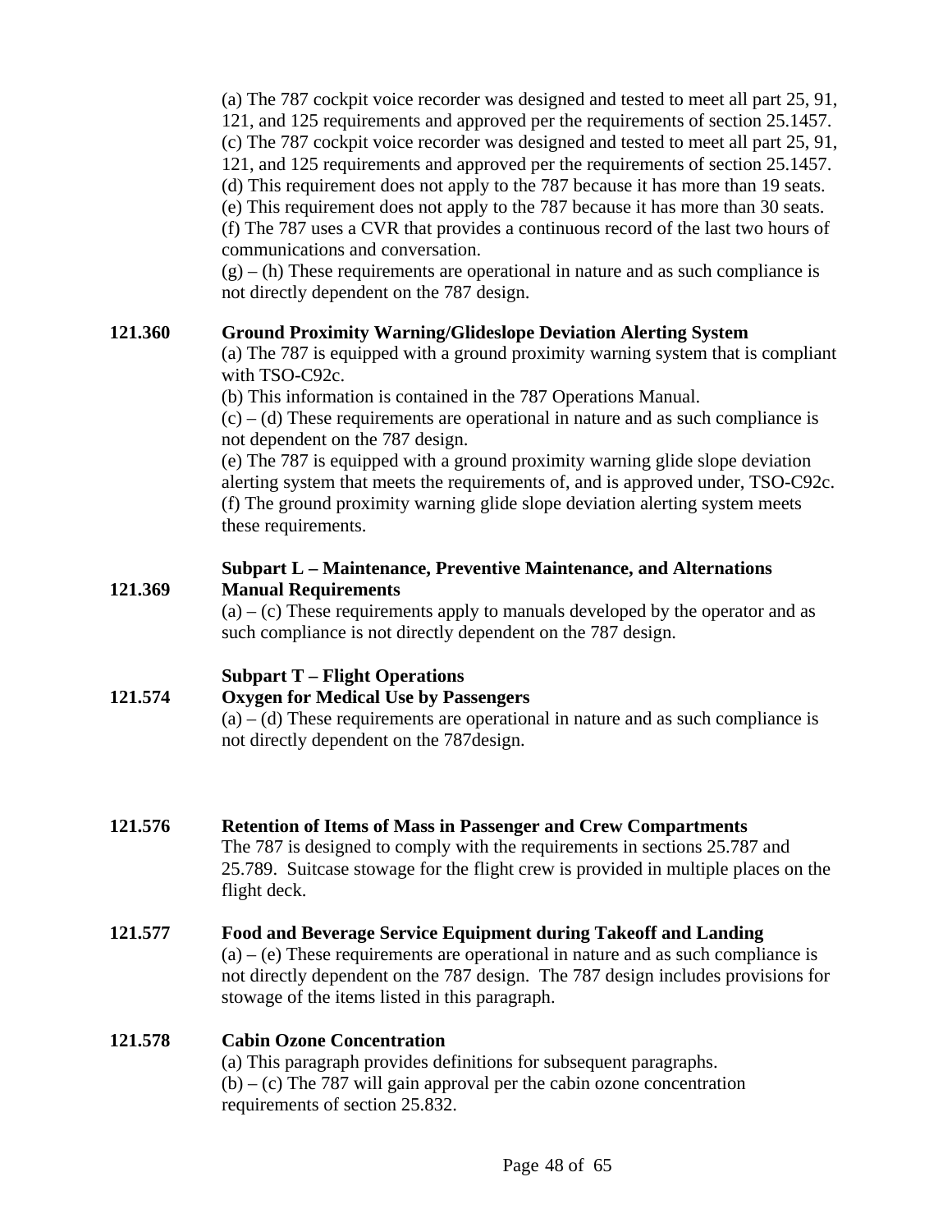(a) The 787 cockpit voice recorder was designed and tested to meet all part 25, 91, 121, and 125 requirements and approved per the requirements of section 25.1457.
(c) The 787 cockpit voice recorder was designed and tested to meet all part 25, 91, 121, and 125 requirements and approved per the requirements of section 25.1457.
(d) This requirement does not apply to the 787 because it has more than 19 seats.
(e) This requirement does not apply to the 787 because it has more than 30 seats.
(f) The 787 uses a CVR that provides a continuous record of the last two hours of communications and conversation.
(g) – (h) These requirements are operational in nature and as such compliance is not directly dependent on the 787 design.

**121.360 Ground Proximity Warning/Glideslope Deviation Alerting System**

(a) The 787 is equipped with a ground proximity warning system that is compliant with TSO-C92c.
(b) This information is contained in the 787 Operations Manual.
(c) – (d) These requirements are operational in nature and as such compliance is not dependent on the 787 design.
(e) The 787 is equipped with a ground proximity warning glide slope deviation alerting system that meets the requirements of, and is approved under, TSO-C92c.
(f) The ground proximity warning glide slope deviation alerting system meets these requirements.

**Subpart L – Maintenance, Preventive Maintenance, and Alternations**

**121.369 Manual Requirements**

(a) – (c) These requirements apply to manuals developed by the operator and as such compliance is not directly dependent on the 787 design.

**Subpart T – Flight Operations**

**121.574 Oxygen for Medical Use by Passengers**

(a) – (d) These requirements are operational in nature and as such compliance is not directly dependent on the 787design.

**121.576 Retention of Items of Mass in Passenger and Crew Compartments**

The 787 is designed to comply with the requirements in sections 25.787 and 25.789. Suitcase stowage for the flight crew is provided in multiple places on the flight deck.

**121.577 Food and Beverage Service Equipment during Takeoff and Landing**

(a) – (e) These requirements are operational in nature and as such compliance is not directly dependent on the 787 design. The 787 design includes provisions for stowage of the items listed in this paragraph.

**121.578 Cabin Ozone Concentration**

(a) This paragraph provides definitions for subsequent paragraphs.
(b) – (c) The 787 will gain approval per the cabin ozone concentration requirements of section 25.832.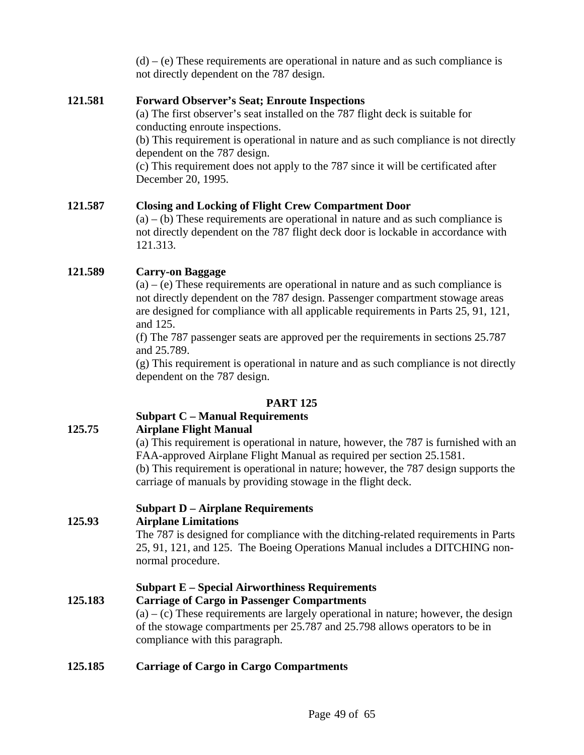(d) – (e) These requirements are operational in nature and as such compliance is not directly dependent on the 787 design.

**121.581 Forward Observer's Seat; Enroute Inspections**

(a) The first observer's seat installed on the 787 flight deck is suitable for conducting enroute inspections.
(b) This requirement is operational in nature and as such compliance is not directly dependent on the 787 design.
(c) This requirement does not apply to the 787 since it will be certificated after December 20, 1995.

**121.587 Closing and Locking of Flight Crew Compartment Door**

(a) – (b) These requirements are operational in nature and as such compliance is not directly dependent on the 787 flight deck door is lockable in accordance with 121.313.

**121.589 Carry-on Baggage**

(a) – (e) These requirements are operational in nature and as such compliance is not directly dependent on the 787 design. Passenger compartment stowage areas are designed for compliance with all applicable requirements in Parts 25, 91, 121, and 125.
(f) The 787 passenger seats are approved per the requirements in sections 25.787 and 25.789.
(g) This requirement is operational in nature and as such compliance is not directly dependent on the 787 design.

## PART 125

### Subpart C – Manual Requirements

**125.75 Airplane Flight Manual**

(a) This requirement is operational in nature, however, the 787 is furnished with an FAA-approved Airplane Flight Manual as required per section 25.1581.
(b) This requirement is operational in nature; however, the 787 design supports the carriage of manuals by providing stowage in the flight deck.

### Subpart D – Airplane Requirements

**125.93 Airplane Limitations**

The 787 is designed for compliance with the ditching-related requirements in Parts 25, 91, 121, and 125. The Boeing Operations Manual includes a DITCHING non-normal procedure.

### Subpart E – Special Airworthiness Requirements

**125.183 Carriage of Cargo in Passenger Compartments**

(a) – (c) These requirements are largely operational in nature; however, the design of the stowage compartments per 25.787 and 25.798 allows operators to be in compliance with this paragraph.

**125.185 Carriage of Cargo in Cargo Compartments**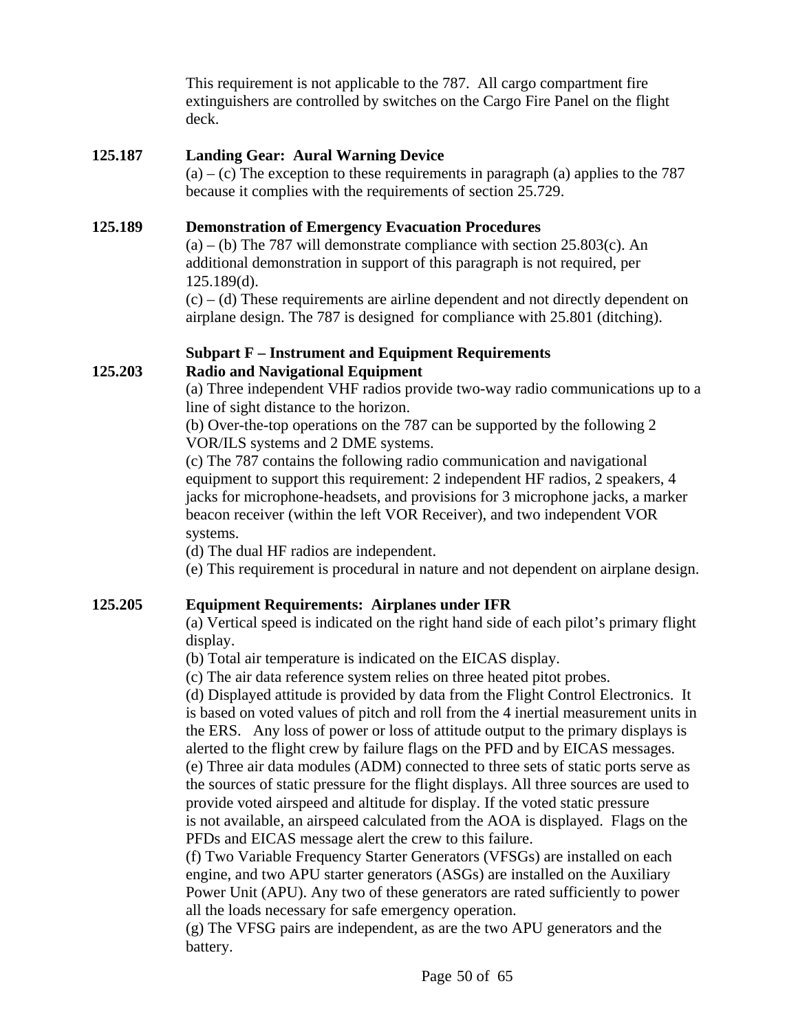This requirement is not applicable to the 787. All cargo compartment fire extinguishers are controlled by switches on the Cargo Fire Panel on the flight deck.

**125.187 Landing Gear: Aural Warning Device**

(a) – (c) The exception to these requirements in paragraph (a) applies to the 787 because it complies with the requirements of section 25.729.

**125.189 Demonstration of Emergency Evacuation Procedures**

(a) – (b) The 787 will demonstrate compliance with section 25.803(c). An additional demonstration in support of this paragraph is not required, per 125.189(d).

(c) – (d) These requirements are airline dependent and not directly dependent on airplane design. The 787 is designed for compliance with 25.801 (ditching).

**Subpart F – Instrument and Equipment Requirements**

**125.203 Radio and Navigational Equipment**

(a) Three independent VHF radios provide two-way radio communications up to a line of sight distance to the horizon.

(b) Over-the-top operations on the 787 can be supported by the following 2 VOR/ILS systems and 2 DME systems.

(c) The 787 contains the following radio communication and navigational equipment to support this requirement: 2 independent HF radios, 2 speakers, 4 jacks for microphone-headsets, and provisions for 3 microphone jacks, a marker beacon receiver (within the left VOR Receiver), and two independent VOR systems.

(d) The dual HF radios are independent.

(e) This requirement is procedural in nature and not dependent on airplane design.

**125.205 Equipment Requirements: Airplanes under IFR**

(a) Vertical speed is indicated on the right hand side of each pilot's primary flight display.

(b) Total air temperature is indicated on the EICAS display.

(c) The air data reference system relies on three heated pitot probes.

(d) Displayed attitude is provided by data from the Flight Control Electronics. It is based on voted values of pitch and roll from the 4 inertial measurement units in the ERS. Any loss of power or loss of attitude output to the primary displays is alerted to the flight crew by failure flags on the PFD and by EICAS messages.

(e) Three air data modules (ADM) connected to three sets of static ports serve as the sources of static pressure for the flight displays. All three sources are used to provide voted airspeed and altitude for display. If the voted static pressure is not available, an airspeed calculated from the AOA is displayed. Flags on the PFDs and EICAS message alert the crew to this failure.

(f) Two Variable Frequency Starter Generators (VFSGs) are installed on each engine, and two APU starter generators (ASGs) are installed on the Auxiliary Power Unit (APU). Any two of these generators are rated sufficiently to power all the loads necessary for safe emergency operation.

(g) The VFSG pairs are independent, as are the two APU generators and the battery.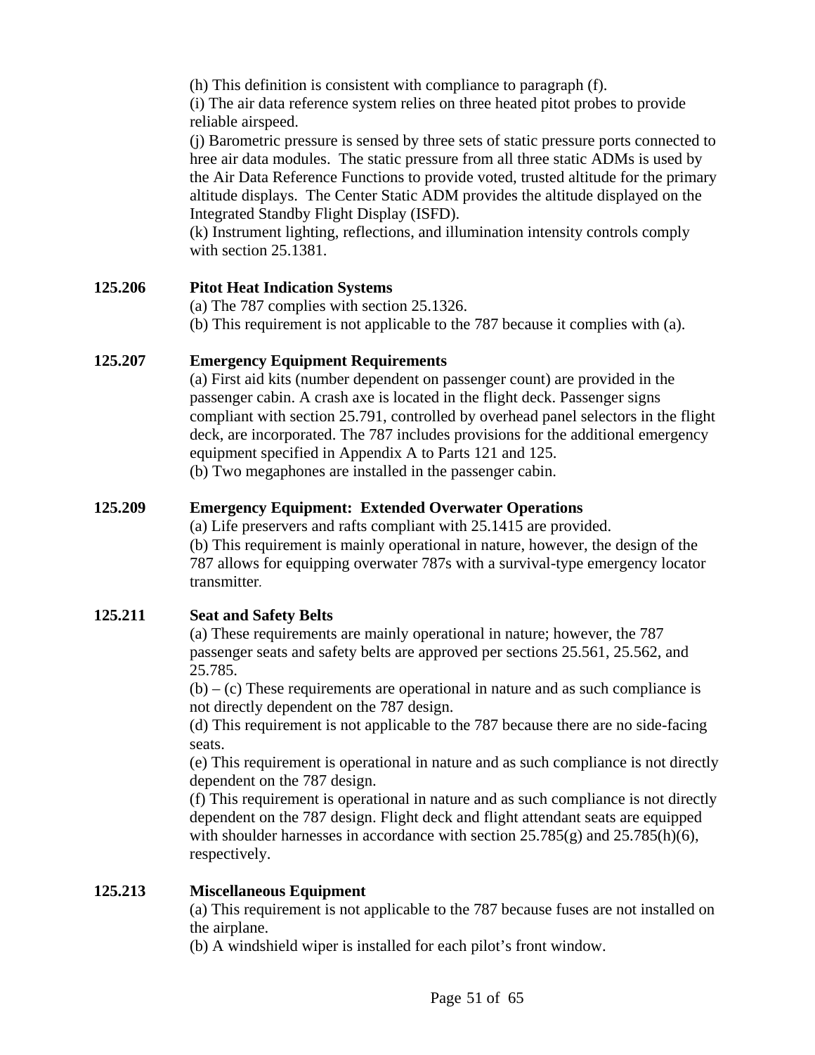(h) This definition is consistent with compliance to paragraph (f).
(i) The air data reference system relies on three heated pitot probes to provide reliable airspeed.
(j) Barometric pressure is sensed by three sets of static pressure ports connected to hree air data modules. The static pressure from all three static ADMs is used by the Air Data Reference Functions to provide voted, trusted altitude for the primary altitude displays. The Center Static ADM provides the altitude displayed on the Integrated Standby Flight Display (ISFD).
(k) Instrument lighting, reflections, and illumination intensity controls comply with section 25.1381.

**125.206 Pitot Heat Indication Systems**

(a) The 787 complies with section 25.1326.
(b) This requirement is not applicable to the 787 because it complies with (a).

**125.207 Emergency Equipment Requirements**

(a) First aid kits (number dependent on passenger count) are provided in the passenger cabin. A crash axe is located in the flight deck. Passenger signs compliant with section 25.791, controlled by overhead panel selectors in the flight deck, are incorporated. The 787 includes provisions for the additional emergency equipment specified in Appendix A to Parts 121 and 125.
(b) Two megaphones are installed in the passenger cabin.

**125.209 Emergency Equipment: Extended Overwater Operations**

(a) Life preservers and rafts compliant with 25.1415 are provided.
(b) This requirement is mainly operational in nature, however, the design of the 787 allows for equipping overwater 787s with a survival-type emergency locator transmitter.

**125.211 Seat and Safety Belts**

(a) These requirements are mainly operational in nature; however, the 787 passenger seats and safety belts are approved per sections 25.561, 25.562, and 25.785.
(b) – (c) These requirements are operational in nature and as such compliance is not directly dependent on the 787 design.
(d) This requirement is not applicable to the 787 because there are no side-facing seats.
(e) This requirement is operational in nature and as such compliance is not directly dependent on the 787 design.
(f) This requirement is operational in nature and as such compliance is not directly dependent on the 787 design. Flight deck and flight attendant seats are equipped with shoulder harnesses in accordance with section 25.785(g) and 25.785(h)(6), respectively.

**125.213 Miscellaneous Equipment**

(a) This requirement is not applicable to the 787 because fuses are not installed on the airplane.
(b) A windshield wiper is installed for each pilot's front window.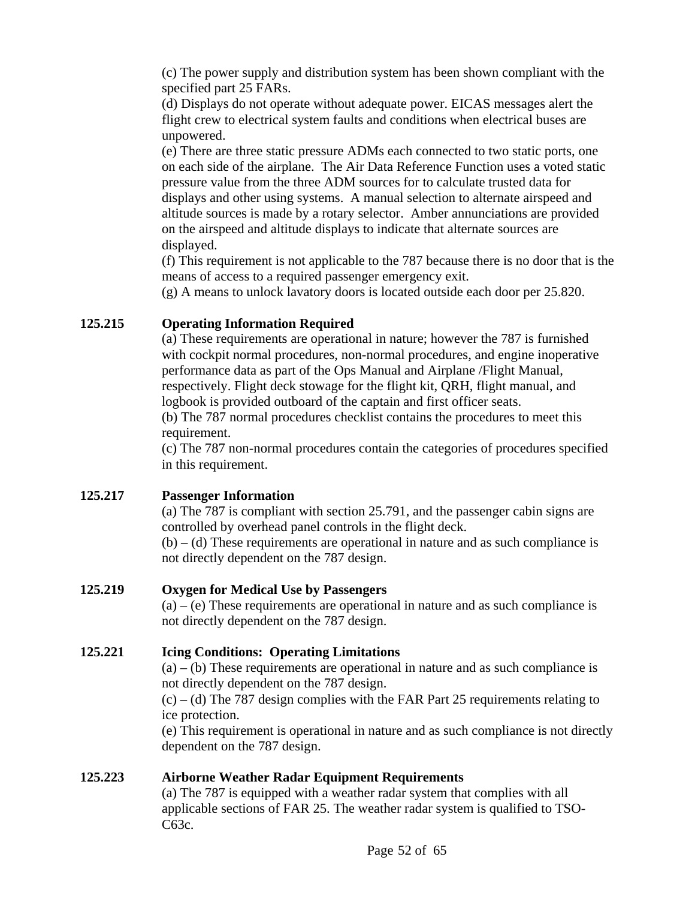(c) The power supply and distribution system has been shown compliant with the specified part 25 FARs.

(d) Displays do not operate without adequate power. EICAS messages alert the flight crew to electrical system faults and conditions when electrical buses are unpowered.

(e) There are three static pressure ADMs each connected to two static ports, one on each side of the airplane. The Air Data Reference Function uses a voted static pressure value from the three ADM sources for to calculate trusted data for displays and other using systems. A manual selection to alternate airspeed and altitude sources is made by a rotary selector. Amber annunciations are provided on the airspeed and altitude displays to indicate that alternate sources are displayed.

(f) This requirement is not applicable to the 787 because there is no door that is the means of access to a required passenger emergency exit.

(g) A means to unlock lavatory doors is located outside each door per 25.820.

**125.215 Operating Information Required**

(a) These requirements are operational in nature; however the 787 is furnished with cockpit normal procedures, non-normal procedures, and engine inoperative performance data as part of the Ops Manual and Airplane /Flight Manual, respectively. Flight deck stowage for the flight kit, QRH, flight manual, and logbook is provided outboard of the captain and first officer seats.

(b) The 787 normal procedures checklist contains the procedures to meet this requirement.

(c) The 787 non-normal procedures contain the categories of procedures specified in this requirement.

**125.217 Passenger Information**

(a) The 787 is compliant with section 25.791, and the passenger cabin signs are controlled by overhead panel controls in the flight deck.

(b) – (d) These requirements are operational in nature and as such compliance is not directly dependent on the 787 design.

**125.219 Oxygen for Medical Use by Passengers**

(a) – (e) These requirements are operational in nature and as such compliance is not directly dependent on the 787 design.

**125.221 Icing Conditions: Operating Limitations**

(a) – (b) These requirements are operational in nature and as such compliance is not directly dependent on the 787 design.

(c) – (d) The 787 design complies with the FAR Part 25 requirements relating to ice protection.

(e) This requirement is operational in nature and as such compliance is not directly dependent on the 787 design.

**125.223 Airborne Weather Radar Equipment Requirements**

(a) The 787 is equipped with a weather radar system that complies with all applicable sections of FAR 25. The weather radar system is qualified to TSO-C63c.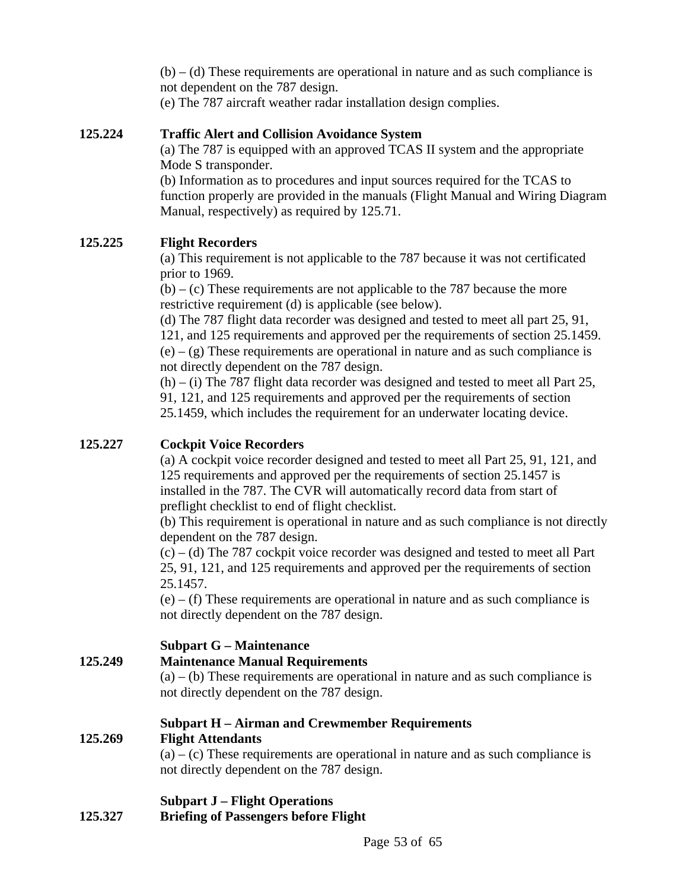(b) – (d) These requirements are operational in nature and as such compliance is not dependent on the 787 design.
(e) The 787 aircraft weather radar installation design complies.

**125.224 Traffic Alert and Collision Avoidance System**

(a) The 787 is equipped with an approved TCAS II system and the appropriate Mode S transponder.
(b) Information as to procedures and input sources required for the TCAS to function properly are provided in the manuals (Flight Manual and Wiring Diagram Manual, respectively) as required by 125.71.

**125.225 Flight Recorders**

(a) This requirement is not applicable to the 787 because it was not certificated prior to 1969.
(b) – (c) These requirements are not applicable to the 787 because the more restrictive requirement (d) is applicable (see below).
(d) The 787 flight data recorder was designed and tested to meet all part 25, 91, 121, and 125 requirements and approved per the requirements of section 25.1459.
(e) – (g) These requirements are operational in nature and as such compliance is not directly dependent on the 787 design.
(h) – (i) The 787 flight data recorder was designed and tested to meet all Part 25, 91, 121, and 125 requirements and approved per the requirements of section 25.1459, which includes the requirement for an underwater locating device.

**125.227 Cockpit Voice Recorders**

(a) A cockpit voice recorder designed and tested to meet all Part 25, 91, 121, and 125 requirements and approved per the requirements of section 25.1457 is installed in the 787. The CVR will automatically record data from start of preflight checklist to end of flight checklist.
(b) This requirement is operational in nature and as such compliance is not directly dependent on the 787 design.
(c) – (d) The 787 cockpit voice recorder was designed and tested to meet all Part 25, 91, 121, and 125 requirements and approved per the requirements of section 25.1457.
(e) – (f) These requirements are operational in nature and as such compliance is not directly dependent on the 787 design.

**Subpart G – Maintenance**

**125.249 Maintenance Manual Requirements**

(a) – (b) These requirements are operational in nature and as such compliance is not directly dependent on the 787 design.

**Subpart H – Airman and Crewmember Requirements**

**125.269 Flight Attendants**

(a) – (c) These requirements are operational in nature and as such compliance is not directly dependent on the 787 design.

**Subpart J – Flight Operations**

**125.327 Briefing of Passengers before Flight**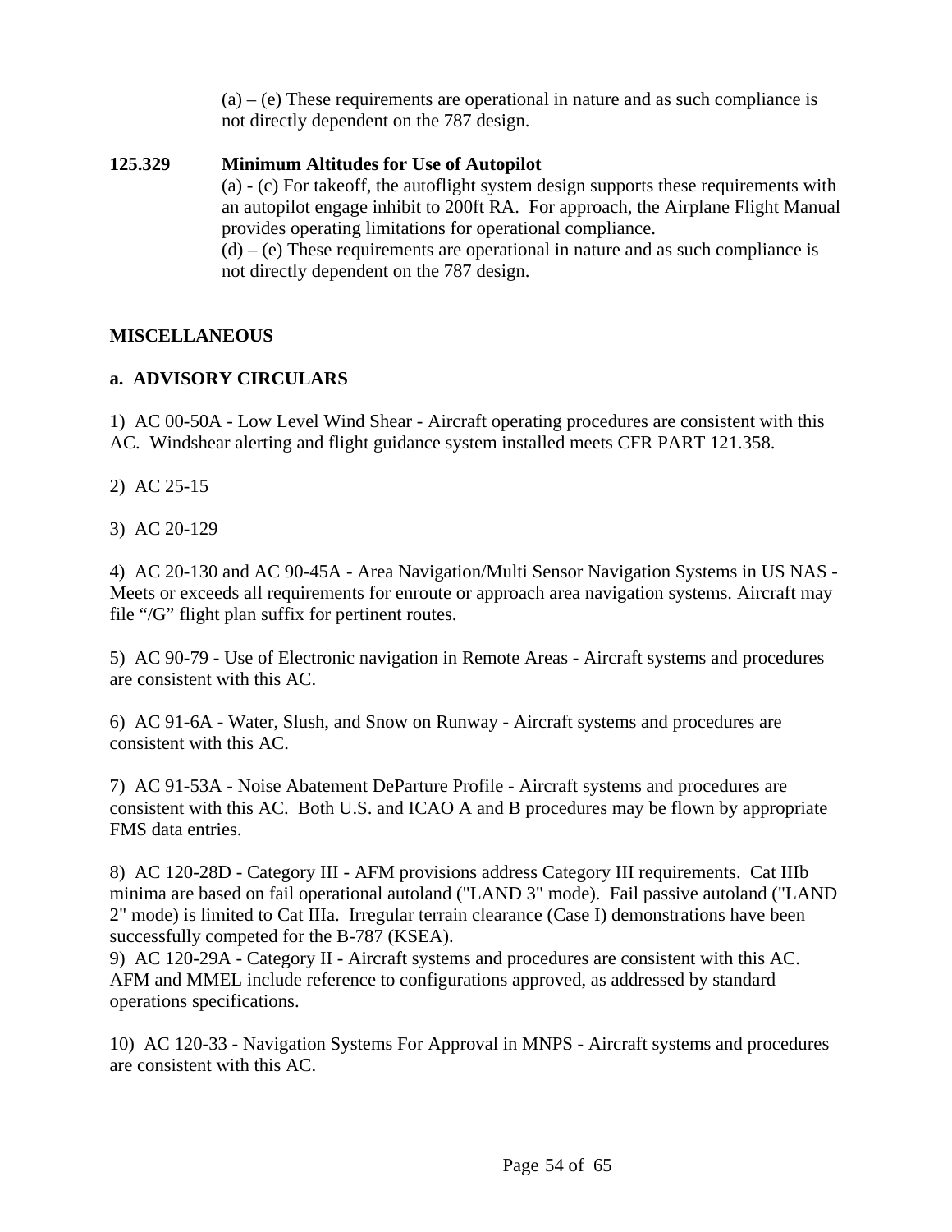(a) – (e) These requirements are operational in nature and as such compliance is not directly dependent on the 787 design.

**125.329 Minimum Altitudes for Use of Autopilot**

(a) - (c) For takeoff, the autoflight system design supports these requirements with an autopilot engage inhibit to 200ft RA. For approach, the Airplane Flight Manual provides operating limitations for operational compliance.

(d) – (e) These requirements are operational in nature and as such compliance is not directly dependent on the 787 design.

## MISCELLANEOUS

### a. ADVISORY CIRCULARS

1) AC 00-50A - Low Level Wind Shear - Aircraft operating procedures are consistent with this AC. Windshear alerting and flight guidance system installed meets CFR PART 121.358.

2) AC 25-15

3) AC 20-129

4) AC 20-130 and AC 90-45A - Area Navigation/Multi Sensor Navigation Systems in US NAS - Meets or exceeds all requirements for enroute or approach area navigation systems. Aircraft may file "/G" flight plan suffix for pertinent routes.

5) AC 90-79 - Use of Electronic navigation in Remote Areas - Aircraft systems and procedures are consistent with this AC.

6) AC 91-6A - Water, Slush, and Snow on Runway - Aircraft systems and procedures are consistent with this AC.

7) AC 91-53A - Noise Abatement DeParture Profile - Aircraft systems and procedures are consistent with this AC. Both U.S. and ICAO A and B procedures may be flown by appropriate FMS data entries.

8) AC 120-28D - Category III - AFM provisions address Category III requirements. Cat IIIb minima are based on fail operational autoland ("LAND 3" mode). Fail passive autoland ("LAND 2" mode) is limited to Cat IIIa. Irregular terrain clearance (Case I) demonstrations have been successfully competed for the B-787 (KSEA).

9) AC 120-29A - Category II - Aircraft systems and procedures are consistent with this AC. AFM and MMEL include reference to configurations approved, as addressed by standard operations specifications.

10) AC 120-33 - Navigation Systems For Approval in MNPS - Aircraft systems and procedures are consistent with this AC.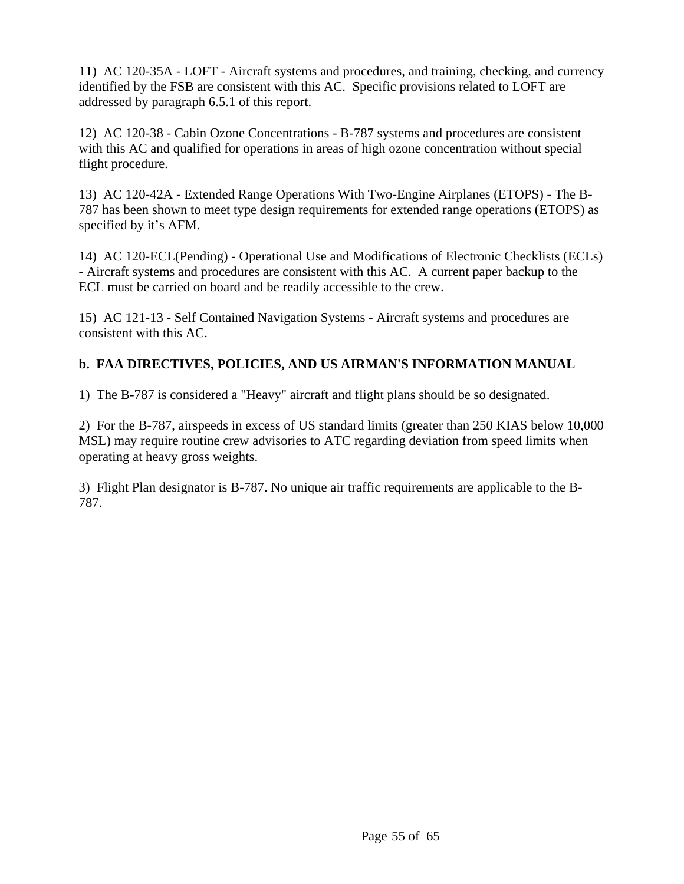11) AC 120-35A - LOFT - Aircraft systems and procedures, and training, checking, and currency identified by the FSB are consistent with this AC. Specific provisions related to LOFT are addressed by paragraph 6.5.1 of this report.

12) AC 120-38 - Cabin Ozone Concentrations - B-787 systems and procedures are consistent with this AC and qualified for operations in areas of high ozone concentration without special flight procedure.

13) AC 120-42A - Extended Range Operations With Two-Engine Airplanes (ETOPS) - The B-787 has been shown to meet type design requirements for extended range operations (ETOPS) as specified by it's AFM.

14) AC 120-ECL(Pending) - Operational Use and Modifications of Electronic Checklists (ECLs) - Aircraft systems and procedures are consistent with this AC. A current paper backup to the ECL must be carried on board and be readily accessible to the crew.

15) AC 121-13 - Self Contained Navigation Systems - Aircraft systems and procedures are consistent with this AC.

**b. FAA DIRECTIVES, POLICIES, AND US AIRMAN'S INFORMATION MANUAL**

1) The B-787 is considered a "Heavy" aircraft and flight plans should be so designated.

2) For the B-787, airspeeds in excess of US standard limits (greater than 250 KIAS below 10,000 MSL) may require routine crew advisories to ATC regarding deviation from speed limits when operating at heavy gross weights.

3) Flight Plan designator is B-787. No unique air traffic requirements are applicable to the B-787.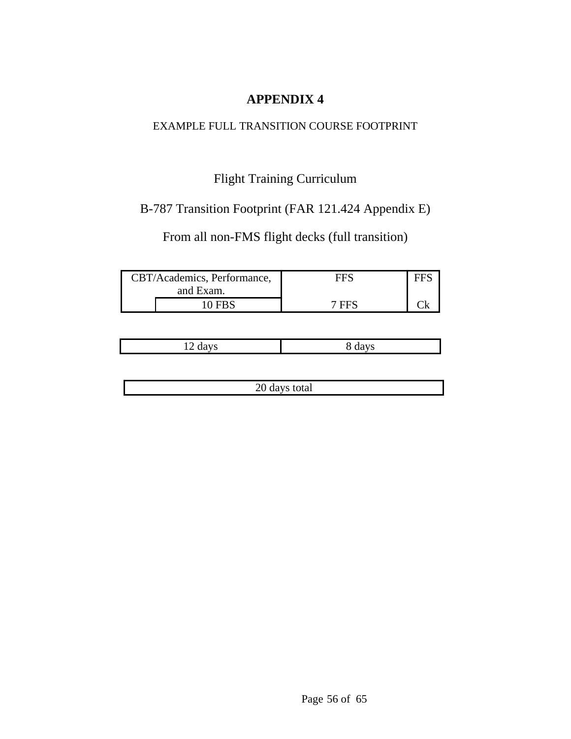# APPENDIX 4

EXAMPLE FULL TRANSITION COURSE FOOTPRINT

Flight Training Curriculum

B-787 Transition Footprint (FAR 121.424 Appendix E)

From all non-FMS flight decks (full transition)

| CBT/Academics, Performance, and Exam. | FFS | FFS |
| --- | --- | --- |
| 10 FBS | 7 FFS | Ck |

| 12 days | 8 days |
| --- | --- |

| 20 days total |
| --- |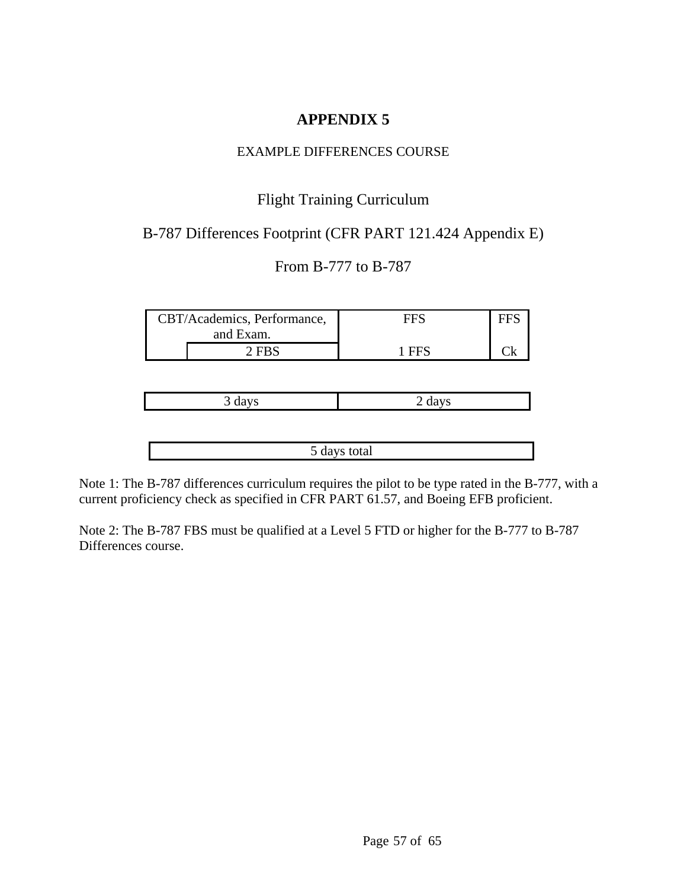# APPENDIX 5

EXAMPLE DIFFERENCES COURSE

## Flight Training Curriculum

## B-787 Differences Footprint (CFR PART 121.424 Appendix E)

## From B-777 to B-787

| CBT/Academics, Performance, and Exam. | FFS | FFS |
| --- | --- | --- |
| 2 FBS | 1 FFS | Ck |

| 3 days | 2 days |
| --- | --- |

| 5 days total |
| --- |

Note 1: The B-787 differences curriculum requires the pilot to be type rated in the B-777, with a current proficiency check as specified in CFR PART 61.57, and Boeing EFB proficient.

Note 2: The B-787 FBS must be qualified at a Level 5 FTD or higher for the B-777 to B-787 Differences course.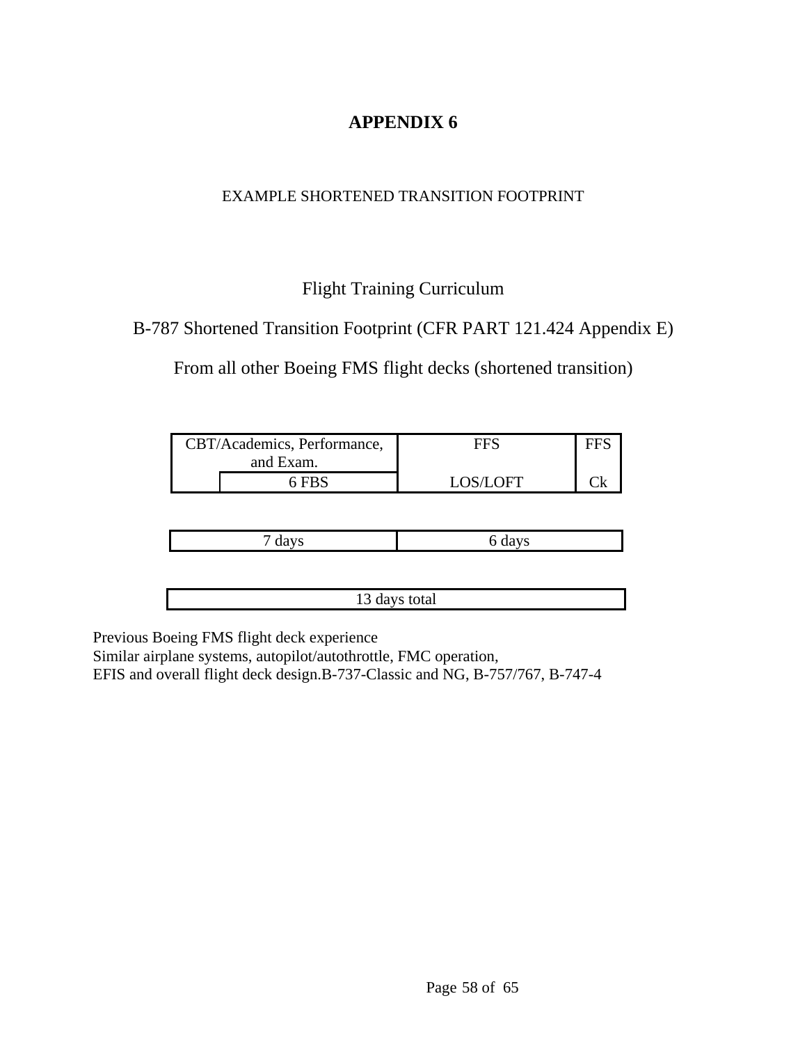# APPENDIX 6

EXAMPLE SHORTENED TRANSITION FOOTPRINT

Flight Training Curriculum

B-787 Shortened Transition Footprint (CFR PART 121.424 Appendix E)

From all other Boeing FMS flight decks (shortened transition)

| CBT/Academics, Performance, and Exam. | FFS | FFS |
|---|---|---|
| 6 FBS | LOS/LOFT | Ck |

| 7 days | 6 days |
|---|---|

| 13 days total |
|---|

Previous Boeing FMS flight deck experience
Similar airplane systems, autopilot/autothrottle, FMC operation,
EFIS and overall flight deck design.B-737-Classic and NG, B-757/767, B-747-4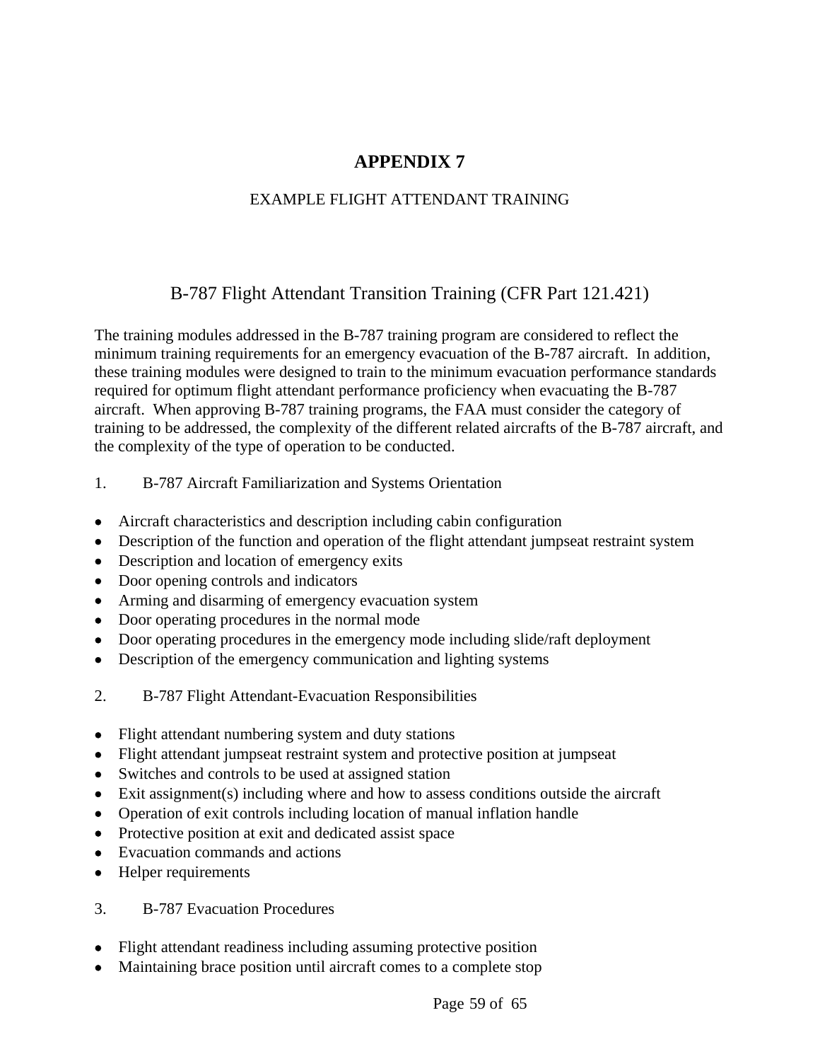# APPENDIX 7

EXAMPLE FLIGHT ATTENDANT TRAINING

## B-787 Flight Attendant Transition Training (CFR Part 121.421)

The training modules addressed in the B-787 training program are considered to reflect the minimum training requirements for an emergency evacuation of the B-787 aircraft. In addition, these training modules were designed to train to the minimum evacuation performance standards required for optimum flight attendant performance proficiency when evacuating the B-787 aircraft. When approving B-787 training programs, the FAA must consider the category of training to be addressed, the complexity of the different related aircrafts of the B-787 aircraft, and the complexity of the type of operation to be conducted.

1. B-787 Aircraft Familiarization and Systems Orientation

- Aircraft characteristics and description including cabin configuration
- Description of the function and operation of the flight attendant jumpseat restraint system
- Description and location of emergency exits
- Door opening controls and indicators
- Arming and disarming of emergency evacuation system
- Door operating procedures in the normal mode
- Door operating procedures in the emergency mode including slide/raft deployment
- Description of the emergency communication and lighting systems

2. B-787 Flight Attendant-Evacuation Responsibilities

- Flight attendant numbering system and duty stations
- Flight attendant jumpseat restraint system and protective position at jumpseat
- Switches and controls to be used at assigned station
- Exit assignment(s) including where and how to assess conditions outside the aircraft
- Operation of exit controls including location of manual inflation handle
- Protective position at exit and dedicated assist space
- Evacuation commands and actions
- Helper requirements

3. B-787 Evacuation Procedures

- Flight attendant readiness including assuming protective position
- Maintaining brace position until aircraft comes to a complete stop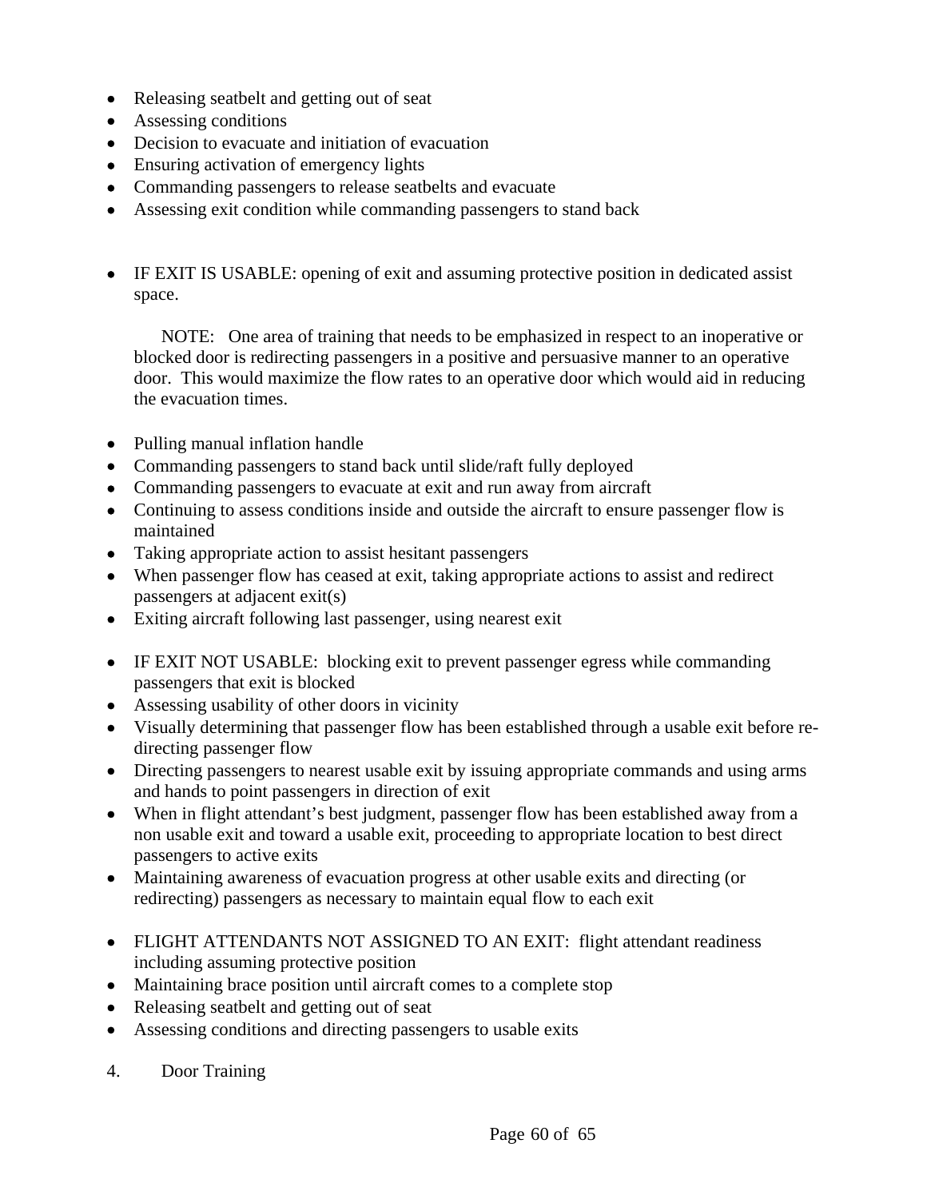- Releasing seatbelt and getting out of seat
- Assessing conditions
- Decision to evacuate and initiation of evacuation
- Ensuring activation of emergency lights
- Commanding passengers to release seatbelts and evacuate
- Assessing exit condition while commanding passengers to stand back

- IF EXIT IS USABLE: opening of exit and assuming protective position in dedicated assist space.

  NOTE: One area of training that needs to be emphasized in respect to an inoperative or blocked door is redirecting passengers in a positive and persuasive manner to an operative door. This would maximize the flow rates to an operative door which would aid in reducing the evacuation times.

- Pulling manual inflation handle
- Commanding passengers to stand back until slide/raft fully deployed
- Commanding passengers to evacuate at exit and run away from aircraft
- Continuing to assess conditions inside and outside the aircraft to ensure passenger flow is maintained
- Taking appropriate action to assist hesitant passengers
- When passenger flow has ceased at exit, taking appropriate actions to assist and redirect passengers at adjacent exit(s)
- Exiting aircraft following last passenger, using nearest exit

- IF EXIT NOT USABLE: blocking exit to prevent passenger egress while commanding passengers that exit is blocked
- Assessing usability of other doors in vicinity
- Visually determining that passenger flow has been established through a usable exit before re-directing passenger flow
- Directing passengers to nearest usable exit by issuing appropriate commands and using arms and hands to point passengers in direction of exit
- When in flight attendant's best judgment, passenger flow has been established away from a non usable exit and toward a usable exit, proceeding to appropriate location to best direct passengers to active exits
- Maintaining awareness of evacuation progress at other usable exits and directing (or redirecting) passengers as necessary to maintain equal flow to each exit

- FLIGHT ATTENDANTS NOT ASSIGNED TO AN EXIT: flight attendant readiness including assuming protective position
- Maintaining brace position until aircraft comes to a complete stop
- Releasing seatbelt and getting out of seat
- Assessing conditions and directing passengers to usable exits

4. Door Training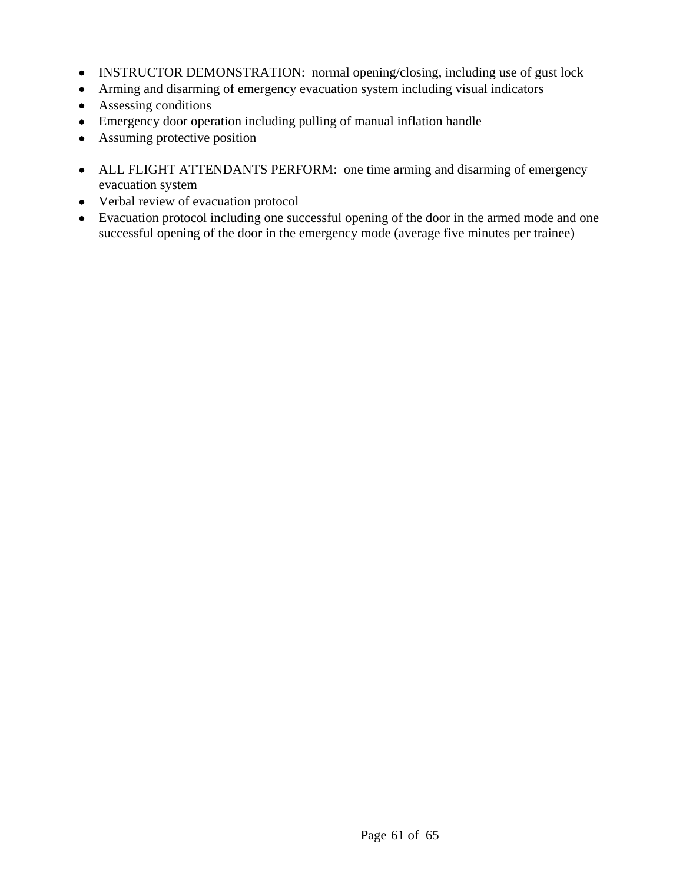- INSTRUCTOR DEMONSTRATION: normal opening/closing, including use of gust lock
- Arming and disarming of emergency evacuation system including visual indicators
- Assessing conditions
- Emergency door operation including pulling of manual inflation handle
- Assuming protective position

- ALL FLIGHT ATTENDANTS PERFORM: one time arming and disarming of emergency evacuation system
- Verbal review of evacuation protocol
- Evacuation protocol including one successful opening of the door in the armed mode and one successful opening of the door in the emergency mode (average five minutes per trainee)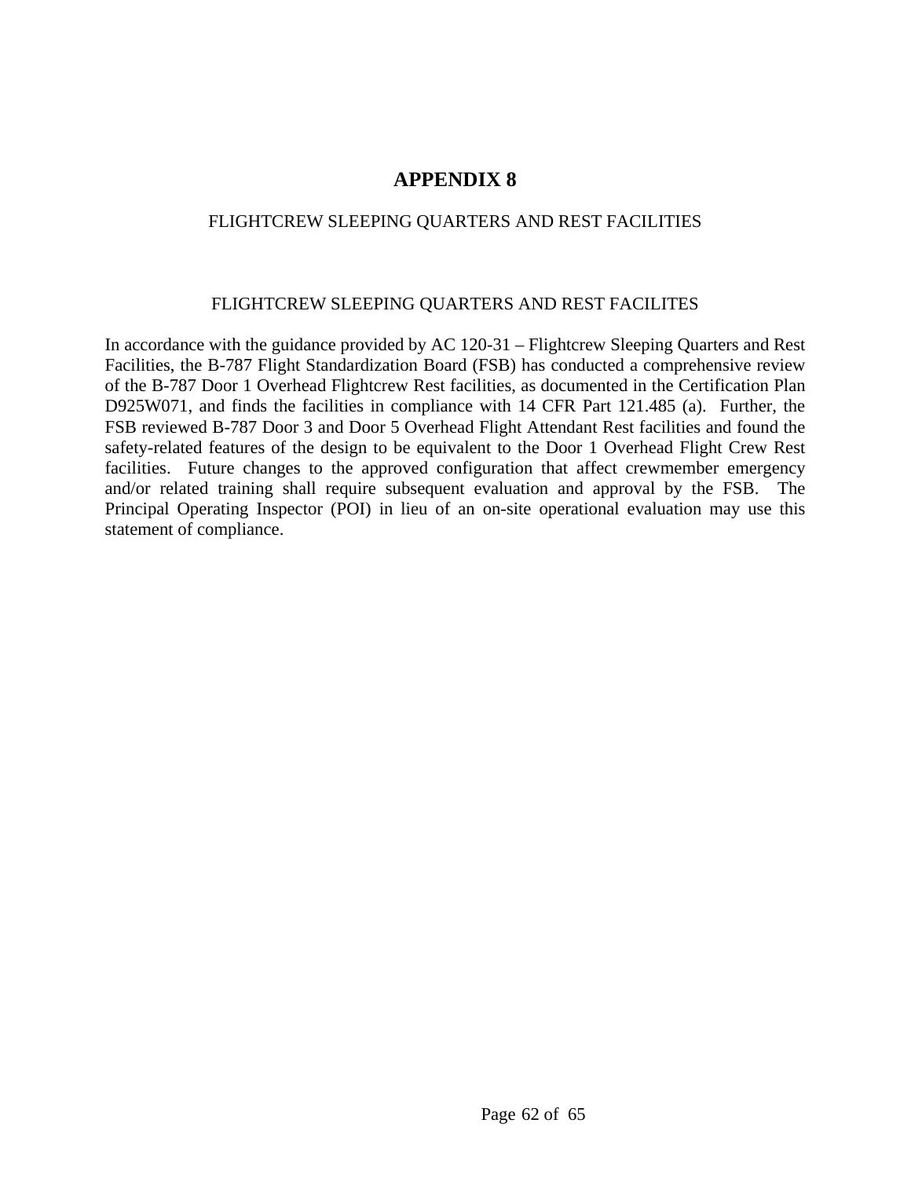# APPENDIX 8

## FLIGHTCREW SLEEPING QUARTERS AND REST FACILITIES

### FLIGHTCREW SLEEPING QUARTERS AND REST FACILITES

In accordance with the guidance provided by AC 120-31 – Flightcrew Sleeping Quarters and Rest Facilities, the B-787 Flight Standardization Board (FSB) has conducted a comprehensive review of the B-787 Door 1 Overhead Flightcrew Rest facilities, as documented in the Certification Plan D925W071, and finds the facilities in compliance with 14 CFR Part 121.485 (a). Further, the FSB reviewed B-787 Door 3 and Door 5 Overhead Flight Attendant Rest facilities and found the safety-related features of the design to be equivalent to the Door 1 Overhead Flight Crew Rest facilities. Future changes to the approved configuration that affect crewmember emergency and/or related training shall require subsequent evaluation and approval by the FSB. The Principal Operating Inspector (POI) in lieu of an on-site operational evaluation may use this statement of compliance.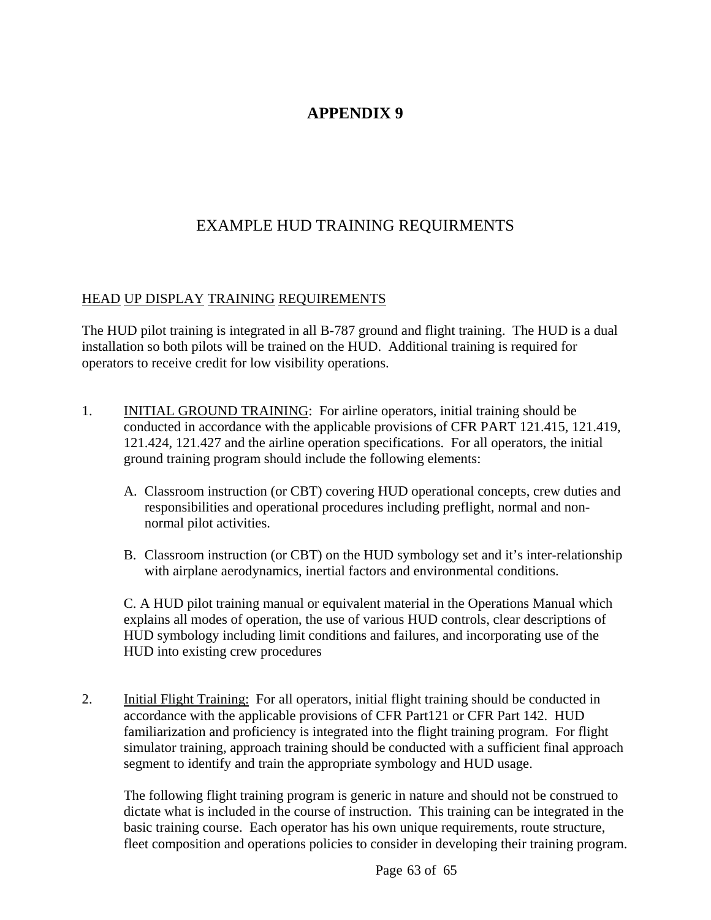# APPENDIX 9

## EXAMPLE HUD TRAINING REQUIRMENTS

HEAD UP DISPLAY TRAINING REQUIREMENTS

The HUD pilot training is integrated in all B-787 ground and flight training. The HUD is a dual installation so both pilots will be trained on the HUD. Additional training is required for operators to receive credit for low visibility operations.

1. INITIAL GROUND TRAINING: For airline operators, initial training should be conducted in accordance with the applicable provisions of CFR PART 121.415, 121.419, 121.424, 121.427 and the airline operation specifications. For all operators, the initial ground training program should include the following elements:

   A. Classroom instruction (or CBT) covering HUD operational concepts, crew duties and responsibilities and operational procedures including preflight, normal and non-normal pilot activities.

   B. Classroom instruction (or CBT) on the HUD symbology set and it's inter-relationship with airplane aerodynamics, inertial factors and environmental conditions.

   C. A HUD pilot training manual or equivalent material in the Operations Manual which explains all modes of operation, the use of various HUD controls, clear descriptions of HUD symbology including limit conditions and failures, and incorporating use of the HUD into existing crew procedures

2. Initial Flight Training: For all operators, initial flight training should be conducted in accordance with the applicable provisions of CFR Part121 or CFR Part 142. HUD familiarization and proficiency is integrated into the flight training program. For flight simulator training, approach training should be conducted with a sufficient final approach segment to identify and train the appropriate symbology and HUD usage.

   The following flight training program is generic in nature and should not be construed to dictate what is included in the course of instruction. This training can be integrated in the basic training course. Each operator has his own unique requirements, route structure, fleet composition and operations policies to consider in developing their training program.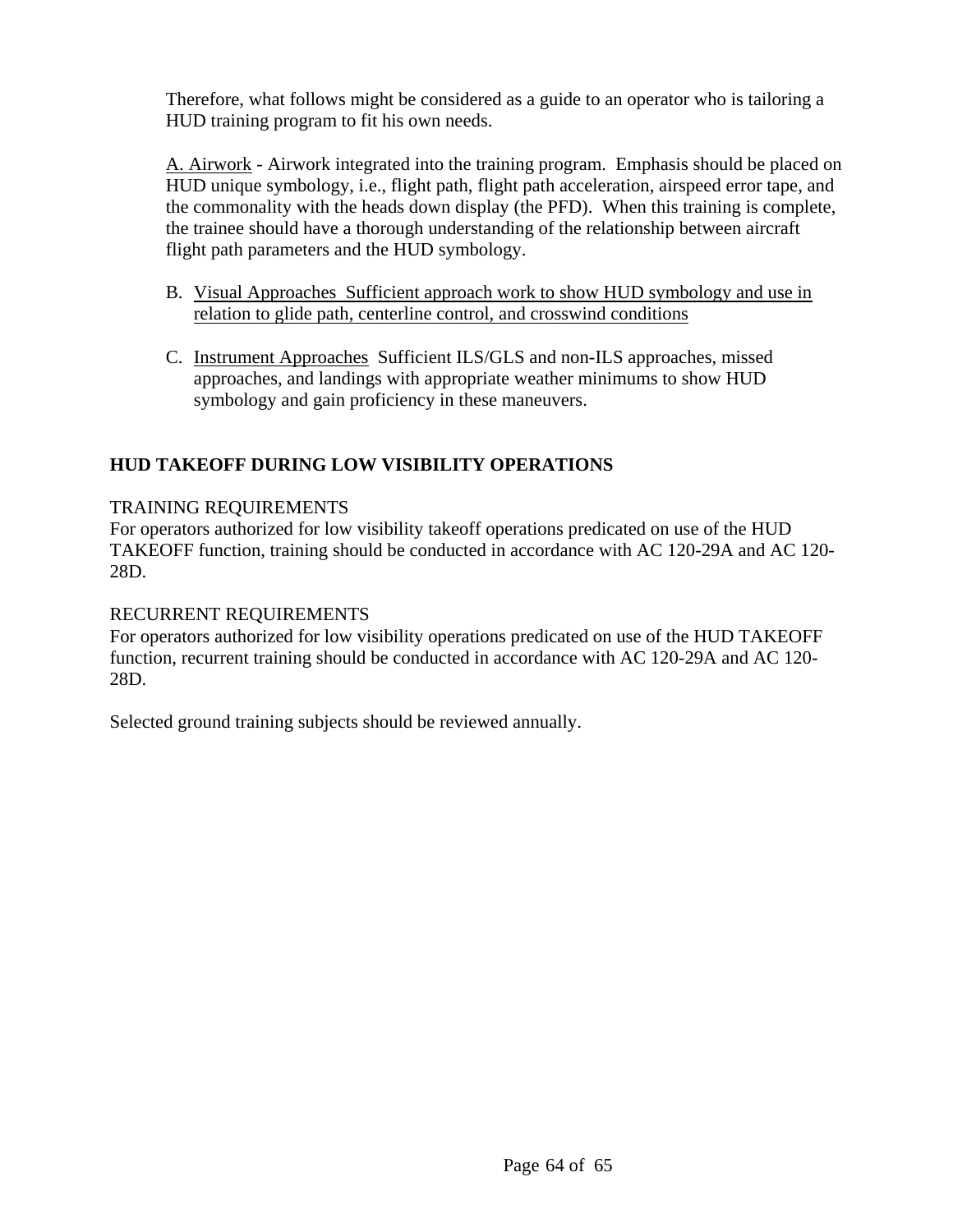Therefore, what follows might be considered as a guide to an operator who is tailoring a HUD training program to fit his own needs.

A. Airwork - Airwork integrated into the training program. Emphasis should be placed on HUD unique symbology, i.e., flight path, flight path acceleration, airspeed error tape, and the commonality with the heads down display (the PFD). When this training is complete, the trainee should have a thorough understanding of the relationship between aircraft flight path parameters and the HUD symbology.

B. Visual Approaches Sufficient approach work to show HUD symbology and use in relation to glide path, centerline control, and crosswind conditions

C. Instrument Approaches Sufficient ILS/GLS and non-ILS approaches, missed approaches, and landings with appropriate weather minimums to show HUD symbology and gain proficiency in these maneuvers.

## HUD TAKEOFF DURING LOW VISIBILITY OPERATIONS

TRAINING REQUIREMENTS

For operators authorized for low visibility takeoff operations predicated on use of the HUD TAKEOFF function, training should be conducted in accordance with AC 120-29A and AC 120-28D.

RECURRENT REQUIREMENTS

For operators authorized for low visibility operations predicated on use of the HUD TAKEOFF function, recurrent training should be conducted in accordance with AC 120-29A and AC 120-28D.

Selected ground training subjects should be reviewed annually.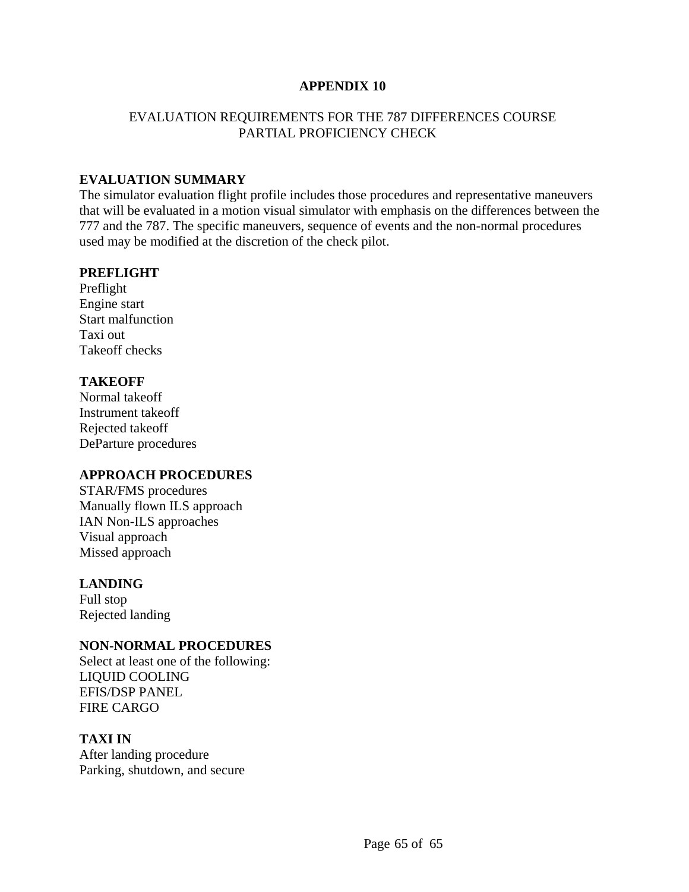# APPENDIX 10

## EVALUATION REQUIREMENTS FOR THE 787 DIFFERENCES COURSE PARTIAL PROFICIENCY CHECK

**EVALUATION SUMMARY**

The simulator evaluation flight profile includes those procedures and representative maneuvers that will be evaluated in a motion visual simulator with emphasis on the differences between the 777 and the 787. The specific maneuvers, sequence of events and the non-normal procedures used may be modified at the discretion of the check pilot.

**PREFLIGHT**

Preflight
Engine start
Start malfunction
Taxi out
Takeoff checks

**TAKEOFF**

Normal takeoff
Instrument takeoff
Rejected takeoff
DeParture procedures

**APPROACH PROCEDURES**

STAR/FMS procedures
Manually flown ILS approach
IAN Non-ILS approaches
Visual approach
Missed approach

**LANDING**

Full stop
Rejected landing

**NON-NORMAL PROCEDURES**

Select at least one of the following:
LIQUID COOLING
EFIS/DSP PANEL
FIRE CARGO

**TAXI IN**

After landing procedure
Parking, shutdown, and secure